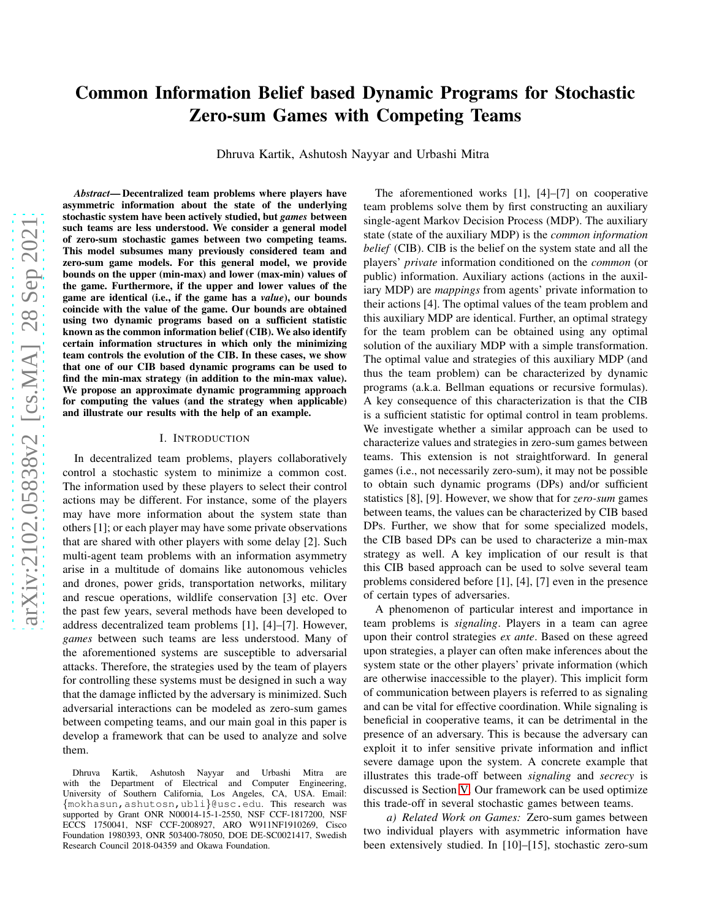# Common Information Belief based Dynamic Programs for Stochastic Zero-sum Games with Competing Teams

Dhruva Kartik, Ashutosh Nayyar and Urbashi Mitra

***Abstract*— Decentralized team problems where players have asymmetric information about the state of the underlying stochastic system have been actively studied, but *games* between such teams are less understood. We consider a general model of zero-sum stochastic games between two competing teams. This model subsumes many previously considered team and zero-sum game models. For this general model, we provide bounds on the upper (min-max) and lower (max-min) values of the game. Furthermore, if the upper and lower values of the game are identical (i.e., if the game has a *value*), our bounds coincide with the value of the game. Our bounds are obtained using two dynamic programs based on a sufficient statistic known as the common information belief (CIB). We also identify certain information structures in which only the minimizing team controls the evolution of the CIB. In these cases, we show that one of our CIB based dynamic programs can be used to find the min-max strategy (in addition to the min-max value). We propose an approximate dynamic programming approach for computing the values (and the strategy when applicable) and illustrate our results with the help of an example.**

## I. Introduction

In decentralized team problems, players collaboratively control a stochastic system to minimize a common cost. The information used by these players to select their control actions may be different. For instance, some of the players may have more information about the system state than others [1]; or each player may have some private observations that are shared with other players with some delay [2]. Such multi-agent team problems with an information asymmetry arise in a multitude of domains like autonomous vehicles and drones, power grids, transportation networks, military and rescue operations, wildlife conservation [3] etc. Over the past few years, several methods have been developed to address decentralized team problems [1], [4]–[7]. However, *games* between such teams are less understood. Many of the aforementioned systems are susceptible to adversarial attacks. Therefore, the strategies used by the team of players for controlling these systems must be designed in such a way that the damage inflicted by the adversary is minimized. Such adversarial interactions can be modeled as zero-sum games between competing teams, and our main goal in this paper is develop a framework that can be used to analyze and solve them.

Dhruva Kartik, Ashutosh Nayyar and Urbashi Mitra are with the Department of Electrical and Computer Engineering, University of Southern California, Los Angeles, CA, USA. Email: {mokhasun,ashutosn,ubli}@usc.edu. This research was supported by Grant ONR N00014-15-1-2550, NSF CCF-1817200, NSF ECCS 1750041, NSF CCF-2008927, ARO W911NF1910269, Cisco Foundation 1980393, ONR 503400-78050, DOE DE-SC0021417, Swedish Research Council 2018-04359 and Okawa Foundation.

The aforementioned works [1], [4]–[7] on cooperative team problems solve them by first constructing an auxiliary single-agent Markov Decision Process (MDP). The auxiliary state (state of the auxiliary MDP) is the *common information belief* (CIB). CIB is the belief on the system state and all the players' *private* information conditioned on the *common* (or public) information. Auxiliary actions (actions in the auxiliary MDP) are *mappings* from agents' private information to their actions [4]. The optimal values of the team problem and this auxiliary MDP are identical. Further, an optimal strategy for the team problem can be obtained using any optimal solution of the auxiliary MDP with a simple transformation. The optimal value and strategies of this auxiliary MDP (and thus the team problem) can be characterized by dynamic programs (a.k.a. Bellman equations or recursive formulas). A key consequence of this characterization is that the CIB is a sufficient statistic for optimal control in team problems. We investigate whether a similar approach can be used to characterize values and strategies in zero-sum games between teams. This extension is not straightforward. In general games (i.e., not necessarily zero-sum), it may not be possible to obtain such dynamic programs (DPs) and/or sufficient statistics [8], [9]. However, we show that for *zero-sum* games between teams, the values can be characterized by CIB based DPs. Further, we show that for some specialized models, the CIB based DPs can be used to characterize a min-max strategy as well. A key implication of our result is that this CIB based approach can be used to solve several team problems considered before [1], [4], [7] even in the presence of certain types of adversaries.

A phenomenon of particular interest and importance in team problems is *signaling*. Players in a team can agree upon their control strategies *ex ante*. Based on these agreed upon strategies, a player can often make inferences about the system state or the other players' private information (which are otherwise inaccessible to the player). This implicit form of communication between players is referred to as signaling and can be vital for effective coordination. While signaling is beneficial in cooperative teams, it can be detrimental in the presence of an adversary. This is because the adversary can exploit it to infer sensitive private information and inflict severe damage upon the system. A concrete example that illustrates this trade-off between *signaling* and *secrecy* is discussed is Section V. Our framework can be used optimize this trade-off in several stochastic games between teams.

*a) Related Work on Games:* Zero-sum games between two individual players with asymmetric information have been extensively studied. In [10]–[15], stochastic zero-sum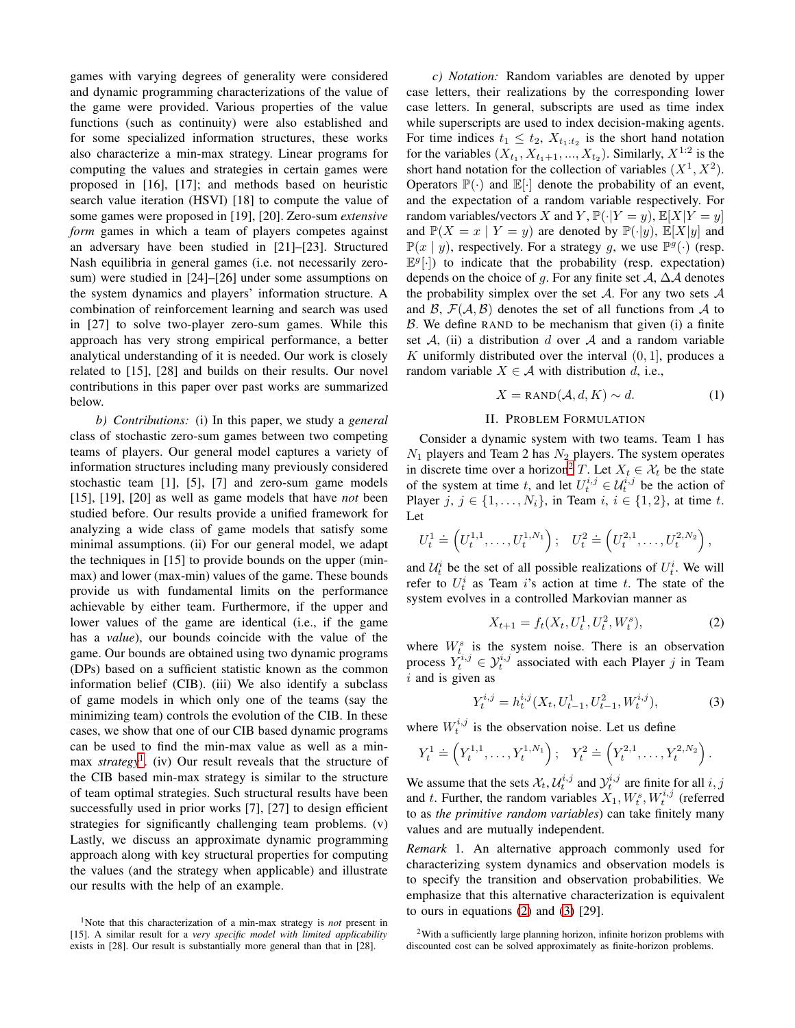games with varying degrees of generality were considered and dynamic programming characterizations of the value of the game were provided. Various properties of the value functions (such as continuity) were also established and for some specialized information structures, these works also characterize a min-max strategy. Linear programs for computing the values and strategies in certain games were proposed in [16], [17]; and methods based on heuristic search value iteration (HSVI) [18] to compute the value of some games were proposed in [19], [20]. Zero-sum *extensive form* games in which a team of players competes against an adversary have been studied in [21]–[23]. Structured Nash equilibria in general games (i.e. not necessarily zero-sum) were studied in [24]–[26] under some assumptions on the system dynamics and players' information structure. A combination of reinforcement learning and search was used in [27] to solve two-player zero-sum games. While this approach has very strong empirical performance, a better analytical understanding of it is needed. Our work is closely related to [15], [28] and builds on their results. Our novel contributions in this paper over past works are summarized below.

*b) Contributions:* (i) In this paper, we study a *general* class of stochastic zero-sum games between two competing teams of players. Our general model captures a variety of information structures including many previously considered stochastic team [1], [5], [7] and zero-sum game models [15], [19], [20] as well as game models that have *not* been studied before. Our results provide a unified framework for analyzing a wide class of game models that satisfy some minimal assumptions. (ii) For our general model, we adapt the techniques in [15] to provide bounds on the upper (min-max) and lower (max-min) values of the game. These bounds provide us with fundamental limits on the performance achievable by either team. Furthermore, if the upper and lower values of the game are identical (i.e., if the game has a *value*), our bounds coincide with the value of the game. Our bounds are obtained using two dynamic programs (DPs) based on a sufficient statistic known as the common information belief (CIB). (iii) We also identify a subclass of game models in which only one of the teams (say the minimizing team) controls the evolution of the CIB. In these cases, we show that one of our CIB based dynamic programs can be used to find the min-max value as well as a min-max *strategy*[1]. (iv) Our result reveals that the structure of the CIB based min-max strategy is similar to the structure of team optimal strategies. Such structural results have been successfully used in prior works [7], [27] to design efficient strategies for significantly challenging team problems. (v) Lastly, we discuss an approximate dynamic programming approach along with key structural properties for computing the values (and the strategy when applicable) and illustrate our results with the help of an example.

*c) Notation:* Random variables are denoted by upper case letters, their realizations by the corresponding lower case letters. In general, subscripts are used as time index while superscripts are used to index decision-making agents. For time indices $t_1 \leq t_2$, $X_{t_1:t_2}$ is the short hand notation for the variables $(X_{t_1}, X_{t_1+1}, ..., X_{t_2})$. Similarly, $X^{1:2}$ is the short hand notation for the collection of variables $(X^1, X^2)$. Operators $\mathbb{P}(\cdot)$ and $\mathbb{E}[\cdot]$ denote the probability of an event, and the expectation of a random variable respectively. For random variables/vectors $X$ and $Y$, $\mathbb{P}(\cdot|Y = y)$, $\mathbb{E}[X|Y = y]$ and $\mathbb{P}(X = x \mid Y = y)$ are denoted by $\mathbb{P}(\cdot|y)$, $\mathbb{E}[X|y]$ and $\mathbb{P}(x \mid y)$, respectively. For a strategy $g$, we use $\mathbb{P}^g(\cdot)$ (resp. $\mathbb{E}^g[\cdot]$) to indicate that the probability (resp. expectation) depends on the choice of $g$. For any finite set $\mathcal{A}$, $\Delta\mathcal{A}$ denotes the probability simplex over the set $\mathcal{A}$. For any two sets $\mathcal{A}$ and $\mathcal{B}$, $\mathcal{F}(\mathcal{A}, \mathcal{B})$ denotes the set of all functions from $\mathcal{A}$ to $\mathcal{B}$. We define RAND to be mechanism that given (i) a finite set $\mathcal{A}$, (ii) a distribution $d$ over $\mathcal{A}$ and a random variable $K$ uniformly distributed over the interval $(0, 1]$, produces a random variable $X \in \mathcal{A}$ with distribution $d$, i.e.,

$$X = \text{RAND}(\mathcal{A}, d, K) \sim d. \tag{1}$$

## II. Problem Formulation

Consider a dynamic system with two teams. Team 1 has $N_1$ players and Team 2 has $N_2$ players. The system operates in discrete time over a horizon[2] $T$. Let $X_t \in \mathcal{X}_t$ be the state of the system at time $t$, and let $U_t^{i,j} \in \mathcal{U}_t^{i,j}$ be the action of Player $j$, $j \in \{1, \dots, N_i\}$, in Team $i$, $i \in \{1, 2\}$, at time $t$. Let

$$U_t^1 \doteq \left(U_t^{1,1}, \dots, U_t^{1,N_1}\right); \quad U_t^2 \doteq \left(U_t^{2,1}, \dots, U_t^{2,N_2}\right),$$

and $\mathcal{U}_t^i$ be the set of all possible realizations of $U_t^i$. We will refer to $U_t^i$ as Team $i$'s action at time $t$. The state of the system evolves in a controlled Markovian manner as

$$X_{t+1} = f_t(X_t, U_t^1, U_t^2, W_t^s), \tag{2}$$

where $W_t^s$ is the system noise. There is an observation process $Y_t^{i,j} \in \mathcal{Y}_t^{i,j}$ associated with each Player $j$ in Team $i$ and is given as

$$Y_t^{i,j} = h_t^{i,j}(X_t, U_{t-1}^1, U_{t-1}^2, W_t^{i,j}), \tag{3}$$

where $W_t^{i,j}$ is the observation noise. Let us define

$$Y_t^1 \doteq \left(Y_t^{1,1}, \dots, Y_t^{1,N_1}\right); \quad Y_t^2 \doteq \left(Y_t^{2,1}, \dots, Y_t^{2,N_2}\right).$$

We assume that the sets $\mathcal{X}_t, \mathcal{U}_t^{i,j}$ and $\mathcal{Y}_t^{i,j}$ are finite for all $i, j$ and $t$. Further, the random variables $X_1, W_t^s, W_t^{i,j}$ (referred to as *the primitive random variables*) can take finitely many values and are mutually independent.

*Remark* 1. An alternative approach commonly used for characterizing system dynamics and observation models is to specify the transition and observation probabilities. We emphasize that this alternative characterization is equivalent to ours in equations (2) and (3) [29].

[1] Note that this characterization of a min-max strategy is *not* present in [15]. A similar result for a *very specific model with limited applicability* exists in [28]. Our result is substantially more general than that in [28].

[2] With a sufficiently large planning horizon, infinite horizon problems with discounted cost can be solved approximately as finite-horizon problems.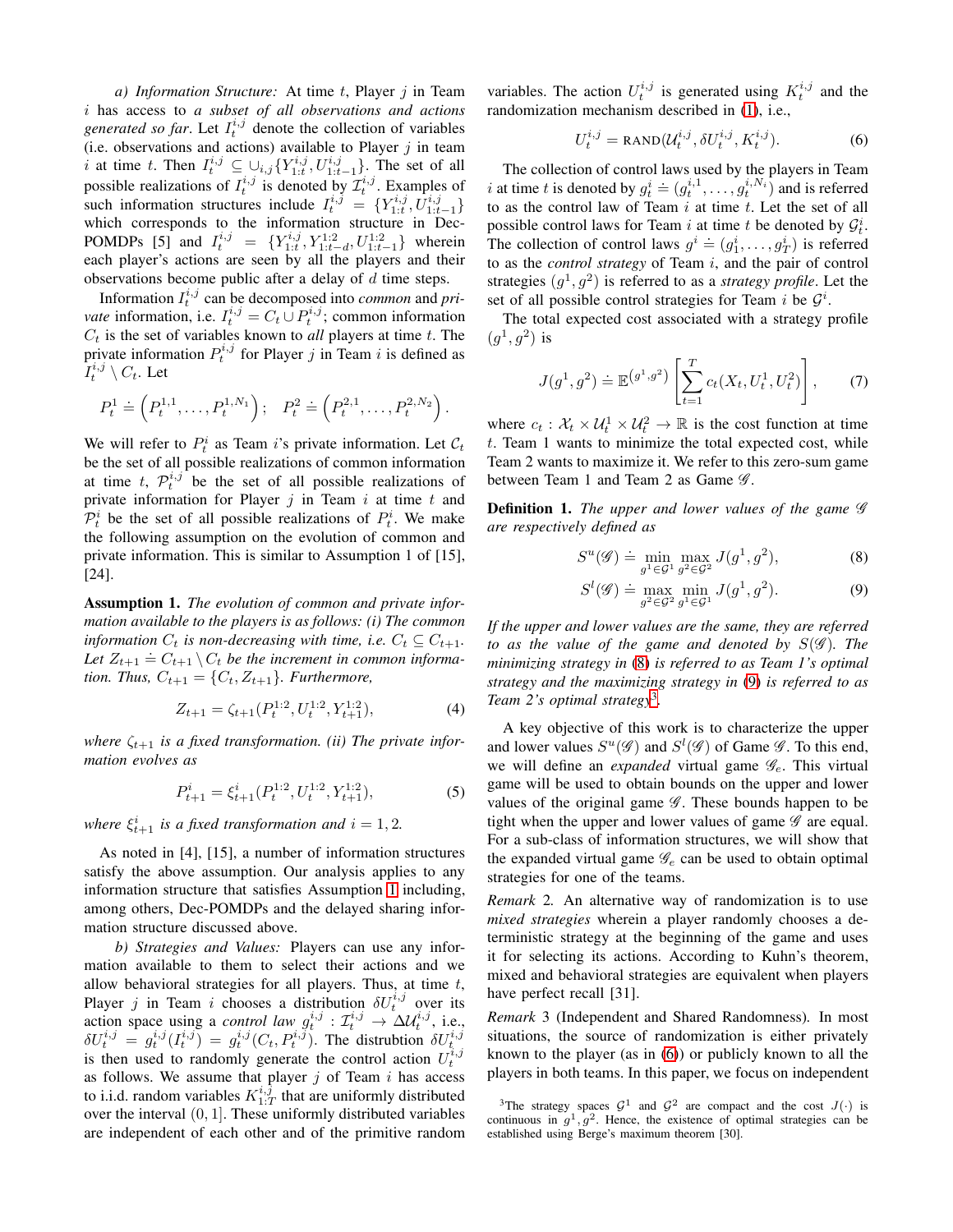*a) Information Structure:* At time $t$, Player $j$ in Team $i$ has access to *a subset of all observations and actions generated so far*. Let $I_t^{i,j}$ denote the collection of variables (i.e. observations and actions) available to Player $j$ in team $i$ at time $t$. Then $I_t^{i,j} \subseteq \cup_{i,j}\{Y_{1:t}^{i,j}, U_{1:t-1}^{i,j}\}$. The set of all possible realizations of $I_t^{i,j}$ is denoted by $\mathcal{I}_t^{i,j}$. Examples of such information structures include $I_t^{i,j} = \{Y_{1:t}^{i,j}, U_{1:t-1}^{i,j}\}$ which corresponds to the information structure in Dec-POMDPs [5] and $I_t^{i,j} = \{Y_{1:t}^{i,j}, Y_{1:t-d}^{1:2}, U_{1:t-1}^{1:2}\}$ wherein each player's actions are seen by all the players and their observations become public after a delay of $d$ time steps.

Information $I_t^{i,j}$ can be decomposed into *common* and *private* information, i.e. $I_t^{i,j} = C_t \cup P_t^{i,j}$; common information $C_t$ is the set of variables known to *all* players at time $t$. The private information $P_t^{i,j}$ for Player $j$ in Team $i$ is defined as $I_t^{i,j} \setminus C_t$. Let

$$P_t^1 \doteq \left(P_t^{1,1}, \dots, P_t^{1,N_1}\right); \quad P_t^2 \doteq \left(P_t^{2,1}, \dots, P_t^{2,N_2}\right).$$

We will refer to $P_t^i$ as Team $i$'s private information. Let $\mathcal{C}_t$ be the set of all possible realizations of common information at time $t$, $\mathcal{P}_t^{i,j}$ be the set of all possible realizations of private information for Player $j$ in Team $i$ at time $t$ and $\mathcal{P}_t^i$ be the set of all possible realizations of $P_t^i$. We make the following assumption on the evolution of common and private information. This is similar to Assumption 1 of [15], [24].

**Assumption 1.** *The evolution of common and private information available to the players is as follows: (i) The common information $C_t$ is non-decreasing with time, i.e. $C_t \subseteq C_{t+1}$. Let $Z_{t+1} \doteq C_{t+1} \setminus C_t$ be the increment in common information. Thus, $C_{t+1} = \{C_t, Z_{t+1}\}$. Furthermore,*

$$Z_{t+1} = \zeta_{t+1}(P_t^{1:2}, U_t^{1:2}, Y_{t+1}^{1:2}), \tag{4}$$

*where $\zeta_{t+1}$ is a fixed transformation. (ii) The private information evolves as*

$$P_{t+1}^i = \xi_{t+1}^i(P_t^{1:2}, U_t^{1:2}, Y_{t+1}^{1:2}), \tag{5}$$

*where $\xi_{t+1}^i$ is a fixed transformation and $i = 1, 2$.*

As noted in [4], [15], a number of information structures satisfy the above assumption. Our analysis applies to any information structure that satisfies Assumption 1 including, among others, Dec-POMDPs and the delayed sharing information structure discussed above.

*b) Strategies and Values:* Players can use any information available to them to select their actions and we allow behavioral strategies for all players. Thus, at time $t$, Player $j$ in Team $i$ chooses a distribution $\delta U_t^{i,j}$ over its action space using a *control law* $g_t^{i,j} : \mathcal{I}_t^{i,j} \to \Delta\mathcal{U}_t^{i,j}$, i.e., $\delta U_t^{i,j} = g_t^{i,j}(I_t^{i,j}) = g_t^{i,j}(C_t, P_t^{i,j})$. The distrubtion $\delta U_t^{i,j}$ is then used to randomly generate the control action $U_t^{i,j}$ as follows. We assume that player $j$ of Team $i$ has access to i.i.d. random variables $K_{1:T}^{i,j}$ that are uniformly distributed over the interval $(0, 1]$. These uniformly distributed variables are independent of each other and of the primitive random variables. The action $U_t^{i,j}$ is generated using $K_t^{i,j}$ and the randomization mechanism described in (1), i.e.,

$$U_t^{i,j} = \text{RAND}(\mathcal{U}_t^{i,j}, \delta U_t^{i,j}, K_t^{i,j}). \tag{6}$$

The collection of control laws used by the players in Team $i$ at time $t$ is denoted by $g_t^i \doteq (g_t^{i,1}, \dots, g_t^{i,N_i})$ and is referred to as the control law of Team $i$ at time $t$. Let the set of all possible control laws for Team $i$ at time $t$ be denoted by $\mathcal{G}_t^i$. The collection of control laws $g^i \doteq (g_1^i, \dots, g_T^i)$ is referred to as the *control strategy* of Team $i$, and the pair of control strategies $(g^1, g^2)$ is referred to as a *strategy profile*. Let the set of all possible control strategies for Team $i$ be $\mathcal{G}^i$.

The total expected cost associated with a strategy profile $(g^1, g^2)$ is

$$J(g^1, g^2) \doteq \mathbb{E}^{(g^1, g^2)}\left[\sum_{t=1}^{T} c_t(X_t, U_t^1, U_t^2)\right], \tag{7}$$

where $c_t : \mathcal{X}_t \times \mathcal{U}_t^1 \times \mathcal{U}_t^2 \to \mathbb{R}$ is the cost function at time $t$. Team 1 wants to minimize the total expected cost, while Team 2 wants to maximize it. We refer to this zero-sum game between Team 1 and Team 2 as Game $\mathscr{G}$.

**Definition 1.** *The upper and lower values of the game $\mathscr{G}$ are respectively defined as*

$$S^u(\mathscr{G}) \doteq \min_{g^1 \in \mathcal{G}^1} \max_{g^2 \in \mathcal{G}^2} J(g^1, g^2), \tag{8}$$

$$S^l(\mathscr{G}) \doteq \max_{g^2 \in \mathcal{G}^2} \min_{g^1 \in \mathcal{G}^1} J(g^1, g^2). \tag{9}$$

*If the upper and lower values are the same, they are referred to as the value of the game and denoted by $S(\mathscr{G})$. The minimizing strategy in (8) is referred to as Team 1's optimal strategy and the maximizing strategy in (9) is referred to as Team 2's optimal strategy*[3].

A key objective of this work is to characterize the upper and lower values $S^u(\mathscr{G})$ and $S^l(\mathscr{G})$ of Game $\mathscr{G}$. To this end, we will define an *expanded* virtual game $\mathscr{G}_e$. This virtual game will be used to obtain bounds on the upper and lower values of the original game $\mathscr{G}$. These bounds happen to be tight when the upper and lower values of game $\mathscr{G}$ are equal. For a sub-class of information structures, we will show that the expanded virtual game $\mathscr{G}_e$ can be used to obtain optimal strategies for one of the teams.

*Remark* 2*.* An alternative way of randomization is to use *mixed strategies* wherein a player randomly chooses a deterministic strategy at the beginning of the game and uses it for selecting its actions. According to Kuhn's theorem, mixed and behavioral strategies are equivalent when players have perfect recall [31].

*Remark* 3 (Independent and Shared Randomness)*.* In most situations, the source of randomization is either privately known to the player (as in (6)) or publicly known to all the players in both teams. In this paper, we focus on independent

[3] The strategy spaces $\mathcal{G}^1$ and $\mathcal{G}^2$ are compact and the cost $J(\cdot)$ is continuous in $g^1, g^2$. Hence, the existence of optimal strategies can be established using Berge's maximum theorem [30].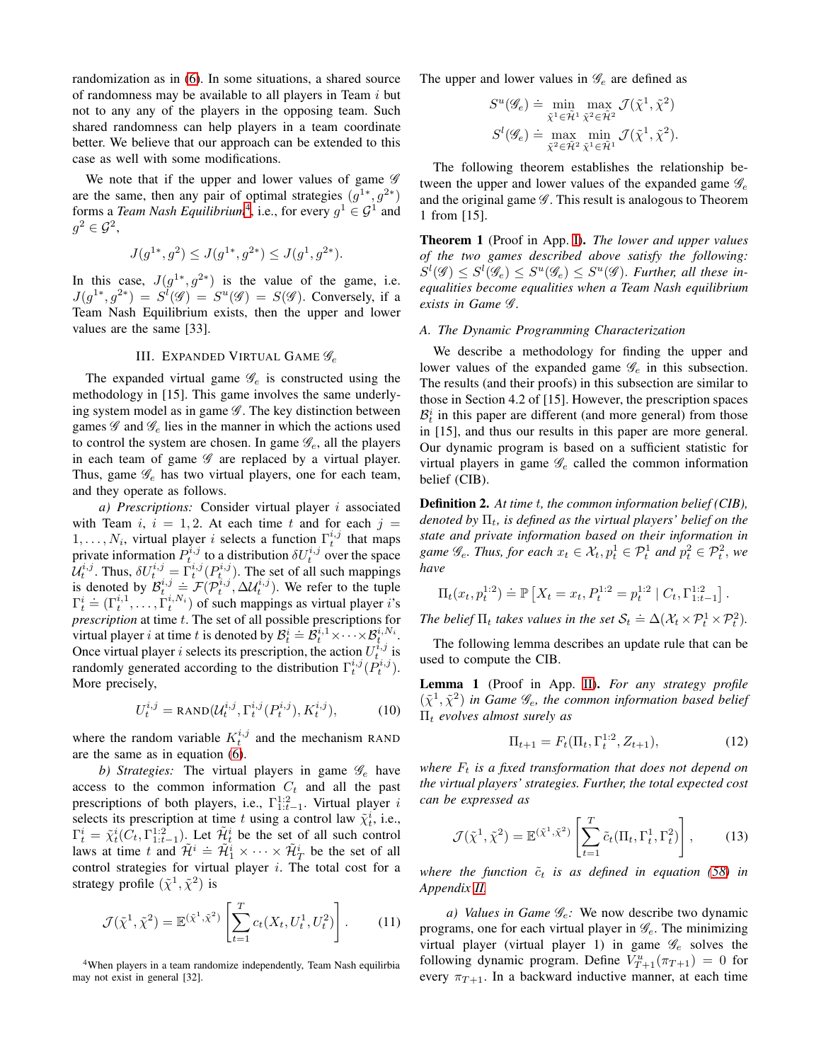randomization as in (6). In some situations, a shared source of randomness may be available to all players in Team $i$ but not to any any of the players in the opposing team. Such shared randomness can help players in a team coordinate better. We believe that our approach can be extended to this case as well with some modifications.

We note that if the upper and lower values of game $\mathscr{G}$ are the same, then any pair of optimal strategies $(g^{1*}, g^{2*})$ forms a *Team Nash Equilibrium*[4], i.e., for every $g^1 \in \mathcal{G}^1$ and $g^2 \in \mathcal{G}^2$,

$$J(g^{1*}, g^2) \leq J(g^{1*}, g^{2*}) \leq J(g^1, g^{2*}).$$

In this case, $J(g^{1*}, g^{2*})$ is the value of the game, i.e. $J(g^{1*}, g^{2*}) = S^l(\mathscr{G}) = S^u(\mathscr{G}) = S(\mathscr{G})$. Conversely, if a Team Nash Equilibrium exists, then the upper and lower values are the same [33].

## III. Expanded Virtual Game $\mathscr{G}_e$

The expanded virtual game $\mathscr{G}_e$ is constructed using the methodology in [15]. This game involves the same underlying system model as in game $\mathscr{G}$. The key distinction between games $\mathscr{G}$ and $\mathscr{G}_e$ lies in the manner in which the actions used to control the system are chosen. In game $\mathscr{G}_e$, all the players in each team of game $\mathscr{G}$ are replaced by a virtual player. Thus, game $\mathscr{G}_e$ has two virtual players, one for each team, and they operate as follows.

*a) Prescriptions:* Consider virtual player $i$ associated with Team $i$, $i = 1, 2$. At each time $t$ and for each $j = 1, \dots, N_i$, virtual player $i$ selects a function $\Gamma_t^{i,j}$ that maps private information $P_t^{i,j}$ to a distribution $\delta U_t^{i,j}$ over the space $\mathcal{U}_t^{i,j}$. Thus, $\delta U_t^{i,j} = \Gamma_t^{i,j}(P_t^{i,j})$. The set of all such mappings is denoted by $\mathcal{B}_t^{i,j} \doteq \mathcal{F}(\mathcal{P}_t^{i,j}, \Delta\mathcal{U}_t^{i,j})$. We refer to the tuple $\Gamma_t^i \doteq (\Gamma_t^{i,1}, \dots, \Gamma_t^{i,N_i})$ of such mappings as virtual player $i$'s *prescription* at time $t$. The set of all possible prescriptions for virtual player $i$ at time $t$ is denoted by $\mathcal{B}_t^i \doteq \mathcal{B}_t^{i,1} \times \cdots \times \mathcal{B}_t^{i,N_i}$. Once virtual player $i$ selects its prescription, the action $U_t^{i,j}$ is randomly generated according to the distribution $\Gamma_t^{i,j}(P_t^{i,j})$. More precisely,

$$U_t^{i,j} = \text{RAND}(\mathcal{U}_t^{i,j}, \Gamma_t^{i,j}(P_t^{i,j}), K_t^{i,j}), \tag{10}$$

where the random variable $K_t^{i,j}$ and the mechanism RAND are the same as in equation (6).

*b) Strategies:* The virtual players in game $\mathscr{G}_e$ have access to the common information $C_t$ and all the past prescriptions of both players, i.e., $\Gamma_{1:t-1}^{1:2}$. Virtual player $i$ selects its prescription at time $t$ using a control law $\tilde{\chi}_t^i$, i.e., $\Gamma_t^i = \tilde{\chi}_t^i(C_t, \Gamma_{1:t-1}^{1:2})$. Let $\tilde{\mathcal{H}}_t^i$ be the set of all such control laws at time $t$ and $\tilde{\mathcal{H}}^i \doteq \tilde{\mathcal{H}}_1^i \times \cdots \times \tilde{\mathcal{H}}_T^i$ be the set of all control strategies for virtual player $i$. The total cost for a strategy profile $(\tilde{\chi}^1, \tilde{\chi}^2)$ is

$$\mathcal{J}(\tilde{\chi}^1, \tilde{\chi}^2) = \mathbb{E}^{(\tilde{\chi}^1, \tilde{\chi}^2)}\left[\sum_{t=1}^{T} c_t(X_t, U_t^1, U_t^2)\right]. \tag{11}$$

[4] When players in a team randomize independently, Team Nash equilirbia may not exist in general [32].

The upper and lower values in $\mathscr{G}_e$ are defined as

$$S^u(\mathscr{G}_e) \doteq \min_{\tilde{\chi}^1 \in \tilde{\mathcal{H}}^1} \max_{\tilde{\chi}^2 \in \tilde{\mathcal{H}}^2} \mathcal{J}(\tilde{\chi}^1, \tilde{\chi}^2)$$
$$S^l(\mathscr{G}_e) \doteq \max_{\tilde{\chi}^2 \in \tilde{\mathcal{H}}^2} \min_{\tilde{\chi}^1 \in \tilde{\mathcal{H}}^1} \mathcal{J}(\tilde{\chi}^1, \tilde{\chi}^2).$$

The following theorem establishes the relationship between the upper and lower values of the expanded game $\mathscr{G}_e$ and the original game $\mathscr{G}$. This result is analogous to Theorem 1 from [15].

**Theorem 1** (Proof in App. I). *The lower and upper values of the two games described above satisfy the following: $S^l(\mathscr{G}) \leq S^l(\mathscr{G}_e) \leq S^u(\mathscr{G}_e) \leq S^u(\mathscr{G})$. Further, all these inequalities become equalities when a Team Nash equilibrium exists in Game $\mathscr{G}$.*

### A. The Dynamic Programming Characterization

We describe a methodology for finding the upper and lower values of the expanded game $\mathscr{G}_e$ in this subsection. The results (and their proofs) in this subsection are similar to those in Section 4.2 of [15]. However, the prescription spaces $\mathcal{B}_t^i$ in this paper are different (and more general) from those in [15], and thus our results in this paper are more general. Our dynamic program is based on a sufficient statistic for virtual players in game $\mathscr{G}_e$ called the common information belief (CIB).

**Definition 2.** *At time $t$, the common information belief (CIB), denoted by $\Pi_t$, is defined as the virtual players' belief on the state and private information based on their information in game $\mathscr{G}_e$. Thus, for each $x_t \in \mathcal{X}_t, p_t^1 \in \mathcal{P}_t^1$ and $p_t^2 \in \mathcal{P}_t^2$, we have*

$$\Pi_t(x_t, p_t^{1:2}) \doteq \mathbb{P}\left[X_t = x_t, P_t^{1:2} = p_t^{1:2} \mid C_t, \Gamma_{1:t-1}^{1:2}\right].$$

*The belief $\Pi_t$ takes values in the set $\mathcal{S}_t \doteq \Delta(\mathcal{X}_t \times \mathcal{P}_t^1 \times \mathcal{P}_t^2)$.*

The following lemma describes an update rule that can be used to compute the CIB.

**Lemma 1** (Proof in App. II). *For any strategy profile $(\tilde{\chi}^1, \tilde{\chi}^2)$ in Game $\mathscr{G}_e$, the common information based belief $\Pi_t$ evolves almost surely as*

$$\Pi_{t+1} = F_t(\Pi_t, \Gamma_t^{1:2}, Z_{t+1}), \tag{12}$$

*where $F_t$ is a fixed transformation that does not depend on the virtual players' strategies. Further, the total expected cost can be expressed as*

$$\mathcal{J}(\tilde{\chi}^1, \tilde{\chi}^2) = \mathbb{E}^{(\tilde{\chi}^1, \tilde{\chi}^2)}\left[\sum_{t=1}^{T} \tilde{c}_t(\Pi_t, \Gamma_t^1, \Gamma_t^2)\right], \tag{13}$$

*where the function $\tilde{c}_t$ is as defined in equation (58) in Appendix II.*

*a) Values in Game $\mathscr{G}_e$:* We now describe two dynamic programs, one for each virtual player in $\mathscr{G}_e$. The minimizing virtual player (virtual player 1) in game $\mathscr{G}_e$ solves the following dynamic program. Define $V_{T+1}^u(\pi_{T+1}) = 0$ for every $\pi_{T+1}$. In a backward inductive manner, at each time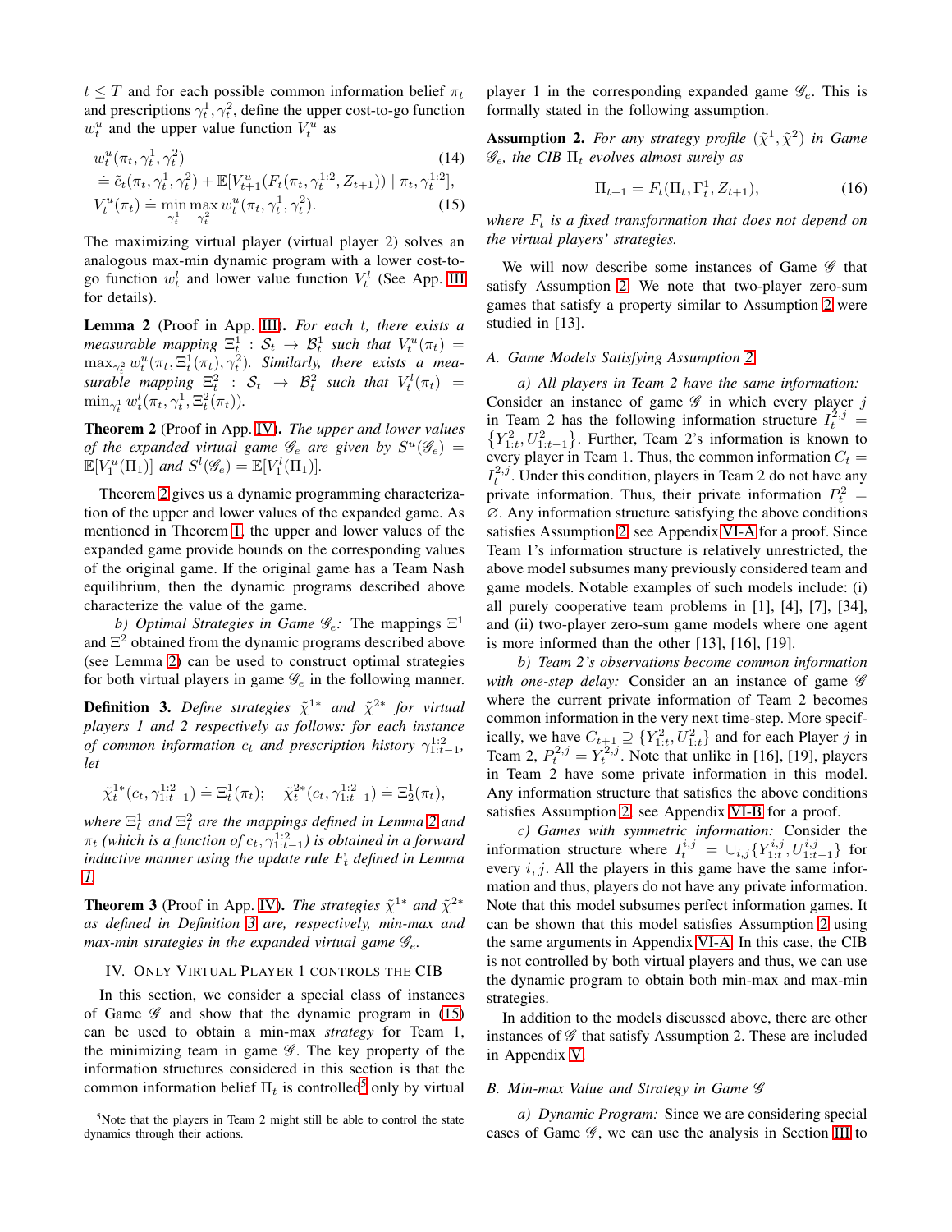$t \leq T$ and for each possible common information belief $\pi_t$ and prescriptions $\gamma_t^1, \gamma_t^2$, define the upper cost-to-go function $w_t^u$ and the upper value function $V_t^u$ as

$$w_t^u(\pi_t, \gamma_t^1, \gamma_t^2) \tag{14}$$
$$\doteq \tilde{c}_t(\pi_t, \gamma_t^1, \gamma_t^2) + \mathbb{E}[V_{t+1}^u(F_t(\pi_t, \gamma_t^{1:2}, Z_{t+1})) \mid \pi_t, \gamma_t^{1:2}],$$
$$V_t^u(\pi_t) \doteq \min_{\gamma_t^1} \max_{\gamma_t^2} w_t^u(\pi_t, \gamma_t^1, \gamma_t^2). \tag{15}$$

The maximizing virtual player (virtual player 2) solves an analogous max-min dynamic program with a lower cost-to-go function $w_t^l$ and lower value function $V_t^l$ (See App. III for details).

**Lemma 2** (Proof in App. III). *For each $t$, there exists a measurable mapping $\Xi_t^1 : \mathcal{S}_t \to \mathcal{B}_t^1$ such that $V_t^u(\pi_t) = \max_{\gamma_t^2} w_t^u(\pi_t, \Xi_t^1(\pi_t), \gamma_t^2)$. Similarly, there exists a measurable mapping $\Xi_t^2 : \mathcal{S}_t \to \mathcal{B}_t^2$ such that $V_t^l(\pi_t) = \min_{\gamma_t^1} w_t^l(\pi_t, \gamma_t^1, \Xi_t^2(\pi_t))$.*

**Theorem 2** (Proof in App. IV). *The upper and lower values of the expanded virtual game $\mathscr{G}_e$ are given by $S^u(\mathscr{G}_e) = \mathbb{E}[V_1^u(\Pi_1)]$ and $S^l(\mathscr{G}_e) = \mathbb{E}[V_1^l(\Pi_1)]$.*

Theorem 2 gives us a dynamic programming characterization of the upper and lower values of the expanded game. As mentioned in Theorem 1, the upper and lower values of the expanded game provide bounds on the corresponding values of the original game. If the original game has a Team Nash equilibrium, then the dynamic programs described above characterize the value of the game.

*b) Optimal Strategies in Game $\mathscr{G}_e$:* The mappings $\Xi^1$ and $\Xi^2$ obtained from the dynamic programs described above (see Lemma 2) can be used to construct optimal strategies for both virtual players in game $\mathscr{G}_e$ in the following manner.

**Definition 3.** *Define strategies $\tilde{\chi}^{1*}$ and $\tilde{\chi}^{2*}$ for virtual players 1 and 2 respectively as follows: for each instance of common information $c_t$ and prescription history $\gamma_{1:t-1}^{1:2}$, let*

$$\tilde{\chi}_t^{1*}(c_t, \gamma_{1:t-1}^{1:2}) \doteq \Xi_t^1(\pi_t); \quad \tilde{\chi}_t^{2*}(c_t, \gamma_{1:t-1}^{1:2}) \doteq \Xi_2^1(\pi_t),$$

*where $\Xi_t^1$ and $\Xi_t^2$ are the mappings defined in Lemma 2 and $\pi_t$ (which is a function of $c_t, \gamma_{1:t-1}^{1:2}$) is obtained in a forward inductive manner using the update rule $F_t$ defined in Lemma 1.*

**Theorem 3** (Proof in App. IV). *The strategies $\tilde{\chi}^{1*}$ and $\tilde{\chi}^{2*}$ as defined in Definition 3 are, respectively, min-max and max-min strategies in the expanded virtual game $\mathscr{G}_e$.*

## IV. Only Virtual Player 1 controls the CIB

In this section, we consider a special class of instances of Game $\mathscr{G}$ and show that the dynamic program in (15) can be used to obtain a min-max *strategy* for Team 1, the minimizing team in game $\mathscr{G}$. The key property of the information structures considered in this section is that the common information belief $\Pi_t$ is controlled[5] only by virtual player 1 in the corresponding expanded game $\mathscr{G}_e$. This is formally stated in the following assumption.

[5] Note that the players in Team 2 might still be able to control the state dynamics through their actions.

**Assumption 2.** *For any strategy profile $(\tilde{\chi}^1, \tilde{\chi}^2)$ in Game $\mathscr{G}_e$, the CIB $\Pi_t$ evolves almost surely as*

$$\Pi_{t+1} = F_t(\Pi_t, \Gamma_t^1, Z_{t+1}), \tag{16}$$

*where $F_t$ is a fixed transformation that does not depend on the virtual players' strategies.*

We will now describe some instances of Game $\mathscr{G}$ that satisfy Assumption 2. We note that two-player zero-sum games that satisfy a property similar to Assumption 2 were studied in [13].

### A. Game Models Satisfying Assumption 2

*a) All players in Team 2 have the same information:* Consider an instance of game $\mathscr{G}$ in which every player $j$ in Team 2 has the following information structure $I_t^{2,j} = \{Y_{1:t}^2, U_{1:t-1}^2\}$. Further, Team 2's information is known to every player in Team 1. Thus, the common information $C_t = I_t^{2,j}$. Under this condition, players in Team 2 do not have any private information. Thus, their private information $P_t^2 = \varnothing$. Any information structure satisfying the above conditions satisfies Assumption 2, see Appendix VI-A for a proof. Since Team 1's information structure is relatively unrestricted, the above model subsumes many previously considered team and game models. Notable examples of such models include: (i) all purely cooperative team problems in [1], [4], [7], [34], and (ii) two-player zero-sum game models where one agent is more informed than the other [13], [16], [19].

*b) Team 2's observations become common information with one-step delay:* Consider an an instance of game $\mathscr{G}$ where the current private information of Team 2 becomes common information in the very next time-step. More specifically, we have $C_{t+1} \supseteq \{Y_{1:t}^2, U_{1:t}^2\}$ and for each Player $j$ in Team 2, $P_t^{2,j} = Y_t^{2,j}$. Note that unlike in [16], [19], players in Team 2 have some private information in this model. Any information structure that satisfies the above conditions satisfies Assumption 2, see Appendix VI-B for a proof.

*c) Games with symmetric information:* Consider the information structure where $I_t^{i,j} = \cup_{i,j}\{Y_{1:t}^{i,j}, U_{1:t-1}^{i,j}\}$ for every $i, j$. All the players in this game have the same information and thus, players do not have any private information. Note that this model subsumes perfect information games. It can be shown that this model satisfies Assumption 2 using the same arguments in Appendix VI-A. In this case, the CIB is not controlled by both virtual players and thus, we can use the dynamic program to obtain both min-max and max-min strategies.

In addition to the models discussed above, there are other instances of $\mathscr{G}$ that satisfy Assumption 2. These are included in Appendix V.

### B. Min-max Value and Strategy in Game $\mathscr{G}$

*a) Dynamic Program:* Since we are considering special cases of Game $\mathscr{G}$, we can use the analysis in Section III to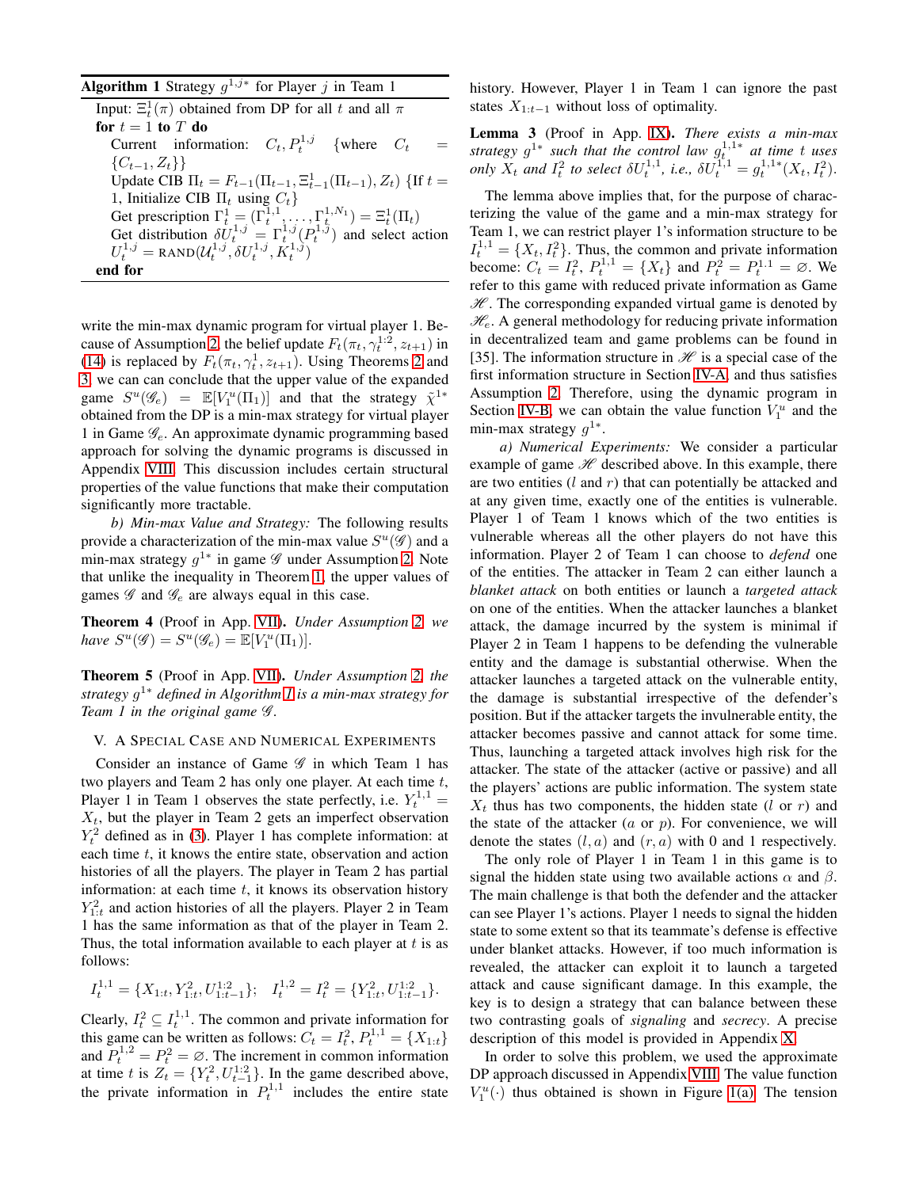**Algorithm 1** Strategy $g^{1,j*}$ for Player $j$ in Team 1

```
Input: Ξ_t^1(π) obtained from DP for all t and all π
for t = 1 to T do
    Current information: C_t, P_t^{1,j}   {where C_t = {C_{t-1}, Z_t}}
    Update CIB Π_t = F_{t-1}(Π_{t-1}, Ξ_{t-1}^1(Π_{t-1}), Z_t) {If t = 1, Initialize CIB Π_t using C_t}
    Get prescription Γ_t^1 = (Γ_t^{1,1}, ..., Γ_t^{1,N_1}) = Ξ_t^1(Π_t)
    Get distribution δU_t^{1,j} = Γ_t^{1,j}(P_t^{1,j}) and select action U_t^{1,j} = RAND(𝒰_t^{1,j}, δU_t^{1,j}, K_t^{1,j})
end for
```

write the min-max dynamic program for virtual player 1. Because of Assumption 2, the belief update $F_t(\pi_t, \gamma_t^{1:2}, z_{t+1})$ in (14) is replaced by $F_t(\pi_t, \gamma_t^1, z_{t+1})$. Using Theorems 2 and 3, we can can conclude that the upper value of the expanded game $S^u(\mathscr{G}_e) = \mathbb{E}[V_1^u(\Pi_1)]$ and that the strategy $\tilde{\chi}^{1*}$ obtained from the DP is a min-max strategy for virtual player 1 in Game $\mathscr{G}_e$. An approximate dynamic programming based approach for solving the dynamic programs is discussed in Appendix VIII. This discussion includes certain structural properties of the value functions that make their computation significantly more tractable.

*b) Min-max Value and Strategy:* The following results provide a characterization of the min-max value $S^u(\mathscr{G})$ and a min-max strategy $g^{1*}$ in game $\mathscr{G}$ under Assumption 2. Note that unlike the inequality in Theorem 1, the upper values of games $\mathscr{G}$ and $\mathscr{G}_e$ are always equal in this case.

**Theorem 4** (Proof in App. VII)**.** *Under Assumption 2, we have $S^u(\mathscr{G}) = S^u(\mathscr{G}_e) = \mathbb{E}[V_1^u(\Pi_1)]$.*

**Theorem 5** (Proof in App. VII)**.** *Under Assumption 2, the strategy $g^{1*}$ defined in Algorithm 1 is a min-max strategy for Team 1 in the original game $\mathscr{G}$.*

## V. A Special Case and Numerical Experiments

Consider an instance of Game $\mathscr{G}$ in which Team 1 has two players and Team 2 has only one player. At each time $t$, Player 1 in Team 1 observes the state perfectly, i.e. $Y_t^{1,1} = X_t$, but the player in Team 2 gets an imperfect observation $Y_t^2$ defined as in (3). Player 1 has complete information: at each time $t$, it knows the entire state, observation and action histories of all the players. The player in Team 2 has partial information: at each time $t$, it knows its observation history $Y_{1:t}^2$ and action histories of all the players. Player 2 in Team 1 has the same information as that of the player in Team 2. Thus, the total information available to each player at $t$ is as follows:

$$I_t^{1,1} = \{X_{1:t}, Y_{1:t}^2, U_{1:t-1}^{1:2}\}; \quad I_t^{1,2} = I_t^2 = \{Y_{1:t}^2, U_{1:t-1}^{1:2}\}.$$

Clearly, $I_t^2 \subseteq I_t^{1,1}$. The common and private information for this game can be written as follows: $C_t = I_t^2$, $P_t^{1,1} = \{X_{1:t}\}$ and $P_t^{1,2} = P_t^2 = \varnothing$. The increment in common information at time $t$ is $Z_t = \{Y_t^2, U_{t-1}^{1:2}\}$. In the game described above, the private information in $P_t^{1,1}$ includes the entire state history. However, Player 1 in Team 1 can ignore the past states $X_{1:t-1}$ without loss of optimality.

**Lemma 3** (Proof in App. IX)**.** *There exists a min-max strategy $g^{1*}$ such that the control law $g_t^{1,1*}$ at time $t$ uses only $X_t$ and $I_t^2$ to select $\delta U_t^{1,1}$, i.e., $\delta U_t^{1,1} = g_t^{1,1*}(X_t, I_t^2)$.*

The lemma above implies that, for the purpose of characterizing the value of the game and a min-max strategy for Team 1, we can restrict player 1's information structure to be $I_t^{1,1} = \{X_t, I_t^2\}$. Thus, the common and private information become: $C_t = I_t^2$, $P_t^{1,1} = \{X_t\}$ and $P_t^2 = P_t^{1,1} = \varnothing$. We refer to this game with reduced private information as Game $\mathscr{H}$. The corresponding expanded virtual game is denoted by $\mathscr{H}_e$. A general methodology for reducing private information in decentralized team and game problems can be found in [35]. The information structure in $\mathscr{H}$ is a special case of the first information structure in Section IV-A, and thus satisfies Assumption 2. Therefore, using the dynamic program in Section IV-B, we can obtain the value function $V_1^u$ and the min-max strategy $g^{1*}$.

*a) Numerical Experiments:* We consider a particular example of game $\mathscr{H}$ described above. In this example, there are two entities ($l$ and $r$) that can potentially be attacked and at any given time, exactly one of the entities is vulnerable. Player 1 of Team 1 knows which of the two entities is vulnerable whereas all the other players do not have this information. Player 2 of Team 1 can choose to *defend* one of the entities. The attacker in Team 2 can either launch a *blanket attack* on both entities or launch a *targeted attack* on one of the entities. When the attacker launches a blanket attack, the damage incurred by the system is minimal if Player 2 in Team 1 happens to be defending the vulnerable entity and the damage is substantial otherwise. When the attacker launches a targeted attack on the vulnerable entity, the damage is substantial irrespective of the defender's position. But if the attacker targets the invulnerable entity, the attacker becomes passive and cannot attack for some time. Thus, launching a targeted attack involves high risk for the attacker. The state of the attacker (active or passive) and all the players' actions are public information. The system state $X_t$ thus has two components, the hidden state ($l$ or $r$) and the state of the attacker ($a$ or $p$). For convenience, we will denote the states $(l, a)$ and $(r, a)$ with 0 and 1 respectively.

The only role of Player 1 in Team 1 in this game is to signal the hidden state using two available actions $\alpha$ and $\beta$. The main challenge is that both the defender and the attacker can see Player 1's actions. Player 1 needs to signal the hidden state to some extent so that its teammate's defense is effective under blanket attacks. However, if too much information is revealed, the attacker can exploit it to launch a targeted attack and cause significant damage. In this example, the key is to design a strategy that can balance between these two contrasting goals of *signaling* and *secrecy*. A precise description of this model is provided in Appendix X.

In order to solve this problem, we used the approximate DP approach discussed in Appendix VIII. The value function $V_1^u(\cdot)$ thus obtained is shown in Figure 1(a). The tension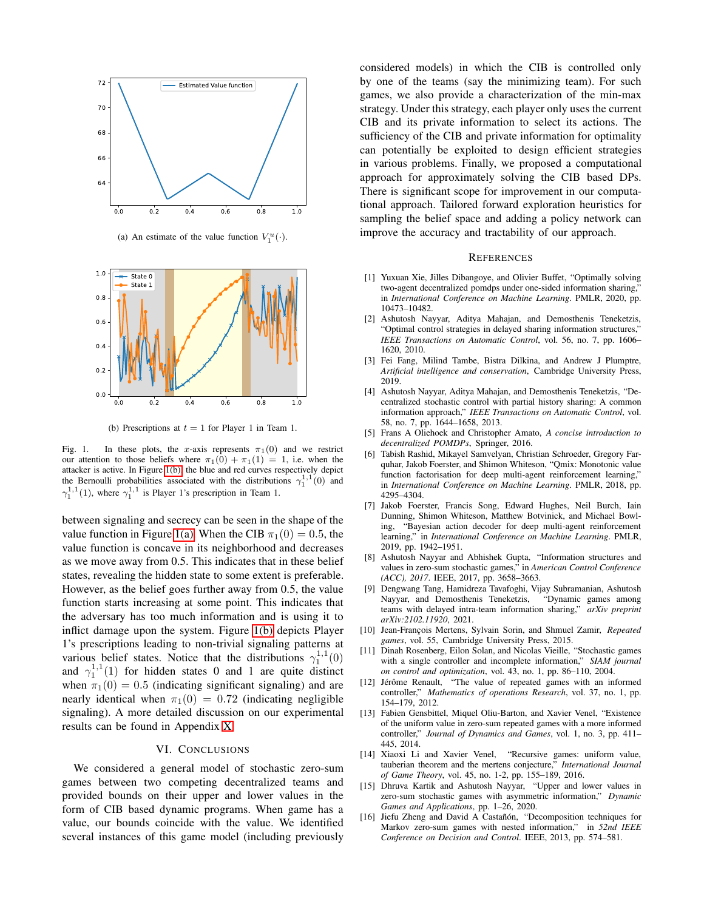(a) An estimate of the value function $V_1^u(\cdot)$.

(b) Prescriptions at $t = 1$ for Player 1 in Team 1.

Fig. 1. In these plots, the $x$-axis represents $\pi_1(0)$ and we restrict our attention to those beliefs where $\pi_1(0) + \pi_1(1) = 1$, i.e. when the attacker is active. In Figure 1(b) the blue and red curves respectively depict the Bernoulli probabilities associated with the distributions $\gamma_1^{1,1}(0)$ and $\gamma_1^{1,1}(1)$, where $\gamma_1^{1,1}$ is Player 1's prescription in Team 1.

between signaling and secrecy can be seen in the shape of the value function in Figure 1(a). When the CIB $\pi_1(0) = 0.5$, the value function is concave in its neighborhood and decreases as we move away from 0.5. This indicates that in these belief states, revealing the hidden state to some extent is preferable. However, as the belief goes further away from 0.5, the value function starts increasing at some point. This indicates that the adversary has too much information and is using it to inflict damage upon the system. Figure 1(b) depicts Player 1's prescriptions leading to non-trivial signaling patterns at various belief states. Notice that the distributions $\gamma_1^{1,1}(0)$ and $\gamma_1^{1,1}(1)$ for hidden states 0 and 1 are quite distinct when $\pi_1(0) = 0.5$ (indicating significant signaling) and are nearly identical when $\pi_1(0) = 0.72$ (indicating negligible signaling). A more detailed discussion on our experimental results can be found in Appendix X.

## VI. Conclusions

We considered a general model of stochastic zero-sum games between two competing decentralized teams and provided bounds on their upper and lower values in the form of CIB based dynamic programs. When game has a value, our bounds coincide with the value. We identified several instances of this game model (including previously considered models) in which the CIB is controlled only by one of the teams (say the minimizing team). For such games, we also provide a characterization of the min-max strategy. Under this strategy, each player only uses the current CIB and its private information to select its actions. The sufficiency of the CIB and private information for optimality can potentially be exploited to design efficient strategies in various problems. Finally, we proposed a computational approach for approximately solving the CIB based DPs. There is significant scope for improvement in our computational approach. Tailored forward exploration heuristics for sampling the belief space and adding a policy network can improve the accuracy and tractability of our approach.

## References

[1] Yuxuan Xie, Jilles Dibangoye, and Olivier Buffet, "Optimally solving two-agent decentralized pomdps under one-sided information sharing," in *International Conference on Machine Learning*. PMLR, 2020, pp. 10473–10482.

[2] Ashutosh Nayyar, Aditya Mahajan, and Demosthenis Teneketzis, "Optimal control strategies in delayed sharing information structures," *IEEE Transactions on Automatic Control*, vol. 56, no. 7, pp. 1606–1620, 2010.

[3] Fei Fang, Milind Tambe, Bistra Dilkina, and Andrew J Plumptre, *Artificial intelligence and conservation*, Cambridge University Press, 2019.

[4] Ashutosh Nayyar, Aditya Mahajan, and Demosthenis Teneketzis, "Decentralized stochastic control with partial history sharing: A common information approach," *IEEE Transactions on Automatic Control*, vol. 58, no. 7, pp. 1644–1658, 2013.

[5] Frans A Oliehoek and Christopher Amato, *A concise introduction to decentralized POMDPs*, Springer, 2016.

[6] Tabish Rashid, Mikayel Samvelyan, Christian Schroeder, Gregory Farquhar, Jakob Foerster, and Shimon Whiteson, "Qmix: Monotonic value function factorisation for deep multi-agent reinforcement learning," in *International Conference on Machine Learning*. PMLR, 2018, pp. 4295–4304.

[7] Jakob Foerster, Francis Song, Edward Hughes, Neil Burch, Iain Dunning, Shimon Whiteson, Matthew Botvinick, and Michael Bowling, "Bayesian action decoder for deep multi-agent reinforcement learning," in *International Conference on Machine Learning*. PMLR, 2019, pp. 1942–1951.

[8] Ashutosh Nayyar and Abhishek Gupta, "Information structures and values in zero-sum stochastic games," in *American Control Conference (ACC), 2017*. IEEE, 2017, pp. 3658–3663.

[9] Dengwang Tang, Hamidreza Tavafoghi, Vijay Subramanian, Ashutosh Nayyar, and Demosthenis Teneketzis, "Dynamic games among teams with delayed intra-team information sharing," *arXiv preprint arXiv:2102.11920*, 2021.

[10] Jean-François Mertens, Sylvain Sorin, and Shmuel Zamir, *Repeated games*, vol. 55, Cambridge University Press, 2015.

[11] Dinah Rosenberg, Eilon Solan, and Nicolas Vieille, "Stochastic games with a single controller and incomplete information," *SIAM journal on control and optimization*, vol. 43, no. 1, pp. 86–110, 2004.

[12] Jérôme Renault, "The value of repeated games with an informed controller," *Mathematics of operations Research*, vol. 37, no. 1, pp. 154–179, 2012.

[13] Fabien Gensbittel, Miquel Oliu-Barton, and Xavier Venel, "Existence of the uniform value in zero-sum repeated games with a more informed controller," *Journal of Dynamics and Games*, vol. 1, no. 3, pp. 411–445, 2014.

[14] Xiaoxi Li and Xavier Venel, "Recursive games: uniform value, tauberian theorem and the mertens conjecture," *International Journal of Game Theory*, vol. 45, no. 1-2, pp. 155–189, 2016.

[15] Dhruva Kartik and Ashutosh Nayyar, "Upper and lower values in zero-sum stochastic games with asymmetric information," *Dynamic Games and Applications*, pp. 1–26, 2020.

[16] Jiefu Zheng and David A Castañón, "Decomposition techniques for Markov zero-sum games with nested information," in *52nd IEEE Conference on Decision and Control*. IEEE, 2013, pp. 574–581.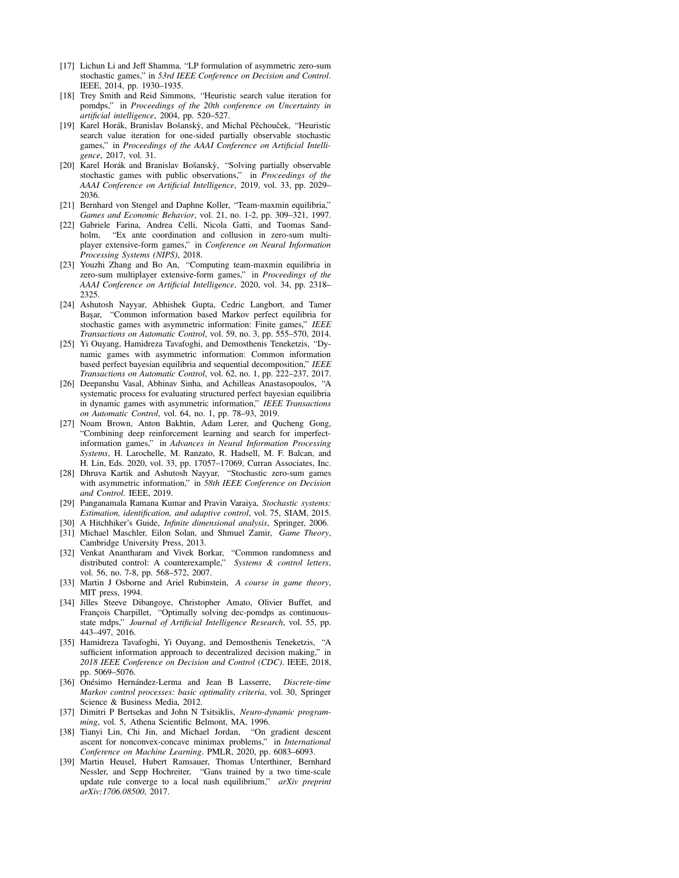[17] Lichun Li and Jeff Shamma, "LP formulation of asymmetric zero-sum stochastic games," in *53rd IEEE Conference on Decision and Control*. IEEE, 2014, pp. 1930–1935.

[18] Trey Smith and Reid Simmons, "Heuristic search value iteration for pomdps," in *Proceedings of the 20th conference on Uncertainty in artificial intelligence*, 2004, pp. 520–527.

[19] Karel Horák, Branislav Bošanskỳ, and Michal Pěchouček, "Heuristic search value iteration for one-sided partially observable stochastic games," in *Proceedings of the AAAI Conference on Artificial Intelligence*, 2017, vol. 31.

[20] Karel Horák and Branislav Bošanskỳ, "Solving partially observable stochastic games with public observations," in *Proceedings of the AAAI Conference on Artificial Intelligence*, 2019, vol. 33, pp. 2029–2036.

[21] Bernhard von Stengel and Daphne Koller, "Team-maxmin equilibria," *Games and Economic Behavior*, vol. 21, no. 1-2, pp. 309–321, 1997.

[22] Gabriele Farina, Andrea Celli, Nicola Gatti, and Tuomas Sandholm, "Ex ante coordination and collusion in zero-sum multi-player extensive-form games," in *Conference on Neural Information Processing Systems (NIPS)*, 2018.

[23] Youzhi Zhang and Bo An, "Computing team-maxmin equilibria in zero-sum multiplayer extensive-form games," in *Proceedings of the AAAI Conference on Artificial Intelligence*, 2020, vol. 34, pp. 2318–2325.

[24] Ashutosh Nayyar, Abhishek Gupta, Cedric Langbort, and Tamer Başar, "Common information based Markov perfect equilibria for stochastic games with asymmetric information: Finite games," *IEEE Transactions on Automatic Control*, vol. 59, no. 3, pp. 555–570, 2014.

[25] Yi Ouyang, Hamidreza Tavafoghi, and Demosthenis Teneketzis, "Dynamic games with asymmetric information: Common information based perfect bayesian equilibria and sequential decomposition," *IEEE Transactions on Automatic Control*, vol. 62, no. 1, pp. 222–237, 2017.

[26] Deepanshu Vasal, Abhinav Sinha, and Achilleas Anastasopoulos, "A systematic process for evaluating structured perfect bayesian equilibria in dynamic games with asymmetric information," *IEEE Transactions on Automatic Control*, vol. 64, no. 1, pp. 78–93, 2019.

[27] Noam Brown, Anton Bakhtin, Adam Lerer, and Qucheng Gong, "Combining deep reinforcement learning and search for imperfect-information games," in *Advances in Neural Information Processing Systems*, H. Larochelle, M. Ranzato, R. Hadsell, M. F. Balcan, and H. Lin, Eds. 2020, vol. 33, pp. 17057–17069, Curran Associates, Inc.

[28] Dhruva Kartik and Ashutosh Nayyar, "Stochastic zero-sum games with asymmetric information," in *58th IEEE Conference on Decision and Control*. IEEE, 2019.

[29] Panganamala Ramana Kumar and Pravin Varaiya, *Stochastic systems: Estimation, identification, and adaptive control*, vol. 75, SIAM, 2015.

[30] A Hitchhiker's Guide, *Infinite dimensional analysis*, Springer, 2006.

[31] Michael Maschler, Eilon Solan, and Shmuel Zamir, *Game Theory*, Cambridge University Press, 2013.

[32] Venkat Anantharam and Vivek Borkar, "Common randomness and distributed control: A counterexample," *Systems & control letters*, vol. 56, no. 7-8, pp. 568–572, 2007.

[33] Martin J Osborne and Ariel Rubinstein, *A course in game theory*, MIT press, 1994.

[34] Jilles Steeve Dibangoye, Christopher Amato, Olivier Buffet, and François Charpillet, "Optimally solving dec-pomdps as continuous-state mdps," *Journal of Artificial Intelligence Research*, vol. 55, pp. 443–497, 2016.

[35] Hamidreza Tavafoghi, Yi Ouyang, and Demosthenis Teneketzis, "A sufficient information approach to decentralized decision making," in *2018 IEEE Conference on Decision and Control (CDC)*. IEEE, 2018, pp. 5069–5076.

[36] Onésimo Hernández-Lerma and Jean B Lasserre, *Discrete-time Markov control processes: basic optimality criteria*, vol. 30, Springer Science & Business Media, 2012.

[37] Dimitri P Bertsekas and John N Tsitsiklis, *Neuro-dynamic programming*, vol. 5, Athena Scientific Belmont, MA, 1996.

[38] Tianyi Lin, Chi Jin, and Michael Jordan, "On gradient descent ascent for nonconvex-concave minimax problems," in *International Conference on Machine Learning*. PMLR, 2020, pp. 6083–6093.

[39] Martin Heusel, Hubert Ramsauer, Thomas Unterthiner, Bernhard Nessler, and Sepp Hochreiter, "Gans trained by a two time-scale update rule converge to a local nash equilibrium," *arXiv preprint arXiv:1706.08500*, 2017.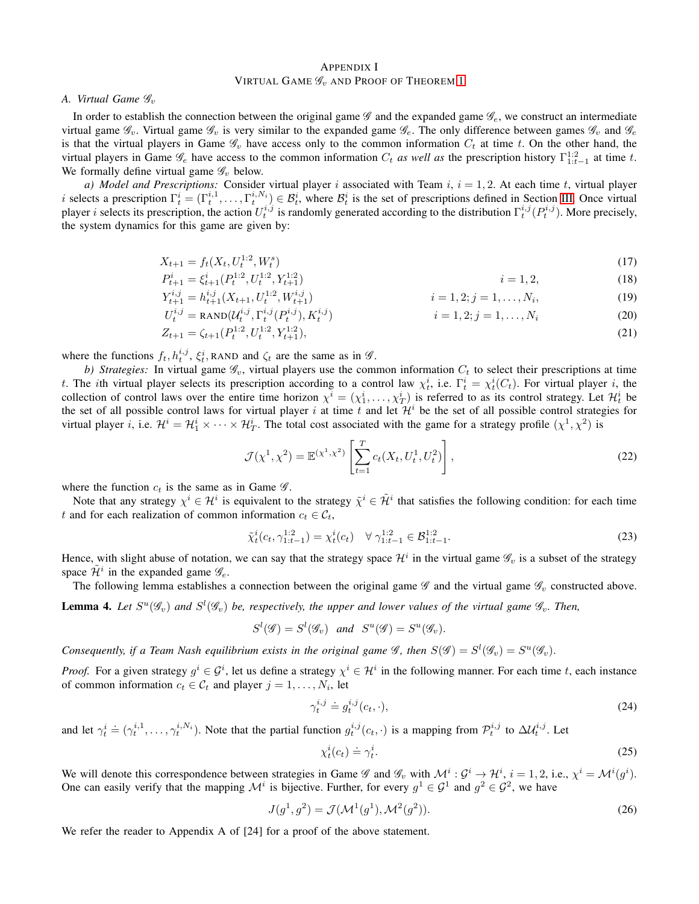# Appendix I
# Virtual Game $\mathscr{G}_v$ and Proof of Theorem 1

### A. Virtual Game $\mathscr{G}_v$

In order to establish the connection between the original game $\mathscr{G}$ and the expanded game $\mathscr{G}_e$, we construct an intermediate virtual game $\mathscr{G}_v$. Virtual game $\mathscr{G}_v$ is very similar to the expanded game $\mathscr{G}_e$. The only difference between games $\mathscr{G}_v$ and $\mathscr{G}_e$ is that the virtual players in Game $\mathscr{G}_v$ have access only to the common information $C_t$ at time $t$. On the other hand, the virtual players in Game $\mathscr{G}_e$ have access to the common information $C_t$ *as well as* the prescription history $\Gamma^{1:2}_{1:t-1}$ at time $t$. We formally define virtual game $\mathscr{G}_v$ below.

*a) Model and Prescriptions:* Consider virtual player $i$ associated with Team $i$, $i = 1, 2$. At each time $t$, virtual player $i$ selects a prescription $\Gamma^i_t = (\Gamma^{i,1}_t, \dots, \Gamma^{i,N_i}_t) \in \mathcal{B}^i_t$, where $\mathcal{B}^i_t$ is the set of prescriptions defined in Section III. Once virtual player $i$ selects its prescription, the action $U^{i,j}_t$ is randomly generated according to the distribution $\Gamma^{i,j}_t(P^{i,j}_t)$. More precisely, the system dynamics for this game are given by:

$$X_{t+1} = f_t(X_t, U^{1:2}_t, W^s_t) \tag{17}$$

$$P^i_{t+1} = \xi^i_{t+1}(P^{1:2}_t, U^{1:2}_t, Y^{1:2}_{t+1}) \qquad i = 1, 2, \tag{18}$$

$$Y^{i,j}_{t+1} = h^{i,j}_{t+1}(X_{t+1}, U^{1:2}_t, W^{i,j}_{t+1}) \qquad i = 1, 2; j = 1, \dots, N_i, \tag{19}$$

$$U^{i,j}_t = \text{RAND}(\mathcal{U}^{i,j}_t, \Gamma^{i,j}_t(P^{i,j}_t), K^{i,j}_t) \qquad i = 1, 2; j = 1, \dots, N_i \tag{20}$$

$$Z_{t+1} = \zeta_{t+1}(P^{1:2}_t, U^{1:2}_t, Y^{1:2}_{t+1}), \tag{21}$$

where the functions $f_t, h^{i,j}_t, \xi^i_t$, RAND and $\zeta_t$ are the same as in $\mathscr{G}$.

*b) Strategies:* In virtual game $\mathscr{G}_v$, virtual players use the common information $C_t$ to select their prescriptions at time $t$. The $i$th virtual player selects its prescription according to a control law $\chi^i_t$, i.e. $\Gamma^i_t = \chi^i_t(C_t)$. For virtual player $i$, the collection of control laws over the entire time horizon $\chi^i = (\chi^i_1, \dots, \chi^i_T)$ is referred to as its control strategy. Let $\mathcal{H}^i_t$ be the set of all possible control laws for virtual player $i$ at time $t$ and let $\mathcal{H}^i$ be the set of all possible control strategies for virtual player $i$, i.e. $\mathcal{H}^i = \mathcal{H}^i_1 \times \cdots \times \mathcal{H}^i_T$. The total cost associated with the game for a strategy profile $(\chi^1, \chi^2)$ is

$$\mathcal{J}(\chi^1, \chi^2) = \mathbb{E}^{(\chi^1, \chi^2)}\left[\sum_{t=1}^{T} c_t(X_t, U^1_t, U^2_t)\right], \tag{22}$$

where the function $c_t$ is the same as in Game $\mathscr{G}$.

Note that any strategy $\chi^i \in \mathcal{H}^i$ is equivalent to the strategy $\tilde{\chi}^i \in \tilde{\mathcal{H}}^i$ that satisfies the following condition: for each time $t$ and for each realization of common information $c_t \in \mathcal{C}_t$,

$$\tilde{\chi}^i_t(c_t, \gamma^{1:2}_{1:t-1}) = \chi^i_t(c_t) \quad \forall\, \gamma^{1:2}_{1:t-1} \in \mathcal{B}^{1:2}_{1:t-1}. \tag{23}$$

Hence, with slight abuse of notation, we can say that the strategy space $\mathcal{H}^i$ in the virtual game $\mathscr{G}_v$ is a subset of the strategy space $\tilde{\mathcal{H}}^i$ in the expanded game $\mathscr{G}_e$.

The following lemma establishes a connection between the original game $\mathscr{G}$ and the virtual game $\mathscr{G}_v$ constructed above.

**Lemma 4.** *Let $S^u(\mathscr{G}_v)$ and $S^l(\mathscr{G}_v)$ be, respectively, the upper and lower values of the virtual game $\mathscr{G}_v$. Then,*

$$S^l(\mathscr{G}) = S^l(\mathscr{G}_v) \quad \text{and} \quad S^u(\mathscr{G}) = S^u(\mathscr{G}_v).$$

*Consequently, if a Team Nash equilibrium exists in the original game $\mathscr{G}$, then $S(\mathscr{G}) = S^l(\mathscr{G}_v) = S^u(\mathscr{G}_v)$.*

*Proof.* For a given strategy $g^i \in \mathcal{G}^i$, let us define a strategy $\chi^i \in \mathcal{H}^i$ in the following manner. For each time $t$, each instance of common information $c_t \in \mathcal{C}_t$ and player $j = 1, \dots, N_i$, let

$$\gamma^{i,j}_t \doteq g^{i,j}_t(c_t, \cdot), \tag{24}$$

and let $\gamma^i_t \doteq (\gamma^{i,1}_t, \dots, \gamma^{i,N_i}_t)$. Note that the partial function $g^{i,j}_t(c_t, \cdot)$ is a mapping from $\mathcal{P}^{i,j}_t$ to $\Delta\mathcal{U}^{i,j}_t$. Let

$$\chi^i_t(c_t) \doteq \gamma^i_t. \tag{25}$$

We will denote this correspondence between strategies in Game $\mathscr{G}$ and $\mathscr{G}_v$ with $\mathcal{M}^i : \mathcal{G}^i \to \mathcal{H}^i$, $i = 1, 2$, i.e., $\chi^i = \mathcal{M}^i(g^i)$. One can easily verify that the mapping $\mathcal{M}^i$ is bijective. Further, for every $g^1 \in \mathcal{G}^1$ and $g^2 \in \mathcal{G}^2$, we have

$$J(g^1, g^2) = \mathcal{J}(\mathcal{M}^1(g^1), \mathcal{M}^2(g^2)). \tag{26}$$

We refer the reader to Appendix A of [24] for a proof of the above statement.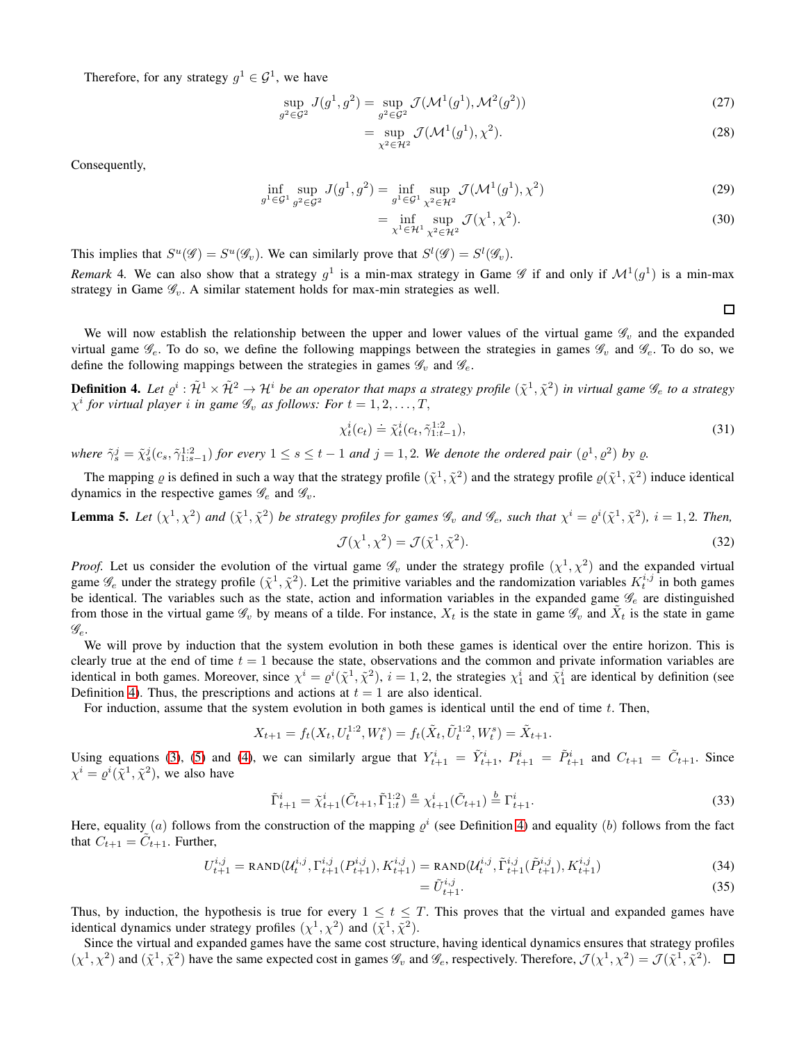Therefore, for any strategy $g^1 \in \mathcal{G}^1$, we have

$$\sup_{g^2 \in \mathcal{G}^2} J(g^1, g^2) = \sup_{g^2 \in \mathcal{G}^2} \mathcal{J}(\mathcal{M}^1(g^1), \mathcal{M}^2(g^2)) \tag{27}$$

$$= \sup_{\chi^2 \in \mathcal{H}^2} \mathcal{J}(\mathcal{M}^1(g^1), \chi^2). \tag{28}$$

Consequently,

$$\inf_{g^1 \in \mathcal{G}^1} \sup_{g^2 \in \mathcal{G}^2} J(g^1, g^2) = \inf_{g^1 \in \mathcal{G}^1} \sup_{\chi^2 \in \mathcal{H}^2} \mathcal{J}(\mathcal{M}^1(g^1), \chi^2) \tag{29}$$

$$= \inf_{\chi^1 \in \mathcal{H}^1} \sup_{\chi^2 \in \mathcal{H}^2} \mathcal{J}(\chi^1, \chi^2). \tag{30}$$

This implies that $S^u(\mathscr{G}) = S^u(\mathscr{G}_v)$. We can similarly prove that $S^l(\mathscr{G}) = S^l(\mathscr{G}_v)$.

*Remark* 4. We can also show that a strategy $g^1$ is a min-max strategy in Game $\mathscr{G}$ if and only if $\mathcal{M}^1(g^1)$ is a min-max strategy in Game $\mathscr{G}_v$. A similar statement holds for max-min strategies as well.

□

We will now establish the relationship between the upper and lower values of the virtual game $\mathscr{G}_v$ and the expanded virtual game $\mathscr{G}_e$. To do so, we define the following mappings between the strategies in games $\mathscr{G}_v$ and $\mathscr{G}_e$. To do so, we define the following mappings between the strategies in games $\mathscr{G}_v$ and $\mathscr{G}_e$.

**Definition 4.** *Let $\varrho^i : \tilde{\mathcal{H}}^1 \times \tilde{\mathcal{H}}^2 \to \mathcal{H}^i$ be an operator that maps a strategy profile $(\tilde{\chi}^1, \tilde{\chi}^2)$ in virtual game $\mathscr{G}_e$ to a strategy $\chi^i$ for virtual player $i$ in game $\mathscr{G}_v$ as follows: For $t = 1, 2, \dots, T$,*

$$\chi^i_t(c_t) \doteq \tilde{\chi}^i_t(c_t, \tilde{\gamma}^{1:2}_{1:t-1}), \tag{31}$$

*where $\tilde{\gamma}^j_s = \tilde{\chi}^j_s(c_s, \tilde{\gamma}^{1:2}_{1:s-1})$ for every $1 \le s \le t-1$ and $j = 1, 2$. We denote the ordered pair $(\varrho^1, \varrho^2)$ by $\varrho$.*

The mapping $\varrho$ is defined in such a way that the strategy profile $(\tilde{\chi}^1, \tilde{\chi}^2)$ and the strategy profile $\varrho(\tilde{\chi}^1, \tilde{\chi}^2)$ induce identical dynamics in the respective games $\mathscr{G}_e$ and $\mathscr{G}_v$.

**Lemma 5.** *Let $(\chi^1, \chi^2)$ and $(\tilde{\chi}^1, \tilde{\chi}^2)$ be strategy profiles for games $\mathscr{G}_v$ and $\mathscr{G}_e$, such that $\chi^i = \varrho^i(\tilde{\chi}^1, \tilde{\chi}^2)$, $i = 1, 2$. Then,*

$$\mathcal{J}(\chi^1, \chi^2) = \mathcal{J}(\tilde{\chi}^1, \tilde{\chi}^2). \tag{32}$$

*Proof.* Let us consider the evolution of the virtual game $\mathscr{G}_v$ under the strategy profile $(\chi^1, \chi^2)$ and the expanded virtual game $\mathscr{G}_e$ under the strategy profile $(\tilde{\chi}^1, \tilde{\chi}^2)$. Let the primitive variables and the randomization variables $K^{i,j}_t$ in both games be identical. The variables such as the state, action and information variables in the expanded game $\mathscr{G}_e$ are distinguished from those in the virtual game $\mathscr{G}_v$ by means of a tilde. For instance, $X_t$ is the state in game $\mathscr{G}_v$ and $\tilde{X}_t$ is the state in game $\mathscr{G}_e$.

We will prove by induction that the system evolution in both these games is identical over the entire horizon. This is clearly true at the end of time $t = 1$ because the state, observations and the common and private information variables are identical in both games. Moreover, since $\chi^i = \varrho^i(\tilde{\chi}^1, \tilde{\chi}^2)$, $i = 1, 2$, the strategies $\chi^i_1$ and $\tilde{\chi}^i_1$ are identical by definition (see Definition 4). Thus, the prescriptions and actions at $t = 1$ are also identical.

For induction, assume that the system evolution in both games is identical until the end of time $t$. Then,

$$X_{t+1} = f_t(X_t, U^{1:2}_t, W^s_t) = f_t(\tilde{X}_t, \tilde{U}^{1:2}_t, W^s_t) = \tilde{X}_{t+1}.$$

Using equations (3), (5) and (4), we can similarly argue that $Y^i_{t+1} = \tilde{Y}^i_{t+1}$, $P^i_{t+1} = \tilde{P}^i_{t+1}$ and $C_{t+1} = \tilde{C}_{t+1}$. Since $\chi^i = \varrho^i(\tilde{\chi}^1, \tilde{\chi}^2)$, we also have

$$\tilde{\Gamma}^i_{t+1} = \tilde{\chi}^i_{t+1}(\tilde{C}_{t+1}, \tilde{\Gamma}^{1:2}_{1:t}) \overset{a}{=} \chi^i_{t+1}(\tilde{C}_{t+1}) \overset{b}{=} \Gamma^i_{t+1}. \tag{33}$$

Here, equality $(a)$ follows from the construction of the mapping $\varrho^i$ (see Definition 4) and equality $(b)$ follows from the fact that $C_{t+1} = \tilde{C}_{t+1}$. Further,

$$U^{i,j}_{t+1} = \text{RAND}(\mathcal{U}^{i,j}_t, \Gamma^{i,j}_{t+1}(P^{i,j}_{t+1}), K^{i,j}_{t+1}) = \text{RAND}(\mathcal{U}^{i,j}_t, \tilde{\Gamma}^{i,j}_{t+1}(\tilde{P}^{i,j}_{t+1}), K^{i,j}_{t+1}) \tag{34}$$

$$= \tilde{U}^{i,j}_{t+1}. \tag{35}$$

Thus, by induction, the hypothesis is true for every $1 \le t \le T$. This proves that the virtual and expanded games have identical dynamics under strategy profiles $(\chi^1, \chi^2)$ and $(\tilde{\chi}^1, \tilde{\chi}^2)$.

Since the virtual and expanded games have the same cost structure, having identical dynamics ensures that strategy profiles $(\chi^1, \chi^2)$ and $(\tilde{\chi}^1, \tilde{\chi}^2)$ have the same expected cost in games $\mathscr{G}_v$ and $\mathscr{G}_e$, respectively. Therefore, $\mathcal{J}(\chi^1, \chi^2) = \mathcal{J}(\tilde{\chi}^1, \tilde{\chi}^2)$. □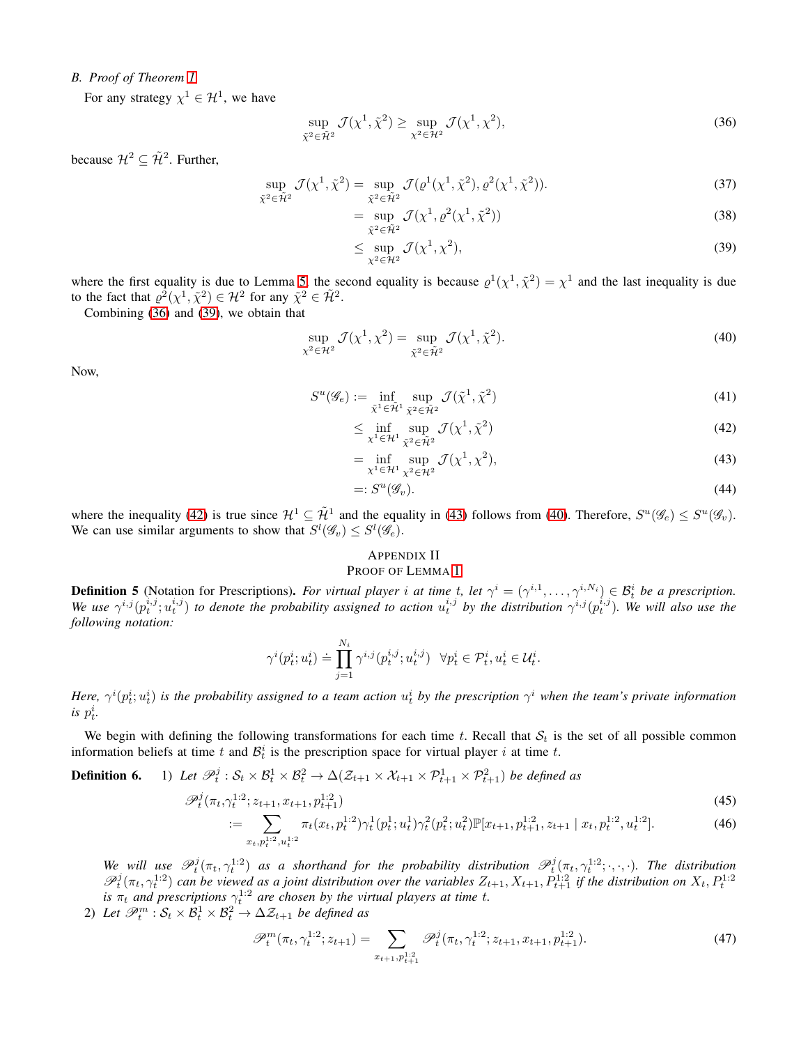### B. Proof of Theorem 1

For any strategy $\chi^1 \in \mathcal{H}^1$, we have

$$\sup_{\tilde{\chi}^2 \in \tilde{\mathcal{H}}^2} \mathcal{J}(\chi^1, \tilde{\chi}^2) \geq \sup_{\chi^2 \in \mathcal{H}^2} \mathcal{J}(\chi^1, \chi^2), \tag{36}$$

because $\mathcal{H}^2 \subseteq \tilde{\mathcal{H}}^2$. Further,

$$\sup_{\tilde{\chi}^2 \in \tilde{\mathcal{H}}^2} \mathcal{J}(\chi^1, \tilde{\chi}^2) = \sup_{\tilde{\chi}^2 \in \tilde{\mathcal{H}}^2} \mathcal{J}(\varrho^1(\chi^1, \tilde{\chi}^2), \varrho^2(\chi^1, \tilde{\chi}^2)). \tag{37}$$

$$= \sup_{\tilde{\chi}^2 \in \tilde{\mathcal{H}}^2} \mathcal{J}(\chi^1, \varrho^2(\chi^1, \tilde{\chi}^2)) \tag{38}$$

$$\leq \sup_{\chi^2 \in \mathcal{H}^2} \mathcal{J}(\chi^1, \chi^2), \tag{39}$$

where the first equality is due to Lemma 5, the second equality is because $\varrho^1(\chi^1, \tilde{\chi}^2) = \chi^1$ and the last inequality is due to the fact that $\varrho^2(\chi^1, \tilde{\chi}^2) \in \mathcal{H}^2$ for any $\tilde{\chi}^2 \in \tilde{\mathcal{H}}^2$.

Combining (36) and (39), we obtain that

$$\sup_{\chi^2 \in \mathcal{H}^2} \mathcal{J}(\chi^1, \chi^2) = \sup_{\tilde{\chi}^2 \in \tilde{\mathcal{H}}^2} \mathcal{J}(\chi^1, \tilde{\chi}^2). \tag{40}$$

Now,

$$S^u(\mathscr{G}_e) := \inf_{\tilde{\chi}^1 \in \tilde{\mathcal{H}}^1} \sup_{\tilde{\chi}^2 \in \tilde{\mathcal{H}}^2} \mathcal{J}(\tilde{\chi}^1, \tilde{\chi}^2) \tag{41}$$

$$\leq \inf_{\chi^1 \in \mathcal{H}^1} \sup_{\tilde{\chi}^2 \in \tilde{\mathcal{H}}^2} \mathcal{J}(\chi^1, \tilde{\chi}^2) \tag{42}$$

$$= \inf_{\chi^1 \in \mathcal{H}^1} \sup_{\chi^2 \in \mathcal{H}^2} \mathcal{J}(\chi^1, \chi^2), \tag{43}$$

$$=: S^u(\mathscr{G}_v). \tag{44}$$

where the inequality (42) is true since $\mathcal{H}^1 \subseteq \tilde{\mathcal{H}}^1$ and the equality in (43) follows from (40). Therefore, $S^u(\mathscr{G}_e) \leq S^u(\mathscr{G}_v)$. We can use similar arguments to show that $S^l(\mathscr{G}_v) \leq S^l(\mathscr{G}_e)$.

## Appendix II
## Proof of Lemma 1

**Definition 5** (Notation for Prescriptions). *For virtual player $i$ at time $t$, let $\gamma^i = (\gamma^{i,1}, \dots, \gamma^{i,N_i}) \in \mathcal{B}_t^i$ be a prescription. We use $\gamma^{i,j}(p_t^{i,j}; u_t^{i,j})$ to denote the probability assigned to action $u_t^{i,j}$ by the distribution $\gamma^{i,j}(p_t^{i,j})$. We will also use the following notation:*

$$\gamma^i(p_t^i; u_t^i) \doteq \prod_{j=1}^{N_i} \gamma^{i,j}(p_t^{i,j}; u_t^{i,j}) \quad \forall p_t^i \in \mathcal{P}_t^i, u_t^i \in \mathcal{U}_t^i.$$

*Here, $\gamma^i(p_t^i; u_t^i)$ is the probability assigned to a team action $u_t^i$ by the prescription $\gamma^i$ when the team's private information is $p_t^i$.*

We begin with defining the following transformations for each time $t$. Recall that $\mathcal{S}_t$ is the set of all possible common information beliefs at time $t$ and $\mathcal{B}_t^i$ is the prescription space for virtual player $i$ at time $t$.

**Definition 6.**

1) *Let $\mathscr{P}_t^j : \mathcal{S}_t \times \mathcal{B}_t^1 \times \mathcal{B}_t^2 \to \Delta(\mathcal{Z}_{t+1} \times \mathcal{X}_{t+1} \times \mathcal{P}_{t+1}^1 \times \mathcal{P}_{t+1}^2)$ be defined as*

$$\mathscr{P}_t^j(\pi_t, \gamma_t^{1:2}; z_{t+1}, x_{t+1}, p_{t+1}^{1:2}) \tag{45}$$

$$:= \sum_{x_t, p_t^{1:2}, u_t^{1:2}} \pi_t(x_t, p_t^{1:2}) \gamma_t^1(p_t^1; u_t^1) \gamma_t^2(p_t^2; u_t^2) \mathbb{P}[x_{t+1}, p_{t+1}^{1:2}, z_{t+1} \mid x_t, p_t^{1:2}, u_t^{1:2}]. \tag{46}$$

*We will use $\mathscr{P}_t^j(\pi_t, \gamma_t^{1:2})$ as a shorthand for the probability distribution $\mathscr{P}_t^j(\pi_t, \gamma_t^{1:2}; \cdot, \cdot, \cdot)$. The distribution $\mathscr{P}_t^j(\pi_t, \gamma_t^{1:2})$ can be viewed as a joint distribution over the variables $Z_{t+1}, X_{t+1}, P_{t+1}^{1:2}$ if the distribution on $X_t, P_t^{1:2}$ is $\pi_t$ and prescriptions $\gamma_t^{1:2}$ are chosen by the virtual players at time $t$.*

2) *Let $\mathscr{P}_t^m : \mathcal{S}_t \times \mathcal{B}_t^1 \times \mathcal{B}_t^2 \to \Delta\mathcal{Z}_{t+1}$ be defined as*

$$\mathscr{P}_t^m(\pi_t, \gamma_t^{1:2}; z_{t+1}) = \sum_{x_{t+1}, p_{t+1}^{1:2}} \mathscr{P}_t^j(\pi_t, \gamma_t^{1:2}; z_{t+1}, x_{t+1}, p_{t+1}^{1:2}). \tag{47}$$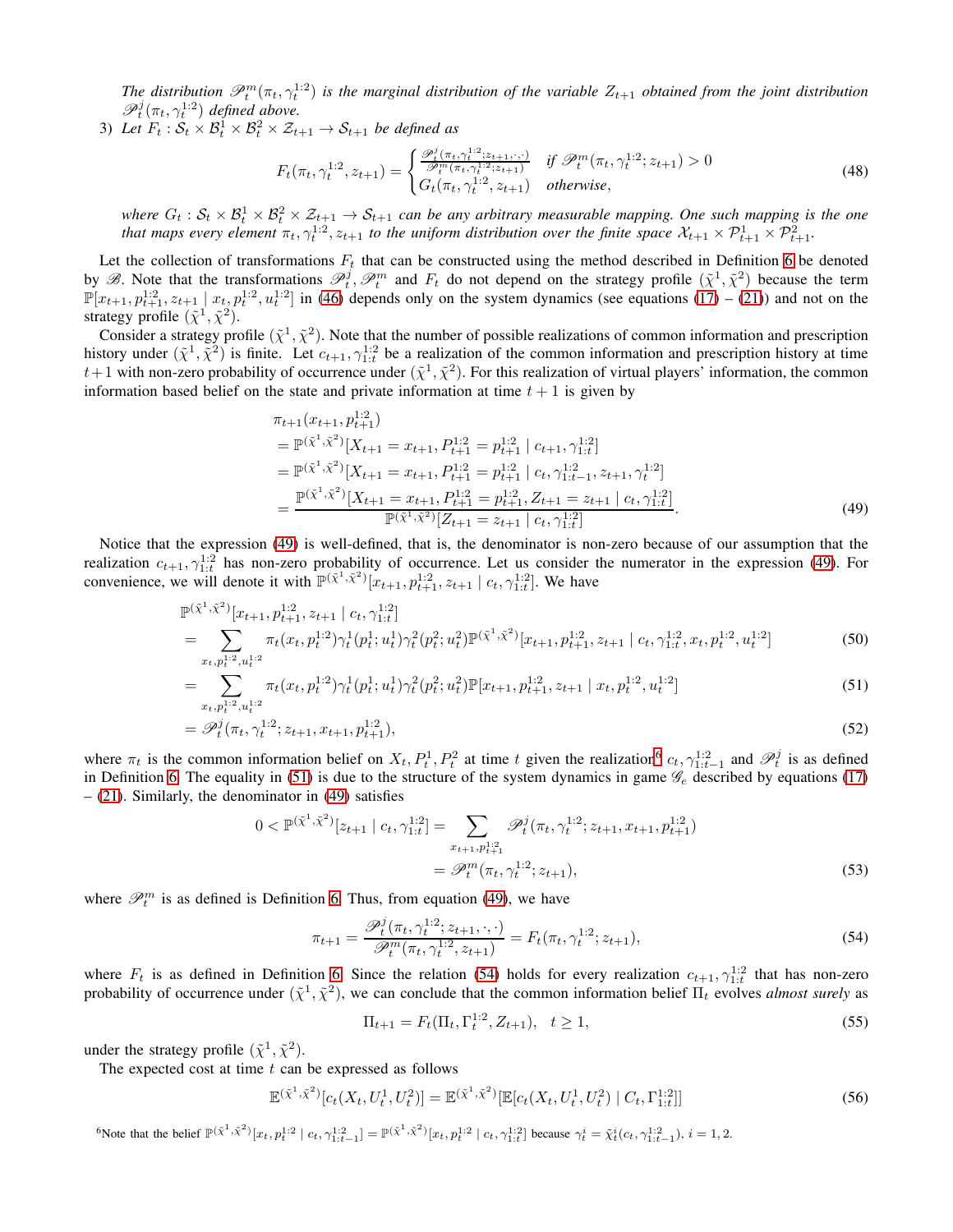*The distribution $\mathscr{P}^m_t(\pi_t, \gamma_t^{1:2})$ is the marginal distribution of the variable $Z_{t+1}$ obtained from the joint distribution $\mathscr{P}^j_t(\pi_t, \gamma_t^{1:2})$ defined above.*

3) *Let $F_t : \mathcal{S}_t \times \mathcal{B}_t^1 \times \mathcal{B}_t^2 \times \mathcal{Z}_{t+1} \to \mathcal{S}_{t+1}$ be defined as*

$$F_t(\pi_t, \gamma_t^{1:2}, z_{t+1}) = \begin{cases} \frac{\mathscr{P}^j_t(\pi_t, \gamma_t^{1:2}; z_{t+1}, \cdot, \cdot)}{\mathscr{P}^m_t(\pi_t, \gamma_t^{1:2}; z_{t+1})} & \text{if } \mathscr{P}^m_t(\pi_t, \gamma_t^{1:2}; z_{t+1}) > 0 \\ G_t(\pi_t, \gamma_t^{1:2}, z_{t+1}) & \text{otherwise}, \end{cases} \tag{48}$$

*where $G_t : \mathcal{S}_t \times \mathcal{B}_t^1 \times \mathcal{B}_t^2 \times \mathcal{Z}_{t+1} \to \mathcal{S}_{t+1}$ can be any arbitrary measurable mapping. One such mapping is the one that maps every element $\pi_t, \gamma_t^{1:2}, z_{t+1}$ to the uniform distribution over the finite space $\mathcal{X}_{t+1} \times \mathcal{P}_{t+1}^1 \times \mathcal{P}_{t+1}^2$.*

Let the collection of transformations $F_t$ that can be constructed using the method described in Definition 6 be denoted by $\mathscr{B}$. Note that the transformations $\mathscr{P}^j_t, \mathscr{P}^m_t$ and $F_t$ do not depend on the strategy profile $(\tilde{\chi}^1, \tilde{\chi}^2)$ because the term $\mathbb{P}[x_{t+1}, p_{t+1}^{1:2}, z_{t+1} \mid x_t, p_t^{1:2}, u_t^{1:2}]$ in (46) depends only on the system dynamics (see equations (17) – (21)) and not on the strategy profile $(\tilde{\chi}^1, \tilde{\chi}^2)$.

Consider a strategy profile $(\tilde{\chi}^1, \tilde{\chi}^2)$. Note that the number of possible realizations of common information and prescription history under $(\tilde{\chi}^1, \tilde{\chi}^2)$ is finite. Let $c_{t+1}, \gamma_{1:t}^{1:2}$ be a realization of the common information and prescription history at time $t+1$ with non-zero probability of occurrence under $(\tilde{\chi}^1, \tilde{\chi}^2)$. For this realization of virtual players' information, the common information based belief on the state and private information at time $t+1$ is given by

$$\begin{aligned}
&\pi_{t+1}(x_{t+1}, p_{t+1}^{1:2}) \\
&= \mathbb{P}^{(\tilde{\chi}^1, \tilde{\chi}^2)}[X_{t+1} = x_{t+1}, P_{t+1}^{1:2} = p_{t+1}^{1:2} \mid c_{t+1}, \gamma_{1:t}^{1:2}] \\
&= \mathbb{P}^{(\tilde{\chi}^1, \tilde{\chi}^2)}[X_{t+1} = x_{t+1}, P_{t+1}^{1:2} = p_{t+1}^{1:2} \mid c_t, \gamma_{1:t-1}^{1:2}, z_{t+1}, \gamma_t^{1:2}] \\
&= \frac{\mathbb{P}^{(\tilde{\chi}^1, \tilde{\chi}^2)}[X_{t+1} = x_{t+1}, P_{t+1}^{1:2} = p_{t+1}^{1:2}, Z_{t+1} = z_{t+1} \mid c_t, \gamma_{1:t}^{1:2}]}{\mathbb{P}^{(\tilde{\chi}^1, \tilde{\chi}^2)}[Z_{t+1} = z_{t+1} \mid c_t, \gamma_{1:t}^{1:2}]}.
\end{aligned} \tag{49}$$

Notice that the expression (49) is well-defined, that is, the denominator is non-zero because of our assumption that the realization $c_{t+1}, \gamma_{1:t}^{1:2}$ has non-zero probability of occurrence. Let us consider the numerator in the expression (49). For convenience, we will denote it with $\mathbb{P}^{(\tilde{\chi}^1, \tilde{\chi}^2)}[x_{t+1}, p_{t+1}^{1:2}, z_{t+1} \mid c_t, \gamma_{1:t}^{1:2}]$. We have

$$\begin{aligned}
&\mathbb{P}^{(\tilde{\chi}^1, \tilde{\chi}^2)}[x_{t+1}, p_{t+1}^{1:2}, z_{t+1} \mid c_t, \gamma_{1:t}^{1:2}] \\
&= \sum_{x_t, p_t^{1:2}, u_t^{1:2}} \pi_t(x_t, p_t^{1:2}) \gamma_t^1(p_t^1; u_t^1) \gamma_t^2(p_t^2; u_t^2) \mathbb{P}^{(\tilde{\chi}^1, \tilde{\chi}^2)}[x_{t+1}, p_{t+1}^{1:2}, z_{t+1} \mid c_t, \gamma_{1:t}^{1:2}, x_t, p_t^{1:2}, u_t^{1:2}] && (50) \\
&= \sum_{x_t, p_t^{1:2}, u_t^{1:2}} \pi_t(x_t, p_t^{1:2}) \gamma_t^1(p_t^1; u_t^1) \gamma_t^2(p_t^2; u_t^2) \mathbb{P}[x_{t+1}, p_{t+1}^{1:2}, z_{t+1} \mid x_t, p_t^{1:2}, u_t^{1:2}] && (51) \\
&= \mathscr{P}^j_t(\pi_t, \gamma_t^{1:2}; z_{t+1}, x_{t+1}, p_{t+1}^{1:2}), && (52)
\end{aligned}$$

where $\pi_t$ is the common information belief on $X_t, P_t^1, P_t^2$ at time $t$ given the realization[6] $c_t, \gamma_{1:t-1}^{1:2}$ and $\mathscr{P}^j_t$ is as defined in Definition 6. The equality in (51) is due to the structure of the system dynamics in game $\mathscr{G}_e$ described by equations (17) – (21). Similarly, the denominator in (49) satisfies

$$\begin{aligned}
0 < \mathbb{P}^{(\tilde{\chi}^1, \tilde{\chi}^2)}[z_{t+1} \mid c_t, \gamma_{1:t}^{1:2}] &= \sum_{x_{t+1}, p_{t+1}^{1:2}} \mathscr{P}^j_t(\pi_t, \gamma_t^{1:2}; z_{t+1}, x_{t+1}, p_{t+1}^{1:2}) \\
&= \mathscr{P}^m_t(\pi_t, \gamma_t^{1:2}; z_{t+1}),
\end{aligned} \tag{53}$$

where $\mathscr{P}^m_t$ is as defined is Definition 6. Thus, from equation (49), we have

$$\pi_{t+1} = \frac{\mathscr{P}^j_t(\pi_t, \gamma_t^{1:2}; z_{t+1}, \cdot, \cdot)}{\mathscr{P}^m_t(\pi_t, \gamma_t^{1:2}, z_{t+1})} = F_t(\pi_t, \gamma_t^{1:2}; z_{t+1}), \tag{54}$$

where $F_t$ is as defined in Definition 6. Since the relation (54) holds for every realization $c_{t+1}, \gamma_{1:t}^{1:2}$ that has non-zero probability of occurrence under $(\tilde{\chi}^1, \tilde{\chi}^2)$, we can conclude that the common information belief $\Pi_t$ evolves *almost surely* as

$$\Pi_{t+1} = F_t(\Pi_t, \Gamma_t^{1:2}, Z_{t+1}), \quad t \geq 1, \tag{55}$$

under the strategy profile $(\tilde{\chi}^1, \tilde{\chi}^2)$.

The expected cost at time $t$ can be expressed as follows

$$\mathbb{E}^{(\tilde{\chi}^1, \tilde{\chi}^2)}[c_t(X_t, U_t^1, U_t^2)] = \mathbb{E}^{(\tilde{\chi}^1, \tilde{\chi}^2)}[\mathbb{E}[c_t(X_t, U_t^1, U_t^2) \mid C_t, \Gamma_{1:t}^{1:2}]] \tag{56}$$

[6] Note that the belief $\mathbb{P}^{(\tilde{\chi}^1, \tilde{\chi}^2)}[x_t, p_t^{1:2} \mid c_t, \gamma_{1:t-1}^{1:2}] = \mathbb{P}^{(\tilde{\chi}^1, \tilde{\chi}^2)}[x_t, p_t^{1:2} \mid c_t, \gamma_{1:t}^{1:2}]$ because $\gamma_t^i = \tilde{\chi}_t^i(c_t, \gamma_{1:t-1}^{1:2})$, $i = 1, 2$.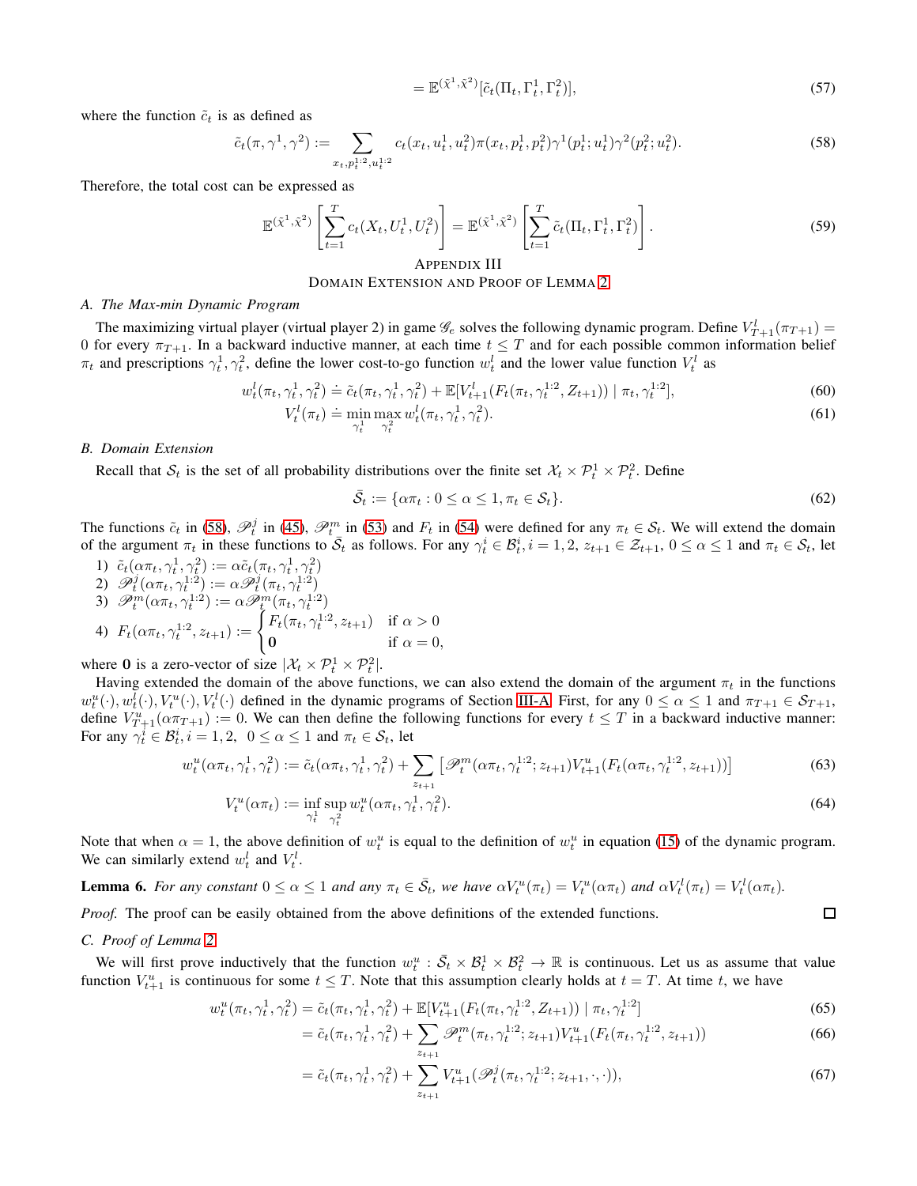$$= \mathbb{E}^{(\tilde{\chi}^1, \tilde{\chi}^2)}[\tilde{c}_t(\Pi_t, \Gamma_t^1, \Gamma_t^2)], \tag{57}$$

where the function $\tilde{c}_t$ is as defined as

$$\tilde{c}_t(\pi, \gamma^1, \gamma^2) := \sum_{x_t, p_t^{1:2}, u_t^{1:2}} c_t(x_t, u_t^1, u_t^2)\pi(x_t, p_t^1, p_t^2)\gamma^1(p_t^1; u_t^1)\gamma^2(p_t^2; u_t^2). \tag{58}$$

Therefore, the total cost can be expressed as

$$\mathbb{E}^{(\tilde{\chi}^1, \tilde{\chi}^2)}\left[\sum_{t=1}^{T} c_t(X_t, U_t^1, U_t^2)\right] = \mathbb{E}^{(\tilde{\chi}^1, \tilde{\chi}^2)}\left[\sum_{t=1}^{T} \tilde{c}_t(\Pi_t, \Gamma_t^1, \Gamma_t^2)\right]. \tag{59}$$

# APPENDIX III
# DOMAIN EXTENSION AND PROOF OF LEMMA 2

### A. The Max-min Dynamic Program

The maximizing virtual player (virtual player 2) in game $\mathscr{G}_e$ solves the following dynamic program. Define $V_{T+1}^l(\pi_{T+1}) = 0$ for every $\pi_{T+1}$. In a backward inductive manner, at each time $t \leq T$ and for each possible common information belief $\pi_t$ and prescriptions $\gamma_t^1, \gamma_t^2$, define the lower cost-to-go function $w_t^l$ and the lower value function $V_t^l$ as

$$w_t^l(\pi_t, \gamma_t^1, \gamma_t^2) \doteq \tilde{c}_t(\pi_t, \gamma_t^1, \gamma_t^2) + \mathbb{E}[V_{t+1}^l(F_t(\pi_t, \gamma_t^{1:2}, Z_{t+1})) \mid \pi_t, \gamma_t^{1:2}], \tag{60}$$

$$V_t^l(\pi_t) \doteq \min_{\gamma_t^1} \max_{\gamma_t^2} w_t^l(\pi_t, \gamma_t^1, \gamma_t^2). \tag{61}$$

### B. Domain Extension

Recall that $\mathcal{S}_t$ is the set of all probability distributions over the finite set $\mathcal{X}_t \times \mathcal{P}_t^1 \times \mathcal{P}_t^2$. Define

$$\bar{\mathcal{S}}_t := \{\alpha\pi_t : 0 \leq \alpha \leq 1, \pi_t \in \mathcal{S}_t\}. \tag{62}$$

The functions $\tilde{c}_t$ in (58), $\mathscr{P}_t^j$ in (45), $\mathscr{P}_t^m$ in (53) and $F_t$ in (54) were defined for any $\pi_t \in \mathcal{S}_t$. We will extend the domain of the argument $\pi_t$ in these functions to $\bar{\mathcal{S}}_t$ as follows. For any $\gamma_t^i \in \mathcal{B}_t^i, i = 1, 2$, $z_{t+1} \in \mathcal{Z}_{t+1}$, $0 \leq \alpha \leq 1$ and $\pi_t \in \mathcal{S}_t$, let

1) $\tilde{c}_t(\alpha\pi_t, \gamma_t^1, \gamma_t^2) := \alpha\tilde{c}_t(\pi_t, \gamma_t^1, \gamma_t^2)$
2) $\mathscr{P}_t^j(\alpha\pi_t, \gamma_t^{1:2}) := \alpha\mathscr{P}_t^j(\pi_t, \gamma_t^{1:2})$
3) $\mathscr{P}_t^m(\alpha\pi_t, \gamma_t^{1:2}) := \alpha\mathscr{P}_t^m(\pi_t, \gamma_t^{1:2})$
4) $F_t(\alpha\pi_t, \gamma_t^{1:2}, z_{t+1}) := \begin{cases} F_t(\pi_t, \gamma_t^{1:2}, z_{t+1}) & \text{if } \alpha > 0 \\ \mathbf{0} & \text{if } \alpha = 0, \end{cases}$

where $\mathbf{0}$ is a zero-vector of size $|\mathcal{X}_t \times \mathcal{P}_t^1 \times \mathcal{P}_t^2|$.

Having extended the domain of the above functions, we can also extend the domain of the argument $\pi_t$ in the functions $w_t^u(\cdot), w_t^l(\cdot), V_t^u(\cdot), V_t^l(\cdot)$ defined in the dynamic programs of Section III-A. First, for any $0 \leq \alpha \leq 1$ and $\pi_{T+1} \in \mathcal{S}_{T+1}$, define $V_{T+1}^u(\alpha\pi_{T+1}) := 0$. We can then define the following functions for every $t \leq T$ in a backward inductive manner: For any $\gamma_t^i \in \mathcal{B}_t^i, i = 1, 2$, $0 \leq \alpha \leq 1$ and $\pi_t \in \mathcal{S}_t$, let

$$w_t^u(\alpha\pi_t, \gamma_t^1, \gamma_t^2) := \tilde{c}_t(\alpha\pi_t, \gamma_t^1, \gamma_t^2) + \sum_{z_{t+1}} \left[\mathscr{P}_t^m(\alpha\pi_t, \gamma_t^{1:2}; z_{t+1})V_{t+1}^u(F_t(\alpha\pi_t, \gamma_t^{1:2}, z_{t+1}))\right] \tag{63}$$

$$V_t^u(\alpha\pi_t) := \inf_{\gamma_t^1} \sup_{\gamma_t^2} w_t^u(\alpha\pi_t, \gamma_t^1, \gamma_t^2). \tag{64}$$

Note that when $\alpha = 1$, the above definition of $w_t^u$ is equal to the definition of $w_t^u$ in equation (15) of the dynamic program. We can similarly extend $w_t^l$ and $V_t^l$.

**Lemma 6.** *For any constant $0 \leq \alpha \leq 1$ and any $\pi_t \in \bar{\mathcal{S}}_t$, we have $\alpha V_t^u(\pi_t) = V_t^u(\alpha\pi_t)$ and $\alpha V_t^l(\pi_t) = V_t^l(\alpha\pi_t)$.*

*Proof.* The proof can be easily obtained from the above definitions of the extended functions. $\square$

### C. Proof of Lemma 2

We will first prove inductively that the function $w_t^u : \bar{\mathcal{S}}_t \times \mathcal{B}_t^1 \times \mathcal{B}_t^2 \to \mathbb{R}$ is continuous. Let us as assume that value function $V_{t+1}^u$ is continuous for some $t \leq T$. Note that this assumption clearly holds at $t = T$. At time $t$, we have

$$w_t^u(\pi_t, \gamma_t^1, \gamma_t^2) = \tilde{c}_t(\pi_t, \gamma_t^1, \gamma_t^2) + \mathbb{E}[V_{t+1}^u(F_t(\pi_t, \gamma_t^{1:2}, Z_{t+1})) \mid \pi_t, \gamma_t^{1:2}] \tag{65}$$

$$= \tilde{c}_t(\pi_t, \gamma_t^1, \gamma_t^2) + \sum_{z_{t+1}} \mathscr{P}_t^m(\pi_t, \gamma_t^{1:2}; z_{t+1})V_{t+1}^u(F_t(\pi_t, \gamma_t^{1:2}, z_{t+1})) \tag{66}$$

$$= \tilde{c}_t(\pi_t, \gamma_t^1, \gamma_t^2) + \sum_{z_{t+1}} V_{t+1}^u(\mathscr{P}_t^j(\pi_t, \gamma_t^{1:2}; z_{t+1}, \cdot, \cdot)), \tag{67}$$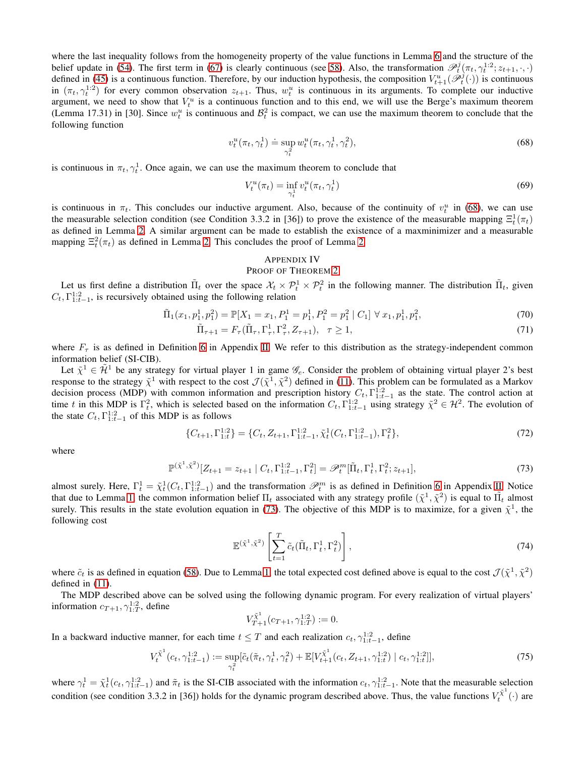where the last inequality follows from the homogeneity property of the value functions in Lemma 6 and the structure of the belief update in (54). The first term in (67) is clearly continuous (see 58). Also, the transformation $\mathscr{P}_t^j(\pi_t, \gamma_t^{1:2}; z_{t+1}, \cdot, \cdot)$ defined in (45) is a continuous function. Therefore, by our induction hypothesis, the composition $V_{t+1}^u(\mathscr{P}_t^j(\cdot))$ is continuous in $(\pi_t, \gamma_t^{1:2})$ for every common observation $z_{t+1}$. Thus, $w_t^u$ is continuous in its arguments. To complete our inductive argument, we need to show that $V_t^u$ is a continuous function and to this end, we will use the Berge's maximum theorem (Lemma 17.31) in [30]. Since $w_t^u$ is continuous and $\mathcal{B}_t^2$ is compact, we can use the maximum theorem to conclude that the following function

$$v_t^u(\pi_t, \gamma_t^1) \doteq \sup_{\gamma_t^2} w_t^u(\pi_t, \gamma_t^1, \gamma_t^2), \tag{68}$$

is continuous in $\pi_t, \gamma_t^1$. Once again, we can use the maximum theorem to conclude that

$$V_t^u(\pi_t) = \inf_{\gamma_t^1} v_t^u(\pi_t, \gamma_t^1) \tag{69}$$

is continuous in $\pi_t$. This concludes our inductive argument. Also, because of the continuity of $v_t^u$ in (68), we can use the measurable selection condition (see Condition 3.3.2 in [36]) to prove the existence of the measurable mapping $\Xi_t^1(\pi_t)$ as defined in Lemma 2. A similar argument can be made to establish the existence of a maxminimizer and a measurable mapping $\Xi_t^2(\pi_t)$ as defined in Lemma 2. This concludes the proof of Lemma 2.

## Appendix IV
## Proof of Theorem 2

Let us first define a distribution $\tilde{\Pi}_t$ over the space $\mathcal{X}_t \times \mathcal{P}_t^1 \times \mathcal{P}_t^2$ in the following manner. The distribution $\tilde{\Pi}_t$, given $C_t, \Gamma_{1:t-1}^{1:2}$, is recursively obtained using the following relation

$$\tilde{\Pi}_1(x_1, p_1^1, p_1^2) = \mathbb{P}[X_1 = x_1, P_1^1 = p_1^1, P_1^2 = p_1^2 \mid C_1] \ \forall\, x_1, p_1^1, p_1^2, \tag{70}$$

$$\tilde{\Pi}_{\tau+1} = F_\tau(\tilde{\Pi}_\tau, \Gamma_\tau^1, \Gamma_\tau^2, Z_{\tau+1}), \quad \tau \geq 1, \tag{71}$$

where $F_\tau$ is as defined in Definition 6 in Appendix III. We refer to this distribution as the strategy-independent common information belief (SI-CIB).

Let $\tilde{\chi}^1 \in \tilde{\mathcal{H}}^1$ be any strategy for virtual player 1 in game $\mathscr{G}_e$. Consider the problem of obtaining virtual player 2's best response to the strategy $\tilde{\chi}^1$ with respect to the cost $\mathcal{J}(\tilde{\chi}^1, \tilde{\chi}^2)$ defined in (11). This problem can be formulated as a Markov decision process (MDP) with common information and prescription history $C_t, \Gamma_{1:t-1}^{1:2}$ as the state. The control action at time $t$ in this MDP is $\Gamma_t^2$, which is selected based on the information $C_t, \Gamma_{1:t-1}^{1:2}$ using strategy $\tilde{\chi}^2 \in \mathcal{H}^2$. The evolution of the state $C_t, \Gamma_{1:t-1}^{1:2}$ of this MDP is as follows

$$\{C_{t+1}, \Gamma_{1:t}^{1:2}\} = \{C_t, Z_{t+1}, \Gamma_{1:t-1}^{1:2}, \tilde{\chi}_t^1(C_t, \Gamma_{1:t-1}^{1:2}), \Gamma_t^2\}, \tag{72}$$

where

$$\mathbb{P}^{(\tilde{\chi}^1, \tilde{\chi}^2)}[Z_{t+1} = z_{t+1} \mid C_t, \Gamma_{1:t-1}^{1:2}, \Gamma_t^2] = \mathscr{P}_t^m[\tilde{\Pi}_t, \Gamma_t^1, \Gamma_t^2; z_{t+1}], \tag{73}$$

almost surely. Here, $\Gamma_t^1 = \tilde{\chi}_t^1(C_t, \Gamma_{1:t-1}^{1:2})$ and the transformation $\mathscr{P}_t^m$ is as defined in Definition 6 in Appendix III. Notice that due to Lemma 1, the common information belief $\Pi_t$ associated with any strategy profile $(\tilde{\chi}^1, \tilde{\chi}^2)$ is equal to $\tilde{\Pi}_t$ almost surely. This results in the state evolution equation in (73). The objective of this MDP is to maximize, for a given $\tilde{\chi}^1$, the following cost

$$\mathbb{E}^{(\tilde{\chi}^1, \tilde{\chi}^2)}\left[\sum_{t=1}^{T} \tilde{c}_t(\tilde{\Pi}_t, \Gamma_t^1, \Gamma_t^2)\right], \tag{74}$$

where $\tilde{c}_t$ is as defined in equation (58). Due to Lemma 1, the total expected cost defined above is equal to the cost $\mathcal{J}(\tilde{\chi}^1, \tilde{\chi}^2)$ defined in (11).

The MDP described above can be solved using the following dynamic program. For every realization of virtual players' information $c_{T+1}, \gamma_{1:T}^{1:2}$, define

$$V_{T+1}^{\tilde{\chi}^1}(c_{T+1}, \gamma_{1:T}^{1:2}) := 0.$$

In a backward inductive manner, for each time $t \leq T$ and each realization $c_t, \gamma_{1:t-1}^{1:2}$, define

$$V_t^{\tilde{\chi}^1}(c_t, \gamma_{1:t-1}^{1:2}) := \sup_{\gamma_t^2}[\tilde{c}_t(\tilde{\pi}_t, \gamma_t^1, \gamma_t^2) + \mathbb{E}[V_{t+1}^{\tilde{\chi}^1}(c_t, Z_{t+1}, \gamma_{1:t}^{1:2}) \mid c_t, \gamma_{1:t}^{1:2}]], \tag{75}$$

where $\gamma_t^1 = \tilde{\chi}_t^1(c_t, \gamma_{1:t-1}^{1:2})$ and $\tilde{\pi}_t$ is the SI-CIB associated with the information $c_t, \gamma_{1:t-1}^{1:2}$. Note that the measurable selection condition (see condition 3.3.2 in [36]) holds for the dynamic program described above. Thus, the value functions $V_t^{\tilde{\chi}^1}(\cdot)$ are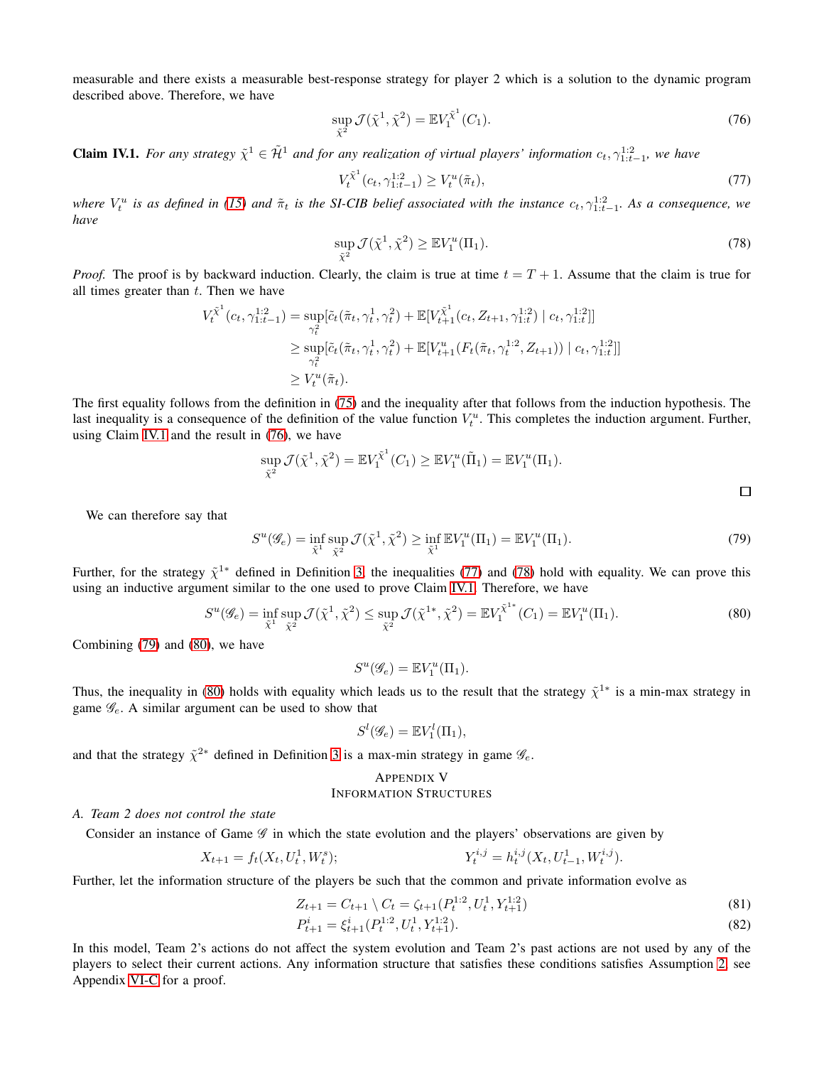measurable and there exists a measurable best-response strategy for player 2 which is a solution to the dynamic program described above. Therefore, we have

$$\sup_{\tilde{\chi}^2} \mathcal{J}(\tilde{\chi}^1, \tilde{\chi}^2) = \mathbb{E} V_1^{\tilde{\chi}^1}(C_1). \tag{76}$$

**Claim IV.1.** *For any strategy $\tilde{\chi}^1 \in \tilde{\mathcal{H}}^1$ and for any realization of virtual players' information $c_t, \gamma_{1:t-1}^{1:2}$, we have*

$$V_t^{\tilde{\chi}^1}(c_t, \gamma_{1:t-1}^{1:2}) \geq V_t^u(\tilde{\pi}_t), \tag{77}$$

*where $V_t^u$ is as defined in (15) and $\tilde{\pi}_t$ is the SI-CIB belief associated with the instance $c_t, \gamma_{1:t-1}^{1:2}$. As a consequence, we have*

$$\sup_{\tilde{\chi}^2} \mathcal{J}(\tilde{\chi}^1, \tilde{\chi}^2) \geq \mathbb{E} V_1^u(\Pi_1). \tag{78}$$

*Proof.* The proof is by backward induction. Clearly, the claim is true at time $t = T+1$. Assume that the claim is true for all times greater than $t$. Then we have

$$\begin{aligned}
V_t^{\tilde{\chi}^1}(c_t, \gamma_{1:t-1}^{1:2}) &= \sup_{\gamma_t^2} [\tilde{c}_t(\tilde{\pi}_t, \gamma_t^1, \gamma_t^2) + \mathbb{E}[V_{t+1}^{\tilde{\chi}^1}(c_t, Z_{t+1}, \gamma_{1:t}^{1:2}) \mid c_t, \gamma_{1:t}^{1:2}]] \\
&\geq \sup_{\gamma_t^2} [\tilde{c}_t(\tilde{\pi}_t, \gamma_t^1, \gamma_t^2) + \mathbb{E}[V_{t+1}^u(F_t(\tilde{\pi}_t, \gamma_t^{1:2}, Z_{t+1})) \mid c_t, \gamma_{1:t}^{1:2}]] \\
&\geq V_t^u(\tilde{\pi}_t).
\end{aligned}$$

The first equality follows from the definition in (75) and the inequality after that follows from the induction hypothesis. The last inequality is a consequence of the definition of the value function $V_t^u$. This completes the induction argument. Further, using Claim IV.1 and the result in (76), we have

$$\sup_{\tilde{\chi}^2} \mathcal{J}(\tilde{\chi}^1, \tilde{\chi}^2) = \mathbb{E} V_1^{\tilde{\chi}^1}(C_1) \geq \mathbb{E} V_1^u(\tilde{\Pi}_1) = \mathbb{E} V_1^u(\Pi_1).$$

□

We can therefore say that

$$S^u(\mathscr{G}_e) = \inf_{\tilde{\chi}^1} \sup_{\tilde{\chi}^2} \mathcal{J}(\tilde{\chi}^1, \tilde{\chi}^2) \geq \inf_{\tilde{\chi}^1} \mathbb{E} V_1^u(\Pi_1) = \mathbb{E} V_1^u(\Pi_1). \tag{79}$$

Further, for the strategy $\tilde{\chi}^{1*}$ defined in Definition 3, the inequalities (77) and (78) hold with equality. We can prove this using an inductive argument similar to the one used to prove Claim IV.1. Therefore, we have

$$S^u(\mathscr{G}_e) = \inf_{\tilde{\chi}^1} \sup_{\tilde{\chi}^2} \mathcal{J}(\tilde{\chi}^1, \tilde{\chi}^2) \leq \sup_{\tilde{\chi}^2} \mathcal{J}(\tilde{\chi}^{1*}, \tilde{\chi}^2) = \mathbb{E} V_1^{\tilde{\chi}^{1*}}(C_1) = \mathbb{E} V_1^u(\Pi_1). \tag{80}$$

Combining (79) and (80), we have

$$S^u(\mathscr{G}_e) = \mathbb{E} V_1^u(\Pi_1).$$

Thus, the inequality in (80) holds with equality which leads us to the result that the strategy $\tilde{\chi}^{1*}$ is a min-max strategy in game $\mathscr{G}_e$. A similar argument can be used to show that

$$S^l(\mathscr{G}_e) = \mathbb{E} V_1^l(\Pi_1),$$

and that the strategy $\tilde{\chi}^{2*}$ defined in Definition 3 is a max-min strategy in game $\mathscr{G}_e$.

## Appendix V
## Information Structures

### A. Team 2 does not control the state

Consider an instance of Game $\mathscr{G}$ in which the state evolution and the players' observations are given by

$$X_{t+1} = f_t(X_t, U_t^1, W_t^s); \qquad\qquad Y_t^{i,j} = h_t^{i,j}(X_t, U_{t-1}^1, W_t^{i,j}).$$

Further, let the information structure of the players be such that the common and private information evolve as

$$Z_{t+1} = C_{t+1} \setminus C_t = \zeta_{t+1}(P_t^{1:2}, U_t^1, Y_{t+1}^{1:2}) \tag{81}$$

$$P_{t+1}^i = \xi_{t+1}^i(P_t^{1:2}, U_t^1, Y_{t+1}^{1:2}). \tag{82}$$

In this model, Team 2's actions do not affect the system evolution and Team 2's past actions are not used by any of the players to select their current actions. Any information structure that satisfies these conditions satisfies Assumption 2, see Appendix VI-C for a proof.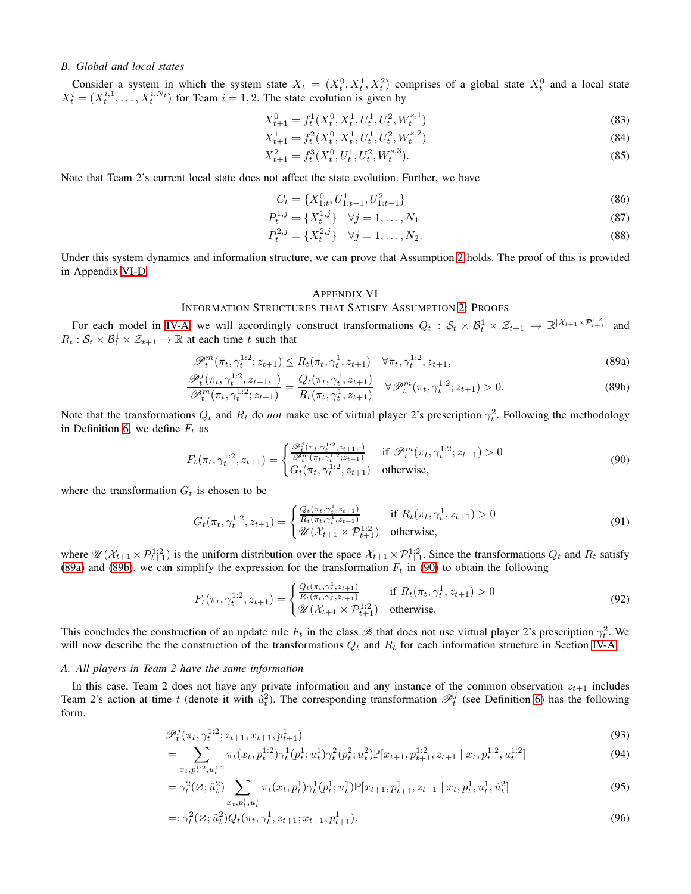### B. Global and local states

Consider a system in which the system state $X_t = (X_t^0, X_t^1, X_t^2)$ comprises of a global state $X_t^0$ and a local state $X_t^i = (X_t^{i,1}, \dots, X_t^{i,N_i})$ for Team $i = 1, 2$. The state evolution is given by

$$X_{t+1}^0 = f_t^1(X_t^0, X_t^1, U_t^1, U_t^2, W_t^{s,1}) \tag{83}$$

$$X_{t+1}^1 = f_t^2(X_t^0, X_t^1, U_t^1, U_t^2, W_t^{s,2}) \tag{84}$$

$$X_{t+1}^2 = f_t^3(X_t^0, U_t^1, U_t^2, W_t^{s,3}). \tag{85}$$

Note that Team 2's current local state does not affect the state evolution. Further, we have

$$C_t = \{X_{1:t}^0, U_{1:t-1}^1, U_{1:t-1}^2\} \tag{86}$$

$$P_t^{1,j} = \{X_t^{1,j}\} \quad \forall j = 1, \dots, N_1 \tag{87}$$

$$P_t^{2,j} = \{X_t^{2,j}\} \quad \forall j = 1, \dots, N_2. \tag{88}$$

Under this system dynamics and information structure, we can prove that Assumption 2 holds. The proof of this is provided in Appendix VI-D.

## Appendix VI
## Information Structures that Satisfy Assumption 2: Proofs

For each model in IV-A, we will accordingly construct transformations $Q_t : \mathcal{S}_t \times \mathcal{B}_t^1 \times \mathcal{Z}_{t+1} \to \mathbb{R}^{|\mathcal{X}_{t+1} \times \mathcal{P}_{t+1}^{1:2}|}$ and $R_t : \mathcal{S}_t \times \mathcal{B}_t^1 \times \mathcal{Z}_{t+1} \to \mathbb{R}$ at each time $t$ such that

$$\mathscr{P}_t^m(\pi_t, \gamma_t^{1:2}; z_{t+1}) \leq R_t(\pi_t, \gamma_t^1, z_{t+1}) \quad \forall \pi_t, \gamma_t^{1:2}, z_{t+1}, \tag{89a}$$

$$\frac{\mathscr{P}_t^j(\pi_t, \gamma_t^{1:2}, z_{t+1}, \cdot)}{\mathscr{P}_t^m(\pi_t, \gamma_t^{1:2}; z_{t+1})} = \frac{Q_t(\pi_t, \gamma_t^1, z_{t+1})}{R_t(\pi_t, \gamma_t^1, z_{t+1})} \quad \forall \mathscr{P}_t^m(\pi_t, \gamma_t^{1:2}; z_{t+1}) > 0. \tag{89b}$$

Note that the transformations $Q_t$ and $R_t$ do *not* make use of virtual player 2's prescription $\gamma_t^2$. Following the methodology in Definition 6, we define $F_t$ as

$$F_t(\pi_t, \gamma_t^{1:2}, z_{t+1}) = \begin{cases} \frac{\mathscr{P}_t^j(\pi_t, \gamma_t^{1:2}, z_{t+1}, \cdot)}{\mathscr{P}_t^m(\pi_t, \gamma_t^{1:2}; z_{t+1})} & \text{if } \mathscr{P}_t^m(\pi_t, \gamma_t^{1:2}; z_{t+1}) > 0 \\ G_t(\pi_t, \gamma_t^{1:2}, z_{t+1}) & \text{otherwise}, \end{cases} \tag{90}$$

where the transformation $G_t$ is chosen to be

$$G_t(\pi_t, \gamma_t^{1:2}, z_{t+1}) = \begin{cases} \frac{Q_t(\pi_t, \gamma_t^1, z_{t+1})}{R_t(\pi_t, \gamma_t^1, z_{t+1})} & \text{if } R_t(\pi_t, \gamma_t^1, z_{t+1}) > 0 \\ \mathscr{U}(\mathcal{X}_{t+1} \times \mathcal{P}_{t+1}^{1:2}) & \text{otherwise}, \end{cases} \tag{91}$$

where $\mathscr{U}(\mathcal{X}_{t+1} \times \mathcal{P}_{t+1}^{1:2})$ is the uniform distribution over the space $\mathcal{X}_{t+1} \times \mathcal{P}_{t+1}^{1:2}$. Since the transformations $Q_t$ and $R_t$ satisfy (89a) and (89b), we can simplify the expression for the transformation $F_t$ in (90) to obtain the following

$$F_t(\pi_t, \gamma_t^{1:2}, z_{t+1}) = \begin{cases} \frac{Q_t(\pi_t, \gamma_t^1, z_{t+1})}{R_t(\pi_t, \gamma_t^1, z_{t+1})} & \text{if } R_t(\pi_t, \gamma_t^1, z_{t+1}) > 0 \\ \mathscr{U}(\mathcal{X}_{t+1} \times \mathcal{P}_{t+1}^{1:2}) & \text{otherwise}. \end{cases} \tag{92}$$

This concludes the construction of an update rule $F_t$ in the class $\mathscr{B}$ that does not use virtual player 2's prescription $\gamma_t^2$. We will now describe the the construction of the transformations $Q_t$ and $R_t$ for each information structure in Section IV-A.

### A. All players in Team 2 have the same information

In this case, Team 2 does not have any private information and any instance of the common observation $z_{t+1}$ includes Team 2's action at time $t$ (denote it with $\hat{u}_t^2$). The corresponding transformation $\mathscr{P}_t^j$ (see Definition 6) has the following form.

$$\mathscr{P}_t^j(\pi_t, \gamma_t^{1:2}; z_{t+1}, x_{t+1}, p_{t+1}^1) \tag{93}$$

$$= \sum_{x_t, p_t^{1:2}, u_t^{1:2}} \pi_t(x_t, p_t^{1:2}) \gamma_t^1(p_t^1; u_t^1) \gamma_t^2(p_t^2; u_t^2) \mathbb{P}[x_{t+1}, p_{t+1}^{1:2}, z_{t+1} \mid x_t, p_t^{1:2}, u_t^{1:2}] \tag{94}$$

$$= \gamma_t^2(\varnothing; \hat{u}_t^2) \sum_{x_t, p_t^1, u_t^1} \pi_t(x_t, p_t^1) \gamma_t^1(p_t^1; u_t^1) \mathbb{P}[x_{t+1}, p_{t+1}^1, z_{t+1} \mid x_t, p_t^1, u_t^1, \hat{u}_t^2] \tag{95}$$

$$=: \gamma_t^2(\varnothing; \hat{u}_t^2) Q_t(\pi_t, \gamma_t^1, z_{t+1}; x_{t+1}, p_{t+1}^1). \tag{96}$$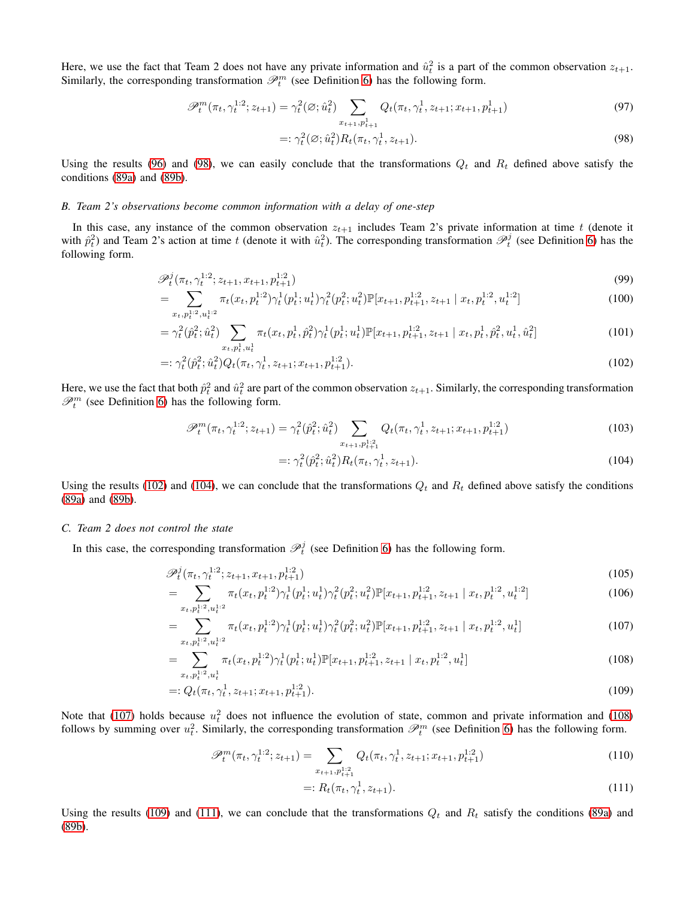Here, we use the fact that Team 2 does not have any private information and $\hat{u}_t^2$ is a part of the common observation $z_{t+1}$. Similarly, the corresponding transformation $\mathscr{P}_t^m$ (see Definition 6) has the following form.

$$\mathscr{P}_t^m(\pi_t, \gamma_t^{1:2}; z_{t+1}) = \gamma_t^2(\varnothing; \hat{u}_t^2) \sum_{x_{t+1}, p_{t+1}^1} Q_t(\pi_t, \gamma_t^1, z_{t+1}; x_{t+1}, p_{t+1}^1) \tag{97}$$

$$=: \gamma_t^2(\varnothing; \hat{u}_t^2) R_t(\pi_t, \gamma_t^1, z_{t+1}). \tag{98}$$

Using the results (96) and (98), we can easily conclude that the transformations $Q_t$ and $R_t$ defined above satisfy the conditions (89a) and (89b).

### B. Team 2's observations become common information with a delay of one-step

In this case, any instance of the common observation $z_{t+1}$ includes Team 2's private information at time $t$ (denote it with $\hat{p}_t^2$) and Team 2's action at time $t$ (denote it with $\hat{u}_t^2$). The corresponding transformation $\mathscr{P}_t^j$ (see Definition 6) has the following form.

$$\mathscr{P}_t^j(\pi_t, \gamma_t^{1:2}; z_{t+1}, x_{t+1}, p_{t+1}^{1:2}) \tag{99}$$

$$= \sum_{x_t, p_t^{1:2}, u_t^{1:2}} \pi_t(x_t, p_t^{1:2}) \gamma_t^1(p_t^1; u_t^1) \gamma_t^2(p_t^2; u_t^2) \mathbb{P}[x_{t+1}, p_{t+1}^{1:2}, z_{t+1} \mid x_t, p_t^{1:2}, u_t^{1:2}] \tag{100}$$

$$= \gamma_t^2(\hat{p}_t^2; \hat{u}_t^2) \sum_{x_t, p_t^1, u_t^1} \pi_t(x_t, p_t^1, \hat{p}_t^2) \gamma_t^1(p_t^1; u_t^1) \mathbb{P}[x_{t+1}, p_{t+1}^{1:2}, z_{t+1} \mid x_t, p_t^1, \hat{p}_t^2, u_t^1, \hat{u}_t^2] \tag{101}$$

$$=: \gamma_t^2(\hat{p}_t^2; \hat{u}_t^2) Q_t(\pi_t, \gamma_t^1, z_{t+1}; x_{t+1}, p_{t+1}^{1:2}). \tag{102}$$

Here, we use the fact that both $\hat{p}_t^2$ and $\hat{u}_t^2$ are part of the common observation $z_{t+1}$. Similarly, the corresponding transformation $\mathscr{P}_t^m$ (see Definition 6) has the following form.

$$\mathscr{P}_t^m(\pi_t, \gamma_t^{1:2}; z_{t+1}) = \gamma_t^2(\hat{p}_t^2; \hat{u}_t^2) \sum_{x_{t+1}, p_{t+1}^{1:2}} Q_t(\pi_t, \gamma_t^1, z_{t+1}; x_{t+1}, p_{t+1}^{1:2}) \tag{103}$$

$$=: \gamma_t^2(\hat{p}_t^2; \hat{u}_t^2) R_t(\pi_t, \gamma_t^1, z_{t+1}). \tag{104}$$

Using the results (102) and (104), we can conclude that the transformations $Q_t$ and $R_t$ defined above satisfy the conditions (89a) and (89b).

### C. Team 2 does not control the state

In this case, the corresponding transformation $\mathscr{P}_t^j$ (see Definition 6) has the following form.

$$\mathscr{P}_t^j(\pi_t, \gamma_t^{1:2}; z_{t+1}, x_{t+1}, p_{t+1}^{1:2}) \tag{105}$$

$$= \sum_{x_t, p_t^{1:2}, u_t^{1:2}} \pi_t(x_t, p_t^{1:2}) \gamma_t^1(p_t^1; u_t^1) \gamma_t^2(p_t^2; u_t^2) \mathbb{P}[x_{t+1}, p_{t+1}^{1:2}, z_{t+1} \mid x_t, p_t^{1:2}, u_t^{1:2}] \tag{106}$$

$$= \sum_{x_t, p_t^{1:2}, u_t^{1:2}} \pi_t(x_t, p_t^{1:2}) \gamma_t^1(p_t^1; u_t^1) \gamma_t^2(p_t^2; u_t^2) \mathbb{P}[x_{t+1}, p_{t+1}^{1:2}, z_{t+1} \mid x_t, p_t^{1:2}, u_t^1] \tag{107}$$

$$= \sum_{x_t, p_t^{1:2}, u_t^1} \pi_t(x_t, p_t^{1:2}) \gamma_t^1(p_t^1; u_t^1) \mathbb{P}[x_{t+1}, p_{t+1}^{1:2}, z_{t+1} \mid x_t, p_t^{1:2}, u_t^1] \tag{108}$$

$$=: Q_t(\pi_t, \gamma_t^1, z_{t+1}; x_{t+1}, p_{t+1}^{1:2}). \tag{109}$$

Note that (107) holds because $u_t^2$ does not influence the evolution of state, common and private information and (108) follows by summing over $u_t^2$. Similarly, the corresponding transformation $\mathscr{P}_t^m$ (see Definition 6) has the following form.

$$\mathscr{P}_t^m(\pi_t, \gamma_t^{1:2}; z_{t+1}) = \sum_{x_{t+1}, p_{t+1}^{1:2}} Q_t(\pi_t, \gamma_t^1, z_{t+1}; x_{t+1}, p_{t+1}^{1:2}) \tag{110}$$

$$=: R_t(\pi_t, \gamma_t^1, z_{t+1}). \tag{111}$$

Using the results (109) and (111), we can conclude that the transformations $Q_t$ and $R_t$ satisfy the conditions (89a) and (89b).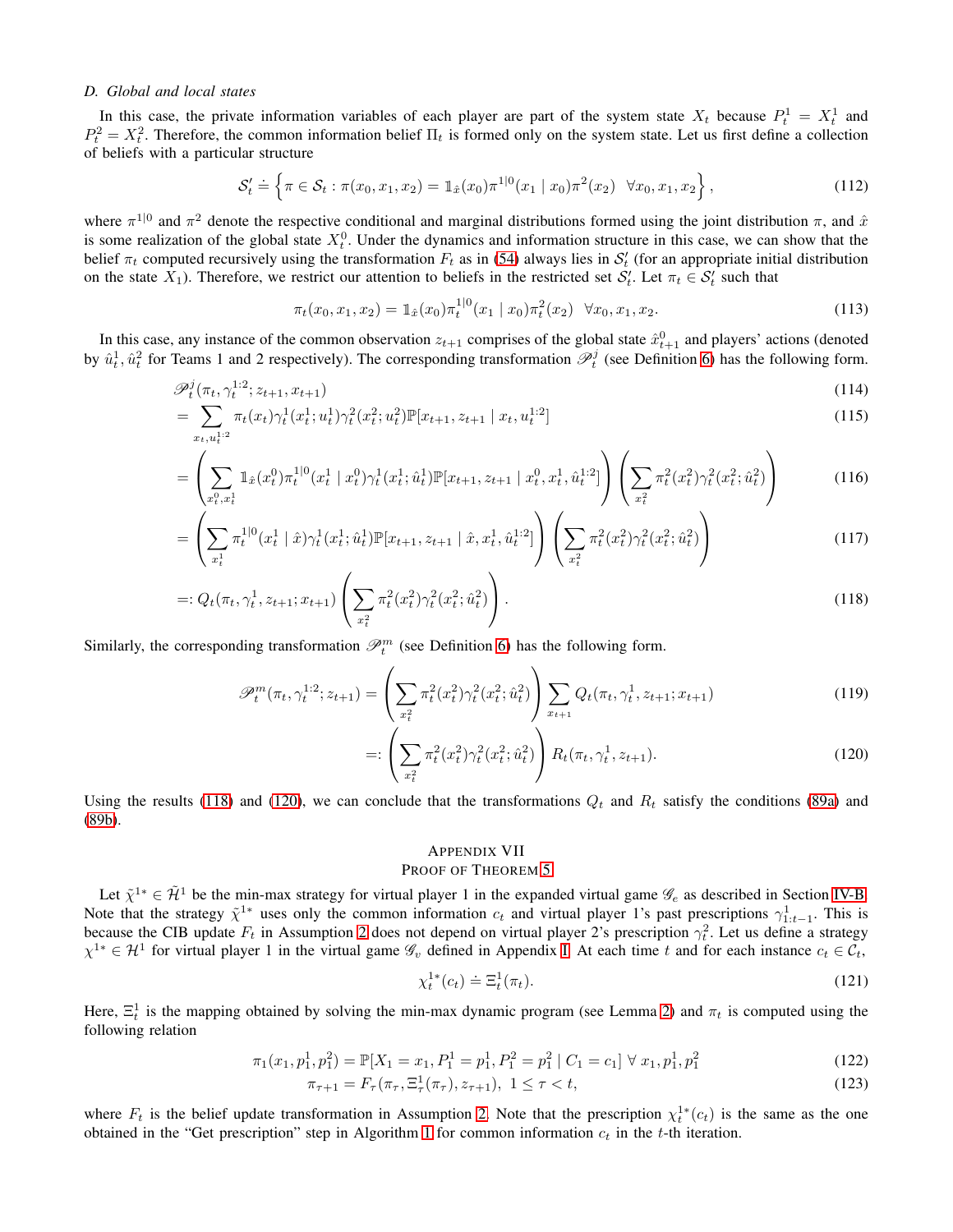### D. Global and local states

In this case, the private information variables of each player are part of the system state $X_t$ because $P_t^1 = X_t^1$ and $P_t^2 = X_t^2$. Therefore, the common information belief $\Pi_t$ is formed only on the system state. Let us first define a collection of beliefs with a particular structure

$$\mathcal{S}_t' \doteq \left\{ \pi \in \mathcal{S}_t : \pi(x_0, x_1, x_2) = \mathbb{1}_{\hat{x}}(x_0)\pi^{1|0}(x_1 \mid x_0)\pi^2(x_2) \;\; \forall x_0, x_1, x_2 \right\}, \tag{112}$$

where $\pi^{1|0}$ and $\pi^2$ denote the respective conditional and marginal distributions formed using the joint distribution $\pi$, and $\hat{x}$ is some realization of the global state $X_t^0$. Under the dynamics and information structure in this case, we can show that the belief $\pi_t$ computed recursively using the transformation $F_t$ as in (54) always lies in $\mathcal{S}_t'$ (for an appropriate initial distribution on the state $X_1$). Therefore, we restrict our attention to beliefs in the restricted set $\mathcal{S}_t'$. Let $\pi_t \in \mathcal{S}_t'$ such that

$$\pi_t(x_0, x_1, x_2) = \mathbb{1}_{\hat{x}}(x_0)\pi_t^{1|0}(x_1 \mid x_0)\pi_t^2(x_2) \;\; \forall x_0, x_1, x_2. \tag{113}$$

In this case, any instance of the common observation $z_{t+1}$ comprises of the global state $\hat{x}_{t+1}^0$ and players' actions (denoted by $\hat{u}_t^1, \hat{u}_t^2$ for Teams 1 and 2 respectively). The corresponding transformation $\mathscr{P}_t^j$ (see Definition 6) has the following form.

$$\mathscr{P}_t^j(\pi_t, \gamma_t^{1:2}; z_{t+1}, x_{t+1}) \tag{114}$$

$$= \sum_{x_t, u_t^{1:2}} \pi_t(x_t)\gamma_t^1(x_t^1; u_t^1)\gamma_t^2(x_t^2; u_t^2)\mathbb{P}[x_{t+1}, z_{t+1} \mid x_t, u_t^{1:2}] \tag{115}$$

$$= \left( \sum_{x_t^0, x_t^1} \mathbb{1}_{\hat{x}}(x_t^0)\pi_t^{1|0}(x_t^1 \mid x_t^0)\gamma_t^1(x_t^1; \hat{u}_t^1)\mathbb{P}[x_{t+1}, z_{t+1} \mid x_t^0, x_t^1, \hat{u}_t^{1:2}] \right) \left( \sum_{x_t^2} \pi_t^2(x_t^2)\gamma_t^2(x_t^2; \hat{u}_t^2) \right) \tag{116}$$

$$= \left( \sum_{x_t^1} \pi_t^{1|0}(x_t^1 \mid \hat{x})\gamma_t^1(x_t^1; \hat{u}_t^1)\mathbb{P}[x_{t+1}, z_{t+1} \mid \hat{x}, x_t^1, \hat{u}_t^{1:2}] \right) \left( \sum_{x_t^2} \pi_t^2(x_t^2)\gamma_t^2(x_t^2; \hat{u}_t^2) \right) \tag{117}$$

$$=: Q_t(\pi_t, \gamma_t^1, z_{t+1}; x_{t+1}) \left( \sum_{x_t^2} \pi_t^2(x_t^2)\gamma_t^2(x_t^2; \hat{u}_t^2) \right). \tag{118}$$

Similarly, the corresponding transformation $\mathscr{P}_t^m$ (see Definition 6) has the following form.

$$\mathscr{P}_t^m(\pi_t, \gamma_t^{1:2}; z_{t+1}) = \left( \sum_{x_t^2} \pi_t^2(x_t^2)\gamma_t^2(x_t^2; \hat{u}_t^2) \right) \sum_{x_{t+1}} Q_t(\pi_t, \gamma_t^1, z_{t+1}; x_{t+1}) \tag{119}$$

$$=: \left( \sum_{x_t^2} \pi_t^2(x_t^2)\gamma_t^2(x_t^2; \hat{u}_t^2) \right) R_t(\pi_t, \gamma_t^1, z_{t+1}). \tag{120}$$

Using the results (118) and (120), we can conclude that the transformations $Q_t$ and $R_t$ satisfy the conditions (89a) and (89b).

## Appendix VII
## Proof of Theorem 5

Let $\tilde{\chi}^{1*} \in \tilde{\mathcal{H}}^1$ be the min-max strategy for virtual player 1 in the expanded virtual game $\mathscr{G}_e$ as described in Section IV-B. Note that the strategy $\tilde{\chi}^{1*}$ uses only the common information $c_t$ and virtual player 1's past prescriptions $\gamma_{1:t-1}^1$. This is because the CIB update $F_t$ in Assumption 2 does not depend on virtual player 2's prescription $\gamma_t^2$. Let us define a strategy $\chi^{1*} \in \mathcal{H}^1$ for virtual player 1 in the virtual game $\mathscr{G}_v$ defined in Appendix I. At each time $t$ and for each instance $c_t \in \mathcal{C}_t$,

$$\chi_t^{1*}(c_t) \doteq \Xi_t^1(\pi_t). \tag{121}$$

Here, $\Xi_t^1$ is the mapping obtained by solving the min-max dynamic program (see Lemma 2) and $\pi_t$ is computed using the following relation

$$\pi_1(x_1, p_1^1, p_1^2) = \mathbb{P}[X_1 = x_1, P_1^1 = p_1^1, P_1^2 = p_1^2 \mid C_1 = c_1] \;\forall\; x_1, p_1^1, p_1^2 \tag{122}$$

$$\pi_{\tau+1} = F_\tau(\pi_\tau, \Xi_\tau^1(\pi_\tau), z_{\tau+1}), \;\; 1 \leq \tau < t, \tag{123}$$

where $F_t$ is the belief update transformation in Assumption 2. Note that the prescription $\chi_t^{1*}(c_t)$ is the same as the one obtained in the "Get prescription" step in Algorithm 1 for common information $c_t$ in the $t$-th iteration.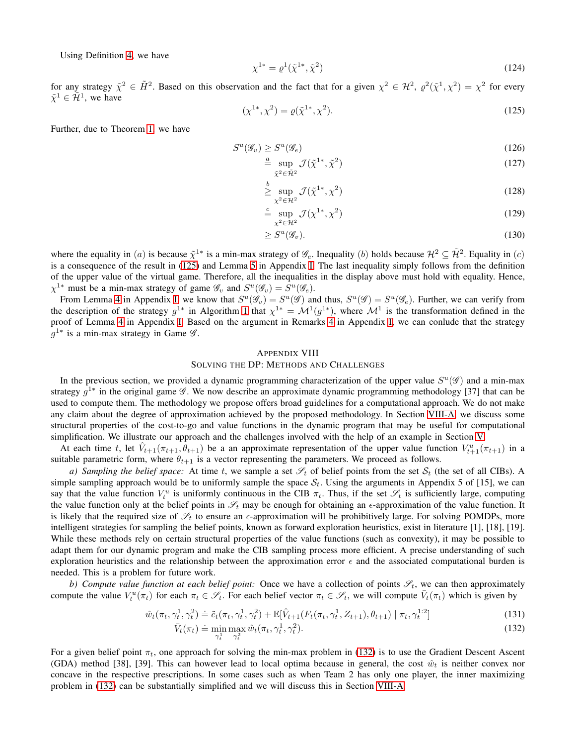Using Definition 4, we have

$$\chi^{1*} = \varrho^1(\tilde{\chi}^{1*}, \tilde{\chi}^2) \tag{124}$$

for any strategy $\tilde{\chi}^2 \in \tilde{H}^2$. Based on this observation and the fact that for a given $\chi^2 \in \mathcal{H}^2$, $\varrho^2(\tilde{\chi}^1, \chi^2) = \chi^2$ for every $\tilde{\chi}^1 \in \tilde{\mathcal{H}}^1$, we have

$$(\chi^{1*}, \chi^2) = \varrho(\tilde{\chi}^{1*}, \chi^2). \tag{125}$$

Further, due to Theorem 1, we have

$$S^u(\mathscr{G}_v) \geq S^u(\mathscr{G}_e) \tag{126}$$

$$\overset{a}{=} \sup_{\tilde{\chi}^2 \in \tilde{\mathcal{H}}^2} \mathcal{J}(\tilde{\chi}^{1*}, \tilde{\chi}^2) \tag{127}$$

$$\overset{b}{\geq} \sup_{\chi^2 \in \mathcal{H}^2} \mathcal{J}(\tilde{\chi}^{1*}, \chi^2) \tag{128}$$

$$\overset{c}{=} \sup_{\chi^2 \in \mathcal{H}^2} \mathcal{J}(\chi^{1*}, \chi^2) \tag{129}$$

$$\geq S^u(\mathscr{G}_v). \tag{130}$$

where the equality in $(a)$ is because $\tilde{\chi}^{1*}$ is a min-max strategy of $\mathscr{G}_e$. Inequality $(b)$ holds because $\mathcal{H}^2 \subseteq \tilde{\mathcal{H}}^2$. Equality in $(c)$ is a consequence of the result in (125) and Lemma 5 in Appendix I. The last inequality simply follows from the definition of the upper value of the virtual game. Therefore, all the inequalities in the display above must hold with equality. Hence, $\chi^{1*}$ must be a min-max strategy of game $\mathscr{G}_v$ and $S^u(\mathscr{G}_v) = S^u(\mathscr{G}_e)$.

From Lemma 4 in Appendix I, we know that $S^u(\mathscr{G}_v) = S^u(\mathscr{G})$ and thus, $S^u(\mathscr{G}) = S^u(\mathscr{G}_e)$. Further, we can verify from the description of the strategy $g^{1*}$ in Algorithm 1 that $\chi^{1*} = \mathcal{M}^1(g^{1*})$, where $\mathcal{M}^1$ is the transformation defined in the proof of Lemma 4 in Appendix I. Based on the argument in Remarks 4 in Appendix I, we can conlude that the strategy $g^{1*}$ is a min-max strategy in Game $\mathscr{G}$.

# Appendix VIII
## Solving the DP: Methods and Challenges

In the previous section, we provided a dynamic programming characterization of the upper value $S^u(\mathscr{G})$ and a min-max strategy $g^{1*}$ in the original game $\mathscr{G}$. We now describe an approximate dynamic programming methodology [37] that can be used to compute them. The methodology we propose offers broad guidelines for a computational approach. We do not make any claim about the degree of approximation achieved by the proposed methodology. In Section VIII-A, we discuss some structural properties of the cost-to-go and value functions in the dynamic program that may be useful for computational simplification. We illustrate our approach and the challenges involved with the help of an example in Section V.

At each time $t$, let $\hat{V}_{t+1}(\pi_{t+1}, \theta_{t+1})$ be a an approximate representation of the upper value function $V^u_{t+1}(\pi_{t+1})$ in a suitable parametric form, where $\theta_{t+1}$ is a vector representing the parameters. We proceed as follows.

*a) Sampling the belief space:* At time $t$, we sample a set $\mathscr{S}_t$ of belief points from the set $\mathcal{S}_t$ (the set of all CIBs). A simple sampling approach would be to uniformly sample the space $\mathcal{S}_t$. Using the arguments in Appendix 5 of [15], we can say that the value function $V^u_t$ is uniformly continuous in the CIB $\pi_t$. Thus, if the set $\mathscr{S}_t$ is sufficiently large, computing the value function only at the belief points in $\mathscr{S}_t$ may be enough for obtaining an $\epsilon$-approximation of the value function. It is likely that the required size of $\mathscr{S}_t$ to ensure an $\epsilon$-approximation will be prohibitively large. For solving POMDPs, more intelligent strategies for sampling the belief points, known as forward exploration heuristics, exist in literature [1], [18], [19]. While these methods rely on certain structural properties of the value functions (such as convexity), it may be possible to adapt them for our dynamic program and make the CIB sampling process more efficient. A precise understanding of such exploration heuristics and the relationship between the approximation error $\epsilon$ and the associated computational burden is needed. This is a problem for future work.

*b) Compute value function at each belief point:* Once we have a collection of points $\mathscr{S}_t$, we can then approximately compute the value $V^u_t(\pi_t)$ for each $\pi_t \in \mathscr{S}_t$. For each belief vector $\pi_t \in \mathscr{S}_t$, we will compute $\bar{V}_t(\pi_t)$ which is given by

$$\hat{w}_t(\pi_t, \gamma^1_t, \gamma^2_t) \doteq \tilde{c}_t(\pi_t, \gamma^1_t, \gamma^2_t) + \mathbb{E}[\hat{V}_{t+1}(F_t(\pi_t, \gamma^1_t, Z_{t+1}), \theta_{t+1}) \mid \pi_t, \gamma^{1:2}_t] \tag{131}$$

$$\bar{V}_t(\pi_t) \doteq \min_{\gamma^1_t} \max_{\gamma^2_t} \hat{w}_t(\pi_t, \gamma^1_t, \gamma^2_t). \tag{132}$$

For a given belief point $\pi_t$, one approach for solving the min-max problem in (132) is to use the Gradient Descent Ascent (GDA) method [38], [39]. This can however lead to local optima because in general, the cost $\hat{w}_t$ is neither convex nor concave in the respective prescriptions. In some cases such as when Team 2 has only one player, the inner maximizing problem in (132) can be substantially simplified and we will discuss this in Section VIII-A.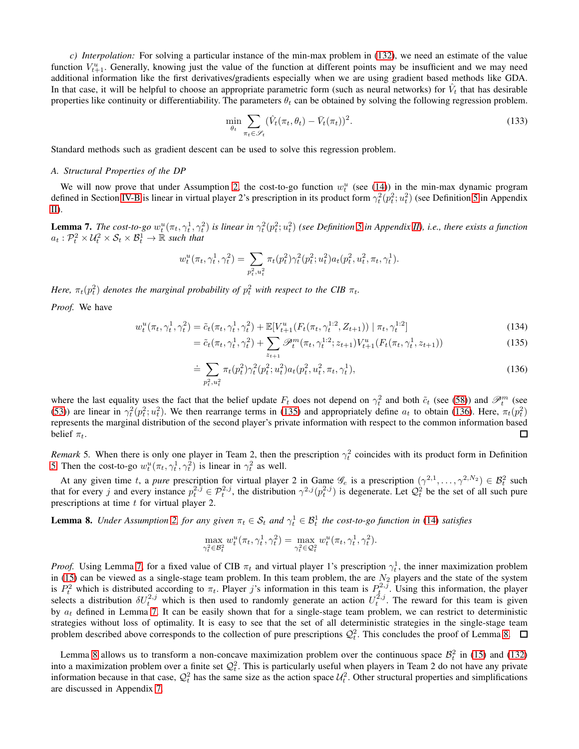*c) Interpolation:* For solving a particular instance of the min-max problem in (132), we need an estimate of the value function $V^u_{t+1}$. Generally, knowing just the value of the function at different points may be insufficient and we may need additional information like the first derivatives/gradients especially when we are using gradient based methods like GDA. In that case, it will be helpful to choose an appropriate parametric form (such as neural networks) for $\hat{V}_t$ that has desirable properties like continuity or differentiability. The parameters $\theta_t$ can be obtained by solving the following regression problem.

$$\min_{\theta_t} \sum_{\pi_t \in \mathscr{S}_t} (\hat{V}_t(\pi_t, \theta_t) - \bar{V}_t(\pi_t))^2. \tag{133}$$

Standard methods such as gradient descent can be used to solve this regression problem.

### A. Structural Properties of the DP

We will now prove that under Assumption 2, the cost-to-go function $w^u_t$ (see (14)) in the min-max dynamic program defined in Section IV-B is linear in virtual player 2's prescription in its product form $\gamma^2_t(p^2_t; u^2_t)$ (see Definition 5 in Appendix II).

**Lemma 7.** *The cost-to-go $w^u_t(\pi_t, \gamma^1_t, \gamma^2_t)$ is linear in $\gamma^2_t(p^2_t; u^2_t)$ (see Definition 5 in Appendix II), i.e., there exists a function $a_t : \mathcal{P}^2_t \times \mathcal{U}^2_t \times \mathcal{S}_t \times \mathcal{B}^1_t \to \mathbb{R}$ such that*

$$w^u_t(\pi_t, \gamma^1_t, \gamma^2_t) = \sum_{p^2_t, u^2_t} \pi_t(p^2_t)\gamma^2_t(p^2_t; u^2_t) a_t(p^2_t, u^2_t, \pi_t, \gamma^1_t).$$

*Here, $\pi_t(p^2_t)$ denotes the marginal probability of $p^2_t$ with respect to the CIB $\pi_t$.*

*Proof.* We have

$$\begin{aligned}
w^u_t(\pi_t, \gamma^1_t, \gamma^2_t) &= \tilde{c}_t(\pi_t, \gamma^1_t, \gamma^2_t) + \mathbb{E}[V^u_{t+1}(F_t(\pi_t, \gamma^{1:2}_t, Z_{t+1})) \mid \pi_t, \gamma^{1:2}_t] && (134)\\
&= \tilde{c}_t(\pi_t, \gamma^1_t, \gamma^2_t) + \sum_{z_{t+1}} \mathscr{P}^m_t(\pi_t, \gamma^{1:2}_t; z_{t+1}) V^u_{t+1}(F_t(\pi_t, \gamma^1_t, z_{t+1})) && (135)\\
&\doteq \sum_{p^2_t, u^2_t} \pi_t(p^2_t)\gamma^2_t(p^2_t; u^2_t) a_t(p^2_t, u^2_t, \pi_t, \gamma^1_t), && (136)
\end{aligned}$$

where the last equality uses the fact that the belief update $F_t$ does not depend on $\gamma^2_t$ and both $\tilde{c}_t$ (see (58)) and $\mathscr{P}^m_t$ (see (53)) are linear in $\gamma^2_t(p^2_t; u^2_t)$. We then rearrange terms in (135) and appropriately define $a_t$ to obtain (136). Here, $\pi_t(p^2_t)$ represents the marginal distribution of the second player's private information with respect to the common information based belief $\pi_t$. □

*Remark* 5. When there is only one player in Team 2, then the prescription $\gamma^2_t$ coincides with its product form in Definition 5. Then the cost-to-go $w^u_t(\pi_t, \gamma^1_t, \gamma^2_t)$ is linear in $\gamma^2_t$ as well.

At any given time $t$, a *pure* prescription for virtual player 2 in Game $\mathscr{G}_e$ is a prescription $(\gamma^{2,1}, \dots, \gamma^{2,N_2}) \in \mathcal{B}^2_t$ such that for every $j$ and every instance $p^{2,j}_t \in \mathcal{P}^{2,j}_t$, the distribution $\gamma^{2,j}(p^{2,j}_t)$ is degenerate. Let $\mathcal{Q}^2_t$ be the set of all such pure prescriptions at time $t$ for virtual player 2.

**Lemma 8.** *Under Assumption 2, for any given $\pi_t \in \mathcal{S}_t$ and $\gamma^1_t \in \mathcal{B}^1_t$ the cost-to-go function in (14) satisfies*

$$\max_{\gamma^2_t \in \mathcal{B}^2_t} w^u_t(\pi_t, \gamma^1_t, \gamma^2_t) = \max_{\gamma^2_t \in \mathcal{Q}^2_t} w^u_t(\pi_t, \gamma^1_t, \gamma^2_t).$$

*Proof.* Using Lemma 7, for a fixed value of CIB $\pi_t$ and virtual player 1's prescription $\gamma^1_t$, the inner maximization problem in (15) can be viewed as a single-stage team problem. In this team problem, the are $N_2$ players and the state of the system is $P^2_t$ which is distributed according to $\pi_t$. Player $j$'s information in this team is $P^{2,j}_t$. Using this information, the player selects a distribution $\delta U^{2,j}_t$ which is then used to randomly generate an action $U^{2,j}_t$. The reward for this team is given by $a_t$ defined in Lemma 7. It can be easily shown that for a single-stage team problem, we can restrict to deterministic strategies without loss of optimality. It is easy to see that the set of all deterministic strategies in the single-stage team problem described above corresponds to the collection of pure prescriptions $\mathcal{Q}^2_t$. This concludes the proof of Lemma 8. □

Lemma 8 allows us to transform a non-concave maximization problem over the continuous space $\mathcal{B}^2_t$ in (15) and (132) into a maximization problem over a finite set $\mathcal{Q}^2_t$. This is particularly useful when players in Team 2 do not have any private information because in that case, $\mathcal{Q}^2_t$ has the same size as the action space $\mathcal{U}^2_t$. Other structural properties and simplifications are discussed in Appendix 7.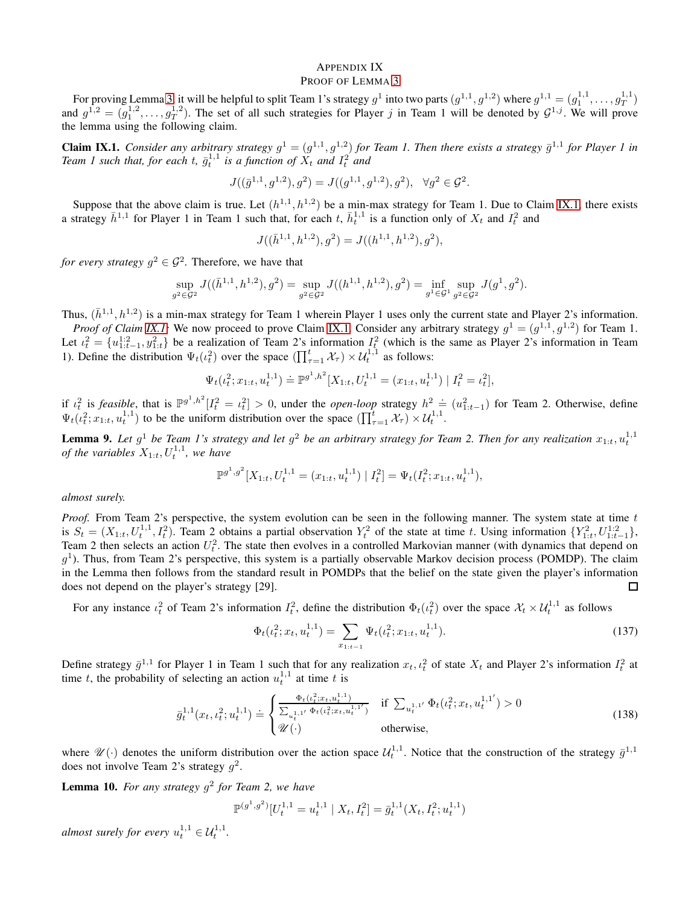## APPENDIX IX
## PROOF OF LEMMA 3

For proving Lemma 3, it will be helpful to split Team 1's strategy $g^1$ into two parts $(g^{1,1}, g^{1,2})$ where $g^{1,1} = (g_1^{1,1}, \dots, g_T^{1,1})$ and $g^{1,2} = (g_1^{1,2}, \dots, g_T^{1,2})$. The set of all such strategies for Player $j$ in Team 1 will be denoted by $\mathcal{G}^{1,j}$. We will prove the lemma using the following claim.

**Claim IX.1.** *Consider any arbitrary strategy $g^1 = (g^{1,1}, g^{1,2})$ for Team 1. Then there exists a strategy $\bar{g}^{1,1}$ for Player 1 in Team 1 such that, for each $t$, $\bar{g}_t^{1,1}$ is a function of $X_t$ and $I_t^2$ and*

$$J((\bar{g}^{1,1}, g^{1,2}), g^2) = J((g^{1,1}, g^{1,2}), g^2), \quad \forall g^2 \in \mathcal{G}^2.$$

Suppose that the above claim is true. Let $(h^{1,1}, h^{1,2})$ be a min-max strategy for Team 1. Due to Claim IX.1, there exists a strategy $\bar{h}^{1,1}$ for Player 1 in Team 1 such that, for each $t$, $\bar{h}_t^{1,1}$ is a function only of $X_t$ and $I_t^2$ and

$$J((\bar{h}^{1,1}, h^{1,2}), g^2) = J((h^{1,1}, h^{1,2}), g^2),$$

*for every strategy $g^2 \in \mathcal{G}^2$.* Therefore, we have that

$$\sup_{g^2 \in \mathcal{G}^2} J((\bar{h}^{1,1}, h^{1,2}), g^2) = \sup_{g^2 \in \mathcal{G}^2} J((h^{1,1}, h^{1,2}), g^2) = \inf_{g^1 \in \mathcal{G}^1} \sup_{g^2 \in \mathcal{G}^2} J(g^1, g^2).$$

Thus, $(\bar{h}^{1,1}, h^{1,2})$ is a min-max strategy for Team 1 wherein Player 1 uses only the current state and Player 2's information.

*Proof of Claim IX.1:* We now proceed to prove Claim IX.1. Consider any arbitrary strategy $g^1 = (g^{1,1}, g^{1,2})$ for Team 1. Let $\iota_t^2 = \{u_{1:t-1}^{1:2}, y_{1:t}^2\}$ be a realization of Team 2's information $I_t^2$ (which is the same as Player 2's information in Team 1). Define the distribution $\Psi_t(\iota_t^2)$ over the space $(\prod_{\tau=1}^t \mathcal{X}_\tau) \times \mathcal{U}_t^{1,1}$ as follows:

$$\Psi_t(\iota_t^2; x_{1:t}, u_t^{1,1}) \doteq \mathbb{P}^{g^1, h^2}[X_{1:t}, U_t^{1,1} = (x_{1:t}, u_t^{1,1}) \mid I_t^2 = \iota_t^2],$$

if $\iota_t^2$ is *feasible*, that is $\mathbb{P}^{g^1, h^2}[I_t^2 = \iota_t^2] > 0$, under the *open-loop* strategy $h^2 \doteq (u_{1:t-1}^2)$ for Team 2. Otherwise, define $\Psi_t(\iota_t^2; x_{1:t}, u_t^{1,1})$ to be the uniform distribution over the space $(\prod_{\tau=1}^t \mathcal{X}_\tau) \times \mathcal{U}_t^{1,1}$.

**Lemma 9.** *Let $g^1$ be Team 1's strategy and let $g^2$ be an arbitrary strategy for Team 2. Then for any realization $x_{1:t}, u_t^{1,1}$ of the variables $X_{1:t}, U_t^{1,1}$, we have*

$$\mathbb{P}^{g^1, g^2}[X_{1:t}, U_t^{1,1} = (x_{1:t}, u_t^{1,1}) \mid I_t^2] = \Psi_t(I_t^2; x_{1:t}, u_t^{1,1}),$$

*almost surely.*

*Proof.* From Team 2's perspective, the system evolution can be seen in the following manner. The system state at time $t$ is $S_t = (X_{1:t}, U_t^{1,1}, I_t^2)$. Team 2 obtains a partial observation $Y_t^2$ of the state at time $t$. Using information $\{Y_{1:t}^2, U_{1:t-1}^{1:2}\}$, Team 2 then selects an action $U_t^2$. The state then evolves in a controlled Markovian manner (with dynamics that depend on $g^1$). Thus, from Team 2's perspective, this system is a partially observable Markov decision process (POMDP). The claim in the Lemma then follows from the standard result in POMDPs that the belief on the state given the player's information does not depend on the player's strategy [29]. ∎

For any instance $\iota_t^2$ of Team 2's information $I_t^2$, define the distribution $\Phi_t(\iota_t^2)$ over the space $\mathcal{X}_t \times \mathcal{U}_t^{1,1}$ as follows

$$\Phi_t(\iota_t^2; x_t, u_t^{1,1}) = \sum_{x_{1:t-1}} \Psi_t(\iota_t^2; x_{1:t}, u_t^{1,1}). \tag{137}$$

Define strategy $\bar{g}^{1,1}$ for Player 1 in Team 1 such that for any realization $x_t, \iota_t^2$ of state $X_t$ and Player 2's information $I_t^2$ at time $t$, the probability of selecting an action $u_t^{1,1}$ at time $t$ is

$$\bar{g}_t^{1,1}(x_t, \iota_t^2; u_t^{1,1}) \doteq \begin{cases} \frac{\Phi_t(\iota_t^2; x_t, u_t^{1,1})}{\sum_{u_t^{1,1'}} \Phi_t(\iota_t^2; x_t, u_t^{1,1'})} & \text{if } \sum_{u_t^{1,1'}} \Phi_t(\iota_t^2; x_t, u_t^{1,1'}) > 0 \\ \mathscr{U}(\cdot) & \text{otherwise,} \end{cases} \tag{138}$$

where $\mathscr{U}(\cdot)$ denotes the uniform distribution over the action space $\mathcal{U}_t^{1,1}$. Notice that the construction of the strategy $\bar{g}^{1,1}$ does not involve Team 2's strategy $g^2$.

**Lemma 10.** *For any strategy $g^2$ for Team 2, we have*

$$\mathbb{P}^{(g^1, g^2)}[U_t^{1,1} = u_t^{1,1} \mid X_t, I_t^2] = \bar{g}_t^{1,1}(X_t, I_t^2; u_t^{1,1})$$

*almost surely for every $u_t^{1,1} \in \mathcal{U}_t^{1,1}$.*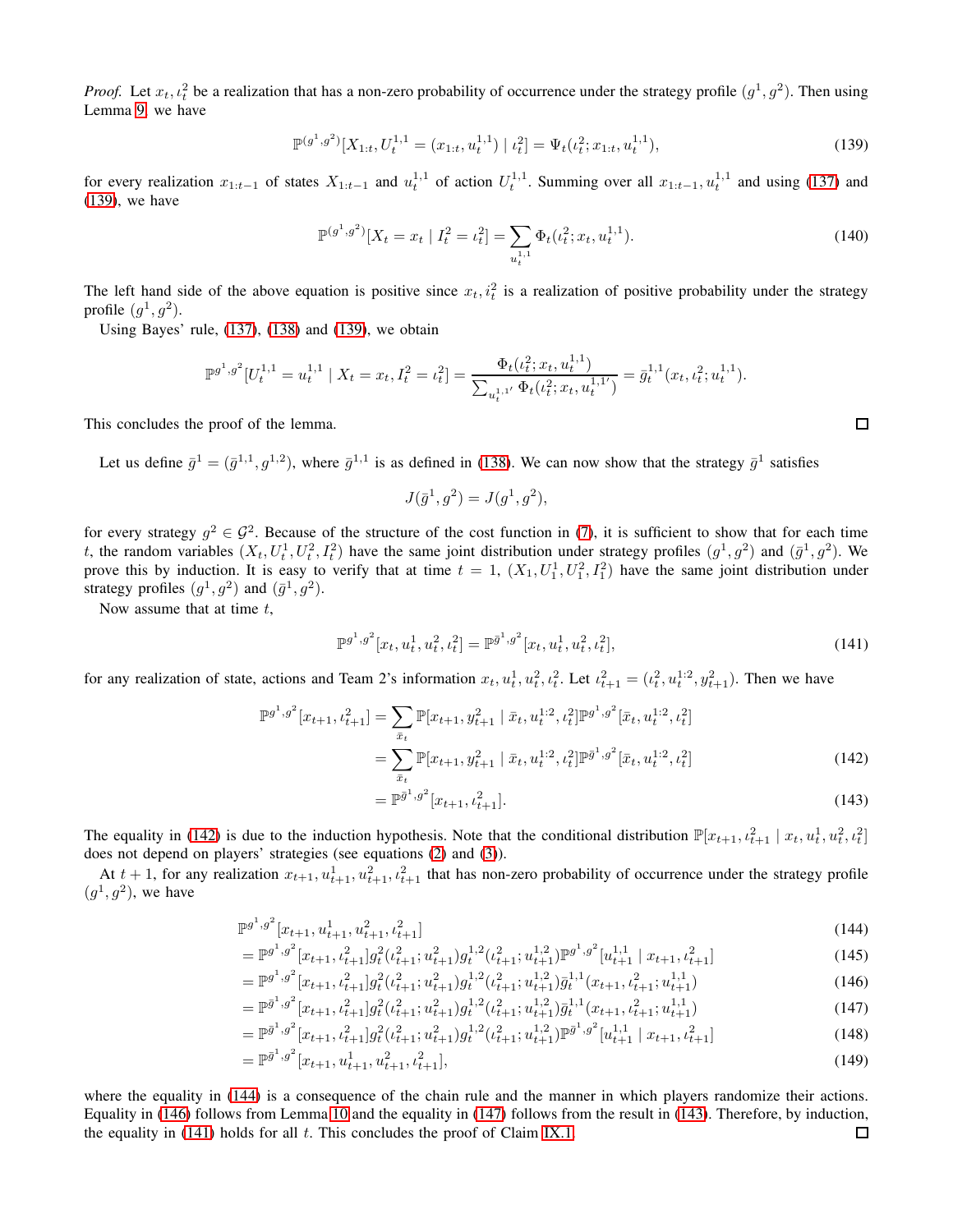*Proof.* Let $x_t, \iota_t^2$ be a realization that has a non-zero probability of occurrence under the strategy profile $(g^1, g^2)$. Then using Lemma 9, we have

$$\mathbb{P}^{(g^1,g^2)}[X_{1:t}, U_t^{1,1} = (x_{1:t}, u_t^{1,1}) \mid \iota_t^2] = \Psi_t(\iota_t^2; x_{1:t}, u_t^{1,1}), \tag{139}$$

for every realization $x_{1:t-1}$ of states $X_{1:t-1}$ and $u_t^{1,1}$ of action $U_t^{1,1}$. Summing over all $x_{1:t-1}, u_t^{1,1}$ and using (137) and (139), we have

$$\mathbb{P}^{(g^1,g^2)}[X_t = x_t \mid I_t^2 = \iota_t^2] = \sum_{u_t^{1,1}} \Phi_t(\iota_t^2; x_t, u_t^{1,1}). \tag{140}$$

The left hand side of the above equation is positive since $x_t, i_t^2$ is a realization of positive probability under the strategy profile $(g^1, g^2)$.

Using Bayes' rule, (137), (138) and (139), we obtain

$$\mathbb{P}^{g^1,g^2}[U_t^{1,1} = u_t^{1,1} \mid X_t = x_t, I_t^2 = \iota_t^2] = \frac{\Phi_t(\iota_t^2; x_t, u_t^{1,1})}{\sum_{u_t^{1,1'}} \Phi_t(\iota_t^2; x_t, u_t^{1,1'})} = \bar{g}_t^{1,1}(x_t, \iota_t^2; u_t^{1,1}).$$

This concludes the proof of the lemma. □

Let us define $\bar{g}^1 = (\bar{g}^{1,1}, g^{1,2})$, where $\bar{g}^{1,1}$ is as defined in (138). We can now show that the strategy $\bar{g}^1$ satisfies

$$J(\bar{g}^1, g^2) = J(g^1, g^2),$$

for every strategy $g^2 \in \mathcal{G}^2$. Because of the structure of the cost function in (7), it is sufficient to show that for each time $t$, the random variables $(X_t, U_t^1, U_t^2, I_t^2)$ have the same joint distribution under strategy profiles $(g^1, g^2)$ and $(\bar{g}^1, g^2)$. We prove this by induction. It is easy to verify that at time $t = 1$, $(X_1, U_1^1, U_1^2, I_1^2)$ have the same joint distribution under strategy profiles $(g^1, g^2)$ and $(\bar{g}^1, g^2)$.

Now assume that at time $t$,

$$\mathbb{P}^{g^1,g^2}[x_t, u_t^1, u_t^2, \iota_t^2] = \mathbb{P}^{\bar{g}^1,g^2}[x_t, u_t^1, u_t^2, \iota_t^2], \tag{141}$$

for any realization of state, actions and Team 2's information $x_t, u_t^1, u_t^2, \iota_t^2$. Let $\iota_{t+1}^2 = (\iota_t^2, u_t^{1:2}, y_{t+1}^2)$. Then we have

$$\begin{aligned}
\mathbb{P}^{g^1,g^2}[x_{t+1}, \iota_{t+1}^2] &= \sum_{\bar{x}_t} \mathbb{P}[x_{t+1}, y_{t+1}^2 \mid \bar{x}_t, u_t^{1:2}, \iota_t^2] \mathbb{P}^{g^1,g^2}[\bar{x}_t, u_t^{1:2}, \iota_t^2] \\
&= \sum_{\bar{x}_t} \mathbb{P}[x_{t+1}, y_{t+1}^2 \mid \bar{x}_t, u_t^{1:2}, \iota_t^2] \mathbb{P}^{\bar{g}^1,g^2}[\bar{x}_t, u_t^{1:2}, \iota_t^2] \qquad (142) \\
&= \mathbb{P}^{\bar{g}^1,g^2}[x_{t+1}, \iota_{t+1}^2]. \qquad (143)
\end{aligned}$$

The equality in (142) is due to the induction hypothesis. Note that the conditional distribution $\mathbb{P}[x_{t+1}, \iota_{t+1}^2 \mid x_t, u_t^1, u_t^2, \iota_t^2]$ does not depend on players' strategies (see equations (2) and (3)).

At $t+1$, for any realization $x_{t+1}, u_{t+1}^1, u_{t+1}^2, \iota_{t+1}^2$ that has non-zero probability of occurrence under the strategy profile $(g^1, g^2)$, we have

$$\begin{aligned}
&\mathbb{P}^{g^1,g^2}[x_{t+1}, u_{t+1}^1, u_{t+1}^2, \iota_{t+1}^2] && (144) \\
&= \mathbb{P}^{g^1,g^2}[x_{t+1}, \iota_{t+1}^2] g_t^2(\iota_{t+1}^2; u_{t+1}^2) g_t^{1,2}(\iota_{t+1}^2; u_{t+1}^{1,2}) \mathbb{P}^{g^1,g^2}[u_{t+1}^{1,1} \mid x_{t+1}, \iota_{t+1}^2] && (145) \\
&= \mathbb{P}^{g^1,g^2}[x_{t+1}, \iota_{t+1}^2] g_t^2(\iota_{t+1}^2; u_{t+1}^2) g_t^{1,2}(\iota_{t+1}^2; u_{t+1}^{1,2}) \bar{g}_t^{1,1}(x_{t+1}, \iota_{t+1}^2; u_{t+1}^{1,1}) && (146) \\
&= \mathbb{P}^{\bar{g}^1,g^2}[x_{t+1}, \iota_{t+1}^2] g_t^2(\iota_{t+1}^2; u_{t+1}^2) g_t^{1,2}(\iota_{t+1}^2; u_{t+1}^{1,2}) \bar{g}_t^{1,1}(x_{t+1}, \iota_{t+1}^2; u_{t+1}^{1,1}) && (147) \\
&= \mathbb{P}^{\bar{g}^1,g^2}[x_{t+1}, \iota_{t+1}^2] g_t^2(\iota_{t+1}^2; u_{t+1}^2) g_t^{1,2}(\iota_{t+1}^2; u_{t+1}^{1,2}) \mathbb{P}^{\bar{g}^1,g^2}[u_{t+1}^{1,1} \mid x_{t+1}, \iota_{t+1}^2] && (148) \\
&= \mathbb{P}^{\bar{g}^1,g^2}[x_{t+1}, u_{t+1}^1, u_{t+1}^2, \iota_{t+1}^2], && (149)
\end{aligned}$$

where the equality in (144) is a consequence of the chain rule and the manner in which players randomize their actions. Equality in (146) follows from Lemma 10 and the equality in (147) follows from the result in (143). Therefore, by induction, the equality in (141) holds for all $t$. This concludes the proof of Claim IX.1. □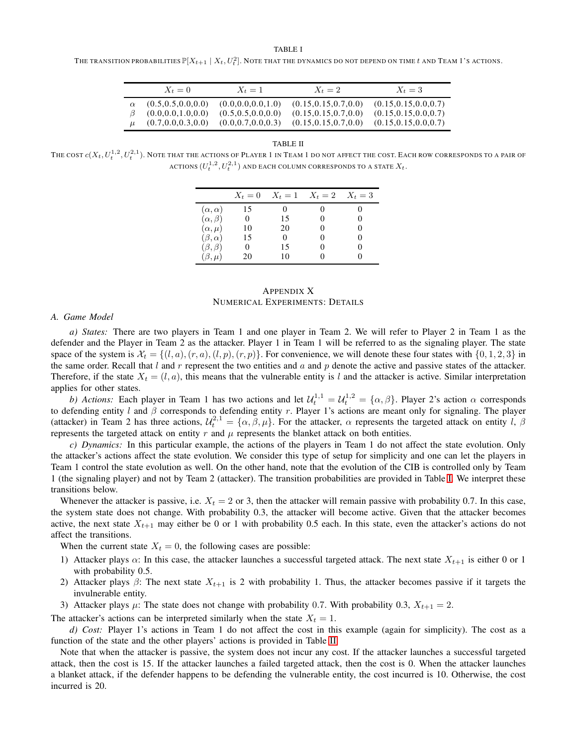TABLE I

THE TRANSITION PROBABILITIES $\mathbb{P}[X_{t+1} \mid X_t, U_t^2]$. NOTE THAT THE DYNAMICS DO NOT DEPEND ON TIME $t$ AND TEAM 1'S ACTIONS.

| | $X_t = 0$ | $X_t = 1$ | $X_t = 2$ | $X_t = 3$ |
|---|---|---|---|---|
| $\alpha$ | (0.5,0.5,0.0,0.0) | (0.0,0.0,0.0,1.0) | (0.15,0.15,0.7,0.0) | (0.15,0.15,0.0,0.7) |
| $\beta$ | (0.0,0.0,1.0,0.0) | (0.5,0.5,0.0,0.0) | (0.15,0.15,0.7,0.0) | (0.15,0.15,0.0,0.7) |
| $\mu$ | (0.7,0.0,0.3,0.0) | (0.0,0.7,0.0,0.3) | (0.15,0.15,0.7,0.0) | (0.15,0.15,0.0,0.7) |

TABLE II

THE COST $c(X_t, U_t^{1,2}, U_t^{2,1})$. NOTE THAT THE ACTIONS OF PLAYER 1 IN TEAM 1 DO NOT AFFECT THE COST. EACH ROW CORRESPONDS TO A PAIR OF ACTIONS $(U_t^{1,2}, U_t^{2,1})$ AND EACH COLUMN CORRESPONDS TO A STATE $X_t$.

| | $X_t = 0$ | $X_t = 1$ | $X_t = 2$ | $X_t = 3$ |
|---|---|---|---|---|
| $(\alpha, \alpha)$ | 15 | 0 | 0 | 0 |
| $(\alpha, \beta)$ | 0 | 15 | 0 | 0 |
| $(\alpha, \mu)$ | 10 | 20 | 0 | 0 |
| $(\beta, \alpha)$ | 15 | 0 | 0 | 0 |
| $(\beta, \beta)$ | 0 | 15 | 0 | 0 |
| $(\beta, \mu)$ | 20 | 10 | 0 | 0 |

# APPENDIX X
# NUMERICAL EXPERIMENTS: DETAILS

## A. Game Model

*a) States:* There are two players in Team 1 and one player in Team 2. We will refer to Player 2 in Team 1 as the defender and the Player in Team 2 as the attacker. Player 1 in Team 1 will be referred to as the signaling player. The state space of the system is $\mathcal{X}_t = \{(l, a), (r, a), (l, p), (r, p)\}$. For convenience, we will denote these four states with $\{0, 1, 2, 3\}$ in the same order. Recall that $l$ and $r$ represent the two entities and $a$ and $p$ denote the active and passive states of the attacker. Therefore, if the state $X_t = (l, a)$, this means that the vulnerable entity is $l$ and the attacker is active. Similar interpretation applies for other states.

*b) Actions:* Each player in Team 1 has two actions and let $\mathcal{U}_t^{1,1} = \mathcal{U}_t^{1,2} = \{\alpha, \beta\}$. Player 2's action $\alpha$ corresponds to defending entity $l$ and $\beta$ corresponds to defending entity $r$. Player 1's actions are meant only for signaling. The player (attacker) in Team 2 has three actions, $\mathcal{U}_t^{2,1} = \{\alpha, \beta, \mu\}$. For the attacker, $\alpha$ represents the targeted attack on entity $l$, $\beta$ represents the targeted attack on entity $r$ and $\mu$ represents the blanket attack on both entities.

*c) Dynamics:* In this particular example, the actions of the players in Team 1 do not affect the state evolution. Only the attacker's actions affect the state evolution. We consider this type of setup for simplicity and one can let the players in Team 1 control the state evolution as well. On the other hand, note that the evolution of the CIB is controlled only by Team 1 (the signaling player) and not by Team 2 (attacker). The transition probabilities are provided in Table I. We interpret these transitions below.

Whenever the attacker is passive, i.e. $X_t = 2$ or 3, then the attacker will remain passive with probability 0.7. In this case, the system state does not change. With probability 0.3, the attacker will become active. Given that the attacker becomes active, the next state $X_{t+1}$ may either be 0 or 1 with probability 0.5 each. In this state, even the attacker's actions do not affect the transitions.

When the current state $X_t = 0$, the following cases are possible:

1) Attacker plays $\alpha$: In this case, the attacker launches a successful targeted attack. The next state $X_{t+1}$ is either 0 or 1 with probability 0.5.
2) Attacker plays $\beta$: The next state $X_{t+1}$ is 2 with probability 1. Thus, the attacker becomes passive if it targets the invulnerable entity.
3) Attacker plays $\mu$: The state does not change with probability 0.7. With probability 0.3, $X_{t+1} = 2$.

The attacker's actions can be interpreted similarly when the state $X_t = 1$.

*d) Cost:* Player 1's actions in Team 1 do not affect the cost in this example (again for simplicity). The cost as a function of the state and the other players' actions is provided in Table II.

Note that when the attacker is passive, the system does not incur any cost. If the attacker launches a successful targeted attack, then the cost is 15. If the attacker launches a failed targeted attack, then the cost is 0. When the attacker launches a blanket attack, if the defender happens to be defending the vulnerable entity, the cost incurred is 10. Otherwise, the cost incurred is 20.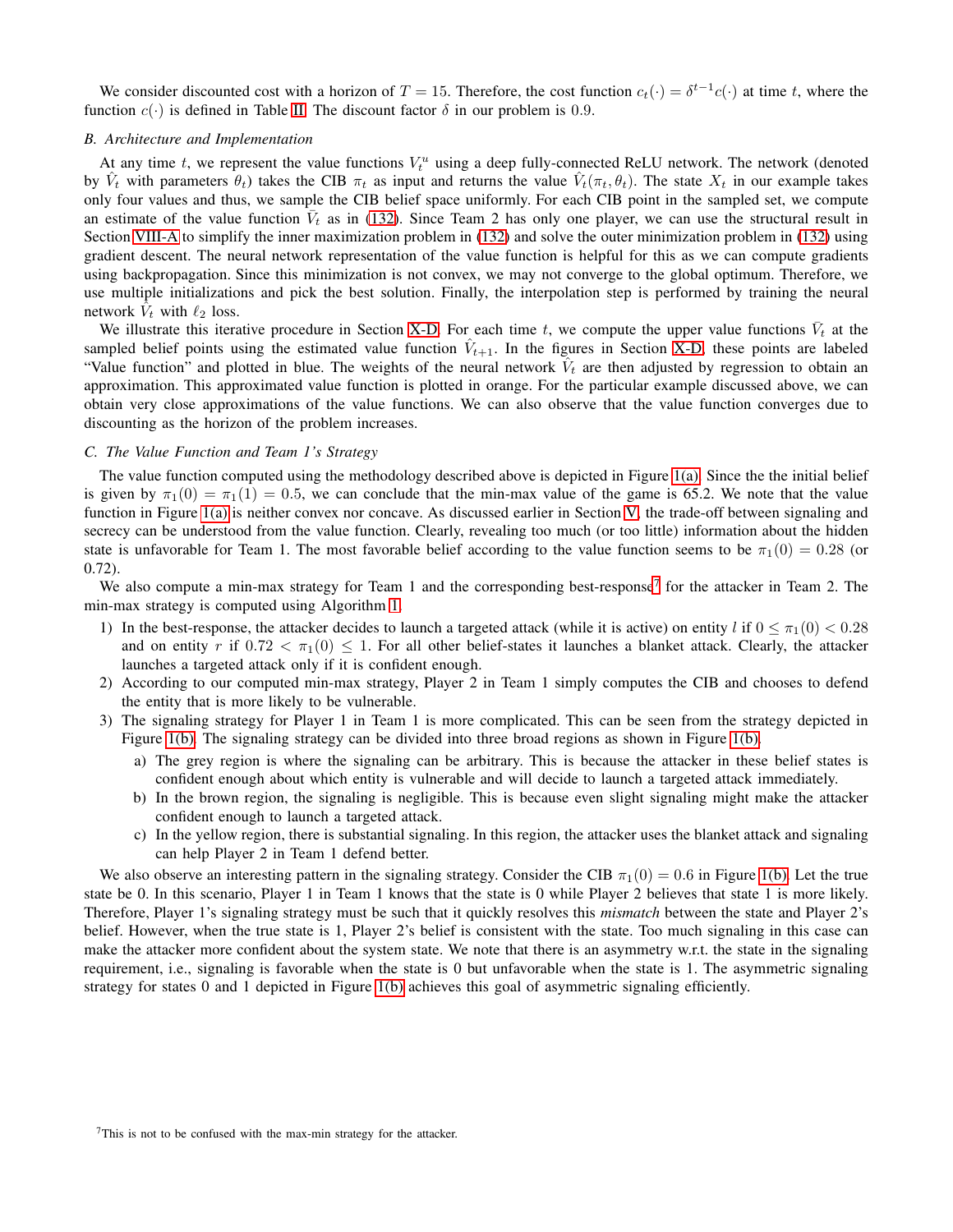We consider discounted cost with a horizon of $T = 15$. Therefore, the cost function $c_t(\cdot) = \delta^{t-1}c(\cdot)$ at time $t$, where the function $c(\cdot)$ is defined in Table II. The discount factor $\delta$ in our problem is 0.9.

### B. Architecture and Implementation

At any time $t$, we represent the value functions $V_t^u$ using a deep fully-connected ReLU network. The network (denoted by $\hat{V}_t$ with parameters $\theta_t$) takes the CIB $\pi_t$ as input and returns the value $\hat{V}_t(\pi_t, \theta_t)$. The state $X_t$ in our example takes only four values and thus, we sample the CIB belief space uniformly. For each CIB point in the sampled set, we compute an estimate of the value function $\bar{V}_t$ as in (132). Since Team 2 has only one player, we can use the structural result in Section VIII-A to simplify the inner maximization problem in (132) and solve the outer minimization problem in (132) using gradient descent. The neural network representation of the value function is helpful for this as we can compute gradients using backpropagation. Since this minimization is not convex, we may not converge to the global optimum. Therefore, we use multiple initializations and pick the best solution. Finally, the interpolation step is performed by training the neural network $\hat{V}_t$ with $\ell_2$ loss.

We illustrate this iterative procedure in Section X-D. For each time $t$, we compute the upper value functions $\bar{V}_t$ at the sampled belief points using the estimated value function $\hat{V}_{t+1}$. In the figures in Section X-D, these points are labeled "Value function" and plotted in blue. The weights of the neural network $\hat{V}_t$ are then adjusted by regression to obtain an approximation. This approximated value function is plotted in orange. For the particular example discussed above, we can obtain very close approximations of the value functions. We can also observe that the value function converges due to discounting as the horizon of the problem increases.

### C. The Value Function and Team 1's Strategy

The value function computed using the methodology described above is depicted in Figure 1(a). Since the the initial belief is given by $\pi_1(0) = \pi_1(1) = 0.5$, we can conclude that the min-max value of the game is 65.2. We note that the value function in Figure 1(a) is neither convex nor concave. As discussed earlier in Section V, the trade-off between signaling and secrecy can be understood from the value function. Clearly, revealing too much (or too little) information about the hidden state is unfavorable for Team 1. The most favorable belief according to the value function seems to be $\pi_1(0) = 0.28$ (or 0.72).

We also compute a min-max strategy for Team 1 and the corresponding best-response[7] for the attacker in Team 2. The min-max strategy is computed using Algorithm 1.

1) In the best-response, the attacker decides to launch a targeted attack (while it is active) on entity $l$ if $0 \leq \pi_1(0) < 0.28$ and on entity $r$ if $0.72 < \pi_1(0) \leq 1$. For all other belief-states it launches a blanket attack. Clearly, the attacker launches a targeted attack only if it is confident enough.
2) According to our computed min-max strategy, Player 2 in Team 1 simply computes the CIB and chooses to defend the entity that is more likely to be vulnerable.
3) The signaling strategy for Player 1 in Team 1 is more complicated. This can be seen from the strategy depicted in Figure 1(b). The signaling strategy can be divided into three broad regions as shown in Figure 1(b).
   a) The grey region is where the signaling can be arbitrary. This is because the attacker in these belief states is confident enough about which entity is vulnerable and will decide to launch a targeted attack immediately.
   b) In the brown region, the signaling is negligible. This is because even slight signaling might make the attacker confident enough to launch a targeted attack.
   c) In the yellow region, there is substantial signaling. In this region, the attacker uses the blanket attack and signaling can help Player 2 in Team 1 defend better.

We also observe an interesting pattern in the signaling strategy. Consider the CIB $\pi_1(0) = 0.6$ in Figure 1(b). Let the true state be 0. In this scenario, Player 1 in Team 1 knows that the state is 0 while Player 2 believes that state 1 is more likely. Therefore, Player 1's signaling strategy must be such that it quickly resolves this *mismatch* between the state and Player 2's belief. However, when the true state is 1, Player 2's belief is consistent with the state. Too much signaling in this case can make the attacker more confident about the system state. We note that there is an asymmetry w.r.t. the state in the signaling requirement, i.e., signaling is favorable when the state is 0 but unfavorable when the state is 1. The asymmetric signaling strategy for states 0 and 1 depicted in Figure 1(b) achieves this goal of asymmetric signaling efficiently.

[7] This is not to be confused with the max-min strategy for the attacker.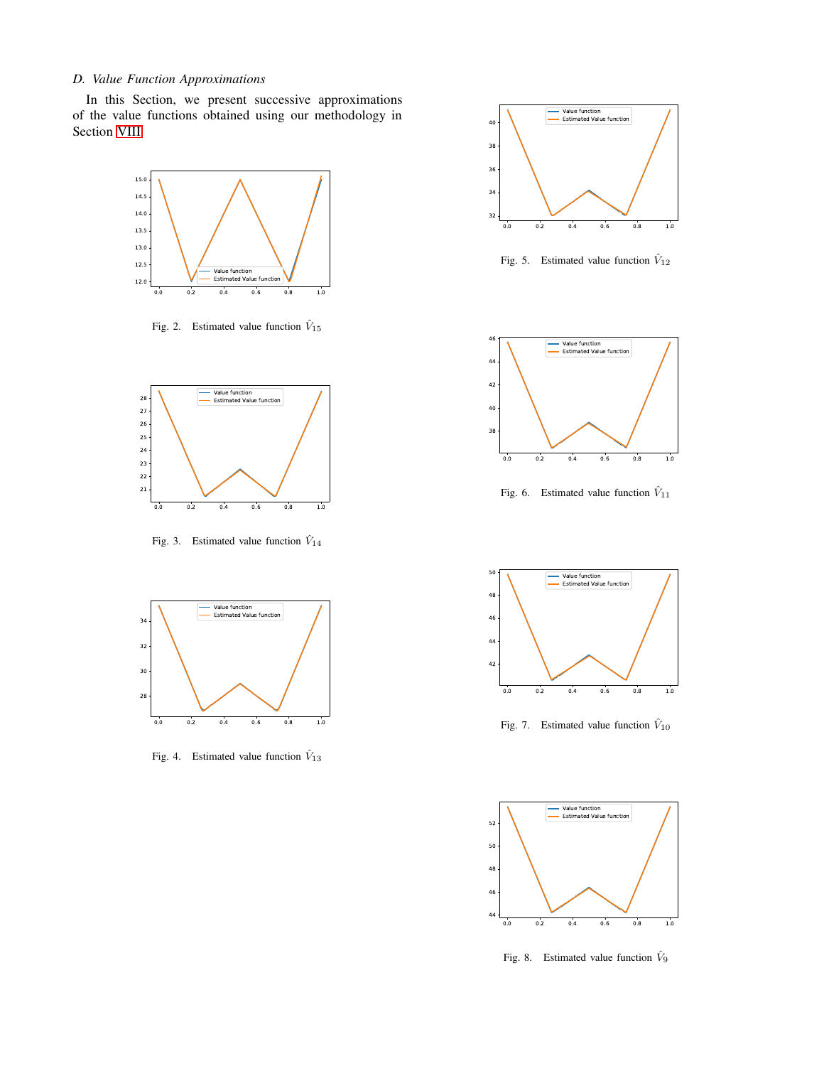### D. Value Function Approximations

In this Section, we present successive approximations of the value functions obtained using our methodology in Section VIII

Fig. 2. Estimated value function $\hat{V}_{15}$

Fig. 3. Estimated value function $\hat{V}_{14}$

Fig. 4. Estimated value function $\hat{V}_{13}$

Fig. 5. Estimated value function $\hat{V}_{12}$

Fig. 6. Estimated value function $\hat{V}_{11}$

Fig. 7. Estimated value function $\hat{V}_{10}$

Fig. 8. Estimated value function $\hat{V}_{9}$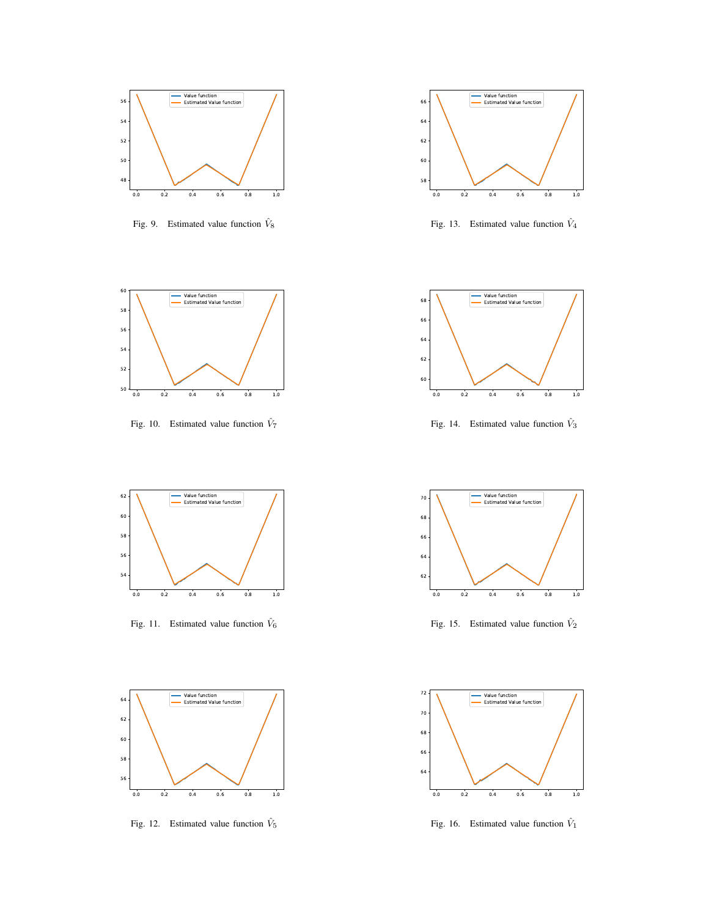Value function
Estimated Value function

56
54
52
50
48
0.0 0.2 0.4 0.6 0.8 1.0

Fig. 9. Estimated value function $\hat{V}_8$

Value function
Estimated Value function

60
58
56
54
52
50
0.0 0.2 0.4 0.6 0.8 1.0

Fig. 10. Estimated value function $\hat{V}_7$

Value function
Estimated Value function

62
60
58
56
54
0.0 0.2 0.4 0.6 0.8 1.0

Fig. 11. Estimated value function $\hat{V}_6$

Value function
Estimated Value function

64
62
60
58
56
0.0 0.2 0.4 0.6 0.8 1.0

Fig. 12. Estimated value function $\hat{V}_5$

Value function
Estimated Value function

66
64
62
60
58
0.0 0.2 0.4 0.6 0.8 1.0

Fig. 13. Estimated value function $\hat{V}_4$

Value function
Estimated Value function

68
66
64
62
60
0.0 0.2 0.4 0.6 0.8 1.0

Fig. 14. Estimated value function $\hat{V}_3$

Value function
Estimated Value function

70
68
66
64
62
0.0 0.2 0.4 0.6 0.8 1.0

Fig. 15. Estimated value function $\hat{V}_2$

Value function
Estimated Value function

72
70
68
66
64
0.0 0.2 0.4 0.6 0.8 1.0

Fig. 16. Estimated value function $\hat{V}_1$